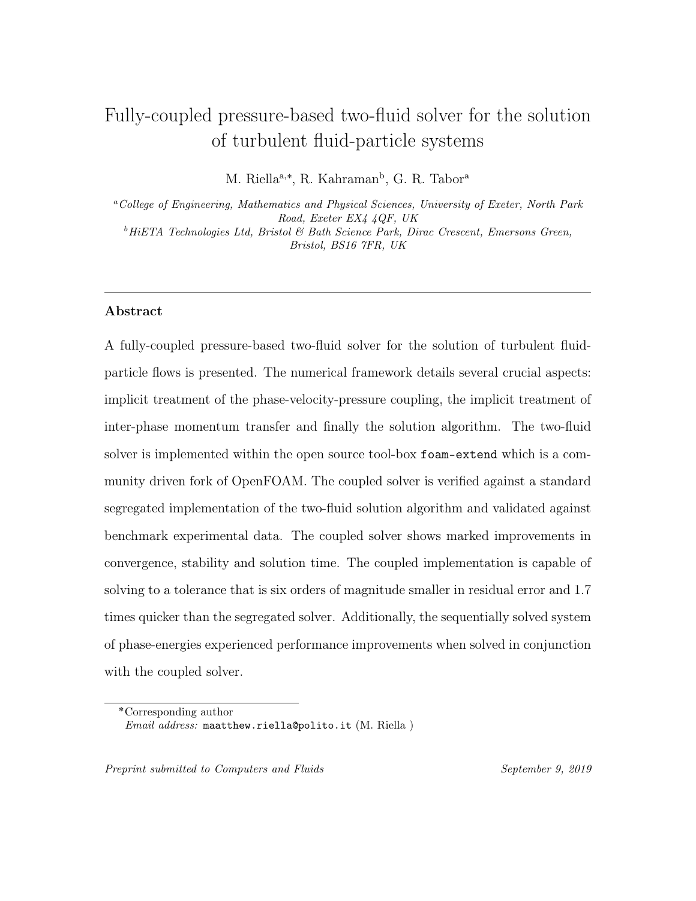# Fully-coupled pressure-based two-fluid solver for the solution of turbulent fluid-particle systems

M. Riella[a,*], R. Kahraman[b], G. R. Tabor[a]

[a] *College of Engineering, Mathematics and Physical Sciences, University of Exeter, North Park Road, Exeter EX4 4QF, UK*

[b] *HiETA Technologies Ltd, Bristol & Bath Science Park, Dirac Crescent, Emersons Green, Bristol, BS16 7FR, UK*

---

## Abstract

A fully-coupled pressure-based two-fluid solver for the solution of turbulent fluid-particle flows is presented. The numerical framework details several crucial aspects: implicit treatment of the phase-velocity-pressure coupling, the implicit treatment of inter-phase momentum transfer and finally the solution algorithm. The two-fluid solver is implemented within the open source tool-box `foam-extend` which is a community driven fork of OpenFOAM. The coupled solver is verified against a standard segregated implementation of the two-fluid solution algorithm and validated against benchmark experimental data. The coupled solver shows marked improvements in convergence, stability and solution time. The coupled implementation is capable of solving to a tolerance that is six orders of magnitude smaller in residual error and 1.7 times quicker than the segregated solver. Additionally, the sequentially solved system of phase-energies experienced performance improvements when solved in conjunction with the coupled solver.

---

*Corresponding author
*Email address:* `maatthew.riella@polito.it` (M. Riella )

*Preprint submitted to Computers and Fluids* — *September 9, 2019*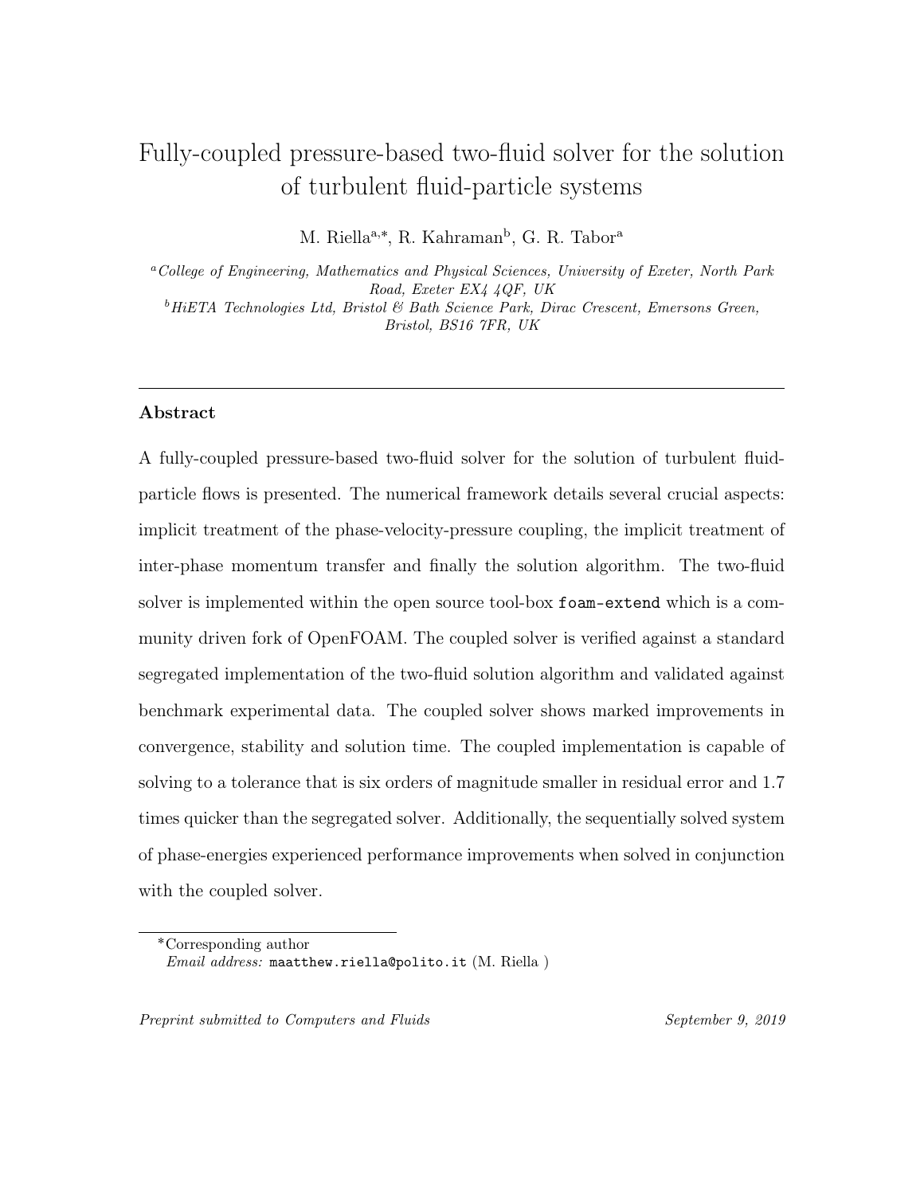# Fully-coupled pressure-based two-fluid solver for the solution of turbulent fluid-particle systems

M. Riella[a,*], R. Kahraman[b], G. R. Tabor[a]

[a] *College of Engineering, Mathematics and Physical Sciences, University of Exeter, North Park Road, Exeter EX4 4QF, UK*

[b] *HiETA Technologies Ltd, Bristol & Bath Science Park, Dirac Crescent, Emersons Green, Bristol, BS16 7FR, UK*

## Abstract

A fully-coupled pressure-based two-fluid solver for the solution of turbulent fluid-particle flows is presented. The numerical framework details several crucial aspects: implicit treatment of the phase-velocity-pressure coupling, the implicit treatment of inter-phase momentum transfer and finally the solution algorithm. The two-fluid solver is implemented within the open source tool-box `foam-extend` which is a community driven fork of OpenFOAM. The coupled solver is verified against a standard segregated implementation of the two-fluid solution algorithm and validated against benchmark experimental data. The coupled solver shows marked improvements in convergence, stability and solution time. The coupled implementation is capable of solving to a tolerance that is six orders of magnitude smaller in residual error and 1.7 times quicker than the segregated solver. Additionally, the sequentially solved system of phase-energies experienced performance improvements when solved in conjunction with the coupled solver.

*Corresponding author

*Email address:* `maatthew.riella@polito.it` (M. Riella )

*Preprint submitted to Computers and Fluids* *September 9, 2019*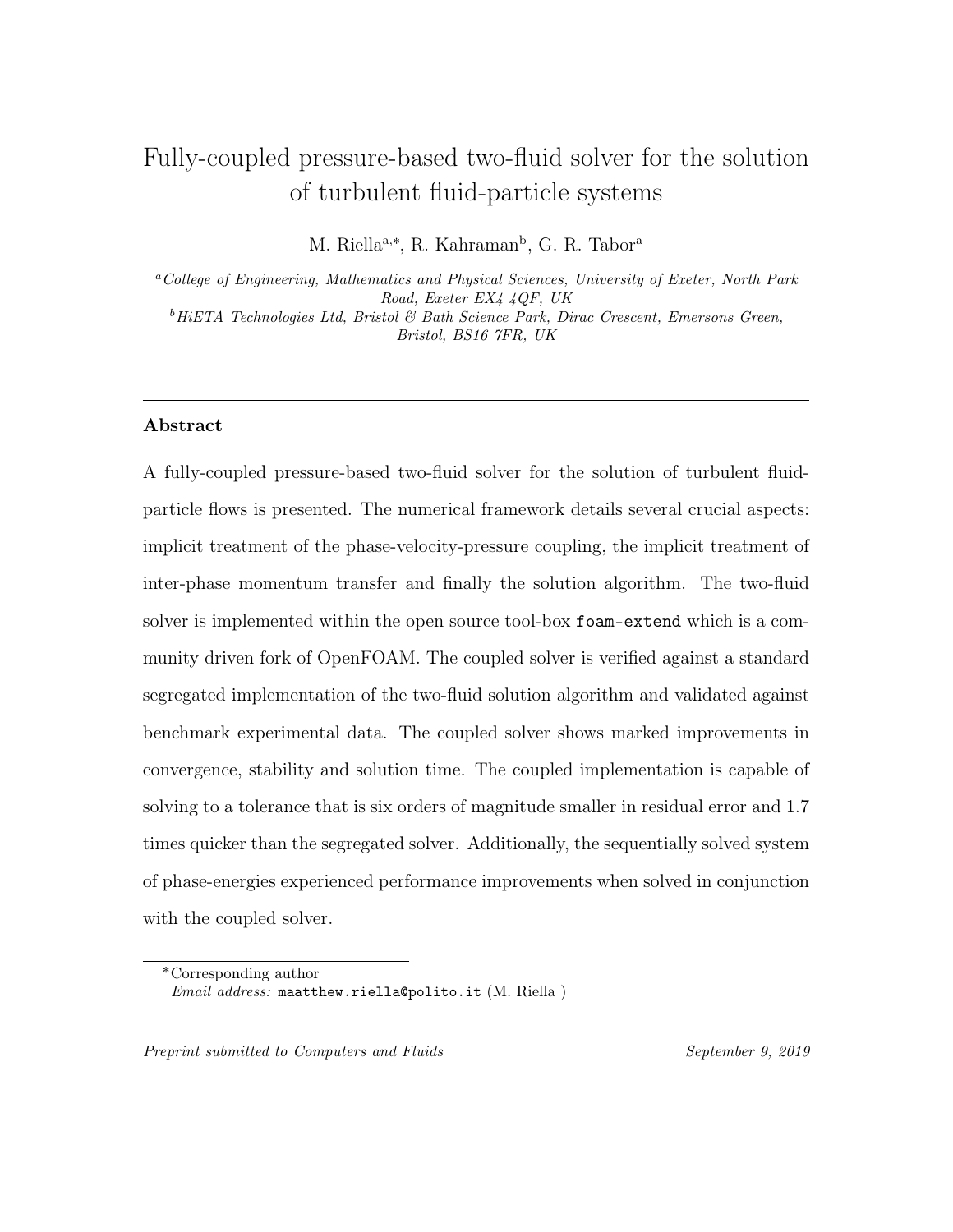# Fully-coupled pressure-based two-fluid solver for the solution of turbulent fluid-particle systems

M. Riella[a,*], R. Kahraman[b], G. R. Tabor[a]

[a] *College of Engineering, Mathematics and Physical Sciences, University of Exeter, North Park Road, Exeter EX4 4QF, UK*

[b] *HiETA Technologies Ltd, Bristol & Bath Science Park, Dirac Crescent, Emersons Green, Bristol, BS16 7FR, UK*

---

## Abstract

A fully-coupled pressure-based two-fluid solver for the solution of turbulent fluid-particle flows is presented. The numerical framework details several crucial aspects: implicit treatment of the phase-velocity-pressure coupling, the implicit treatment of inter-phase momentum transfer and finally the solution algorithm. The two-fluid solver is implemented within the open source tool-box `foam-extend` which is a community driven fork of OpenFOAM. The coupled solver is verified against a standard segregated implementation of the two-fluid solution algorithm and validated against benchmark experimental data. The coupled solver shows marked improvements in convergence, stability and solution time. The coupled implementation is capable of solving to a tolerance that is six orders of magnitude smaller in residual error and 1.7 times quicker than the segregated solver. Additionally, the sequentially solved system of phase-energies experienced performance improvements when solved in conjunction with the coupled solver.

---

*Corresponding author
*Email address:* `maatthew.riella@polito.it` (M. Riella )

*Preprint submitted to Computers and Fluids* — *September 9, 2019*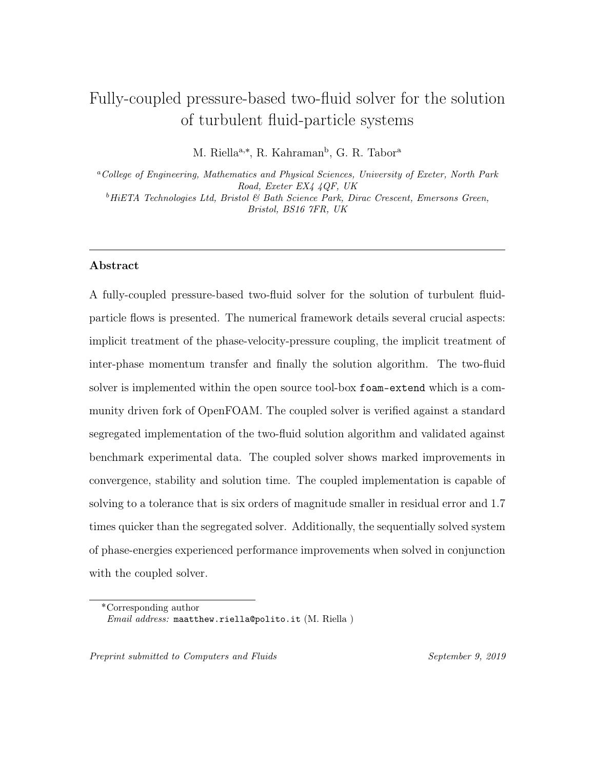# Fully-coupled pressure-based two-fluid solver for the solution of turbulent fluid-particle systems

M. Riella[a,*], R. Kahraman[b], G. R. Tabor[a]

[a]*College of Engineering, Mathematics and Physical Sciences, University of Exeter, North Park Road, Exeter EX4 4QF, UK*

[b]*HiETA Technologies Ltd, Bristol & Bath Science Park, Dirac Crescent, Emersons Green, Bristol, BS16 7FR, UK*

---

## Abstract

A fully-coupled pressure-based two-fluid solver for the solution of turbulent fluid-particle flows is presented. The numerical framework details several crucial aspects: implicit treatment of the phase-velocity-pressure coupling, the implicit treatment of inter-phase momentum transfer and finally the solution algorithm. The two-fluid solver is implemented within the open source tool-box `foam-extend` which is a community driven fork of OpenFOAM. The coupled solver is verified against a standard segregated implementation of the two-fluid solution algorithm and validated against benchmark experimental data. The coupled solver shows marked improvements in convergence, stability and solution time. The coupled implementation is capable of solving to a tolerance that is six orders of magnitude smaller in residual error and 1.7 times quicker than the segregated solver. Additionally, the sequentially solved system of phase-energies experienced performance improvements when solved in conjunction with the coupled solver.

---

*Corresponding author
*Email address:* `maatthew.riella@polito.it` (M. Riella )

*Preprint submitted to Computers and Fluids* *September 9, 2019*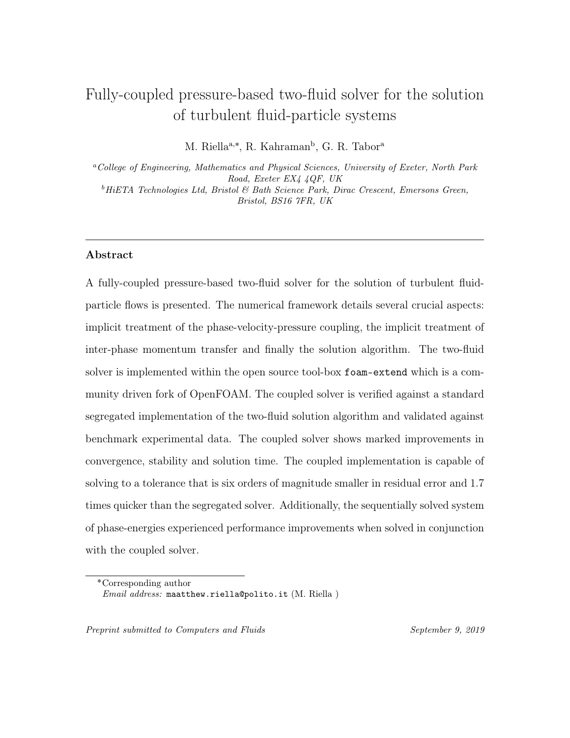# Fully-coupled pressure-based two-fluid solver for the solution of turbulent fluid-particle systems

M. Riella[a,*], R. Kahraman[b], G. R. Tabor[a]

[a] *College of Engineering, Mathematics and Physical Sciences, University of Exeter, North Park Road, Exeter EX4 4QF, UK*

[b] *HiETA Technologies Ltd, Bristol & Bath Science Park, Dirac Crescent, Emersons Green, Bristol, BS16 7FR, UK*

---

## Abstract

A fully-coupled pressure-based two-fluid solver for the solution of turbulent fluid-particle flows is presented. The numerical framework details several crucial aspects: implicit treatment of the phase-velocity-pressure coupling, the implicit treatment of inter-phase momentum transfer and finally the solution algorithm. The two-fluid solver is implemented within the open source tool-box `foam-extend` which is a community driven fork of OpenFOAM. The coupled solver is verified against a standard segregated implementation of the two-fluid solution algorithm and validated against benchmark experimental data. The coupled solver shows marked improvements in convergence, stability and solution time. The coupled implementation is capable of solving to a tolerance that is six orders of magnitude smaller in residual error and 1.7 times quicker than the segregated solver. Additionally, the sequentially solved system of phase-energies experienced performance improvements when solved in conjunction with the coupled solver.

---

*Corresponding author

*Email address:* `maatthew.riella@polito.it` (M. Riella )

*Preprint submitted to Computers and Fluids* — *September 9, 2019*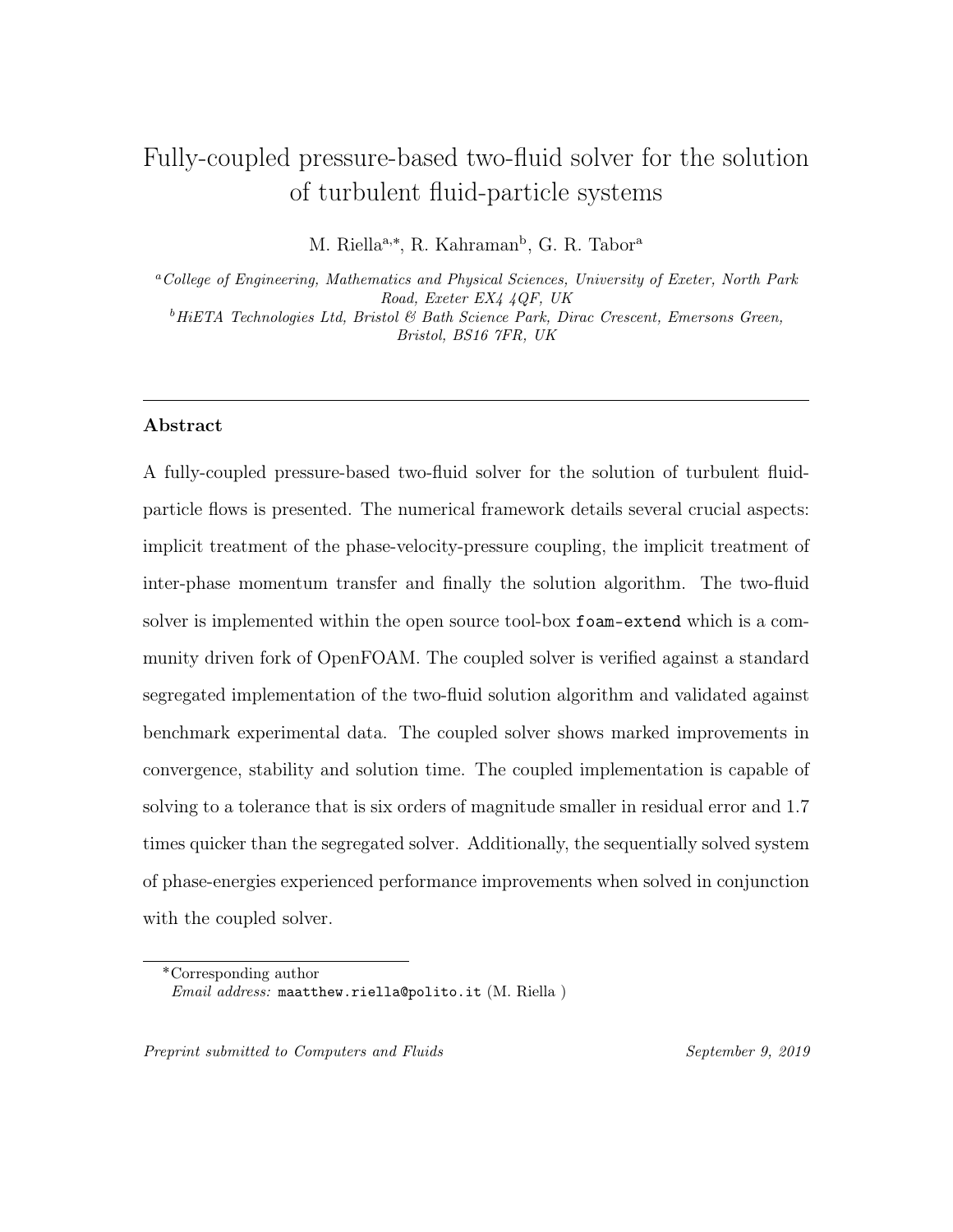# Fully-coupled pressure-based two-fluid solver for the solution of turbulent fluid-particle systems

M. Riella[a,*], R. Kahraman[b], G. R. Tabor[a]

[a] *College of Engineering, Mathematics and Physical Sciences, University of Exeter, North Park Road, Exeter EX4 4QF, UK*

[b] *HiETA Technologies Ltd, Bristol & Bath Science Park, Dirac Crescent, Emersons Green, Bristol, BS16 7FR, UK*

---

## Abstract

A fully-coupled pressure-based two-fluid solver for the solution of turbulent fluid-particle flows is presented. The numerical framework details several crucial aspects: implicit treatment of the phase-velocity-pressure coupling, the implicit treatment of inter-phase momentum transfer and finally the solution algorithm. The two-fluid solver is implemented within the open source tool-box `foam-extend` which is a community driven fork of OpenFOAM. The coupled solver is verified against a standard segregated implementation of the two-fluid solution algorithm and validated against benchmark experimental data. The coupled solver shows marked improvements in convergence, stability and solution time. The coupled implementation is capable of solving to a tolerance that is six orders of magnitude smaller in residual error and 1.7 times quicker than the segregated solver. Additionally, the sequentially solved system of phase-energies experienced performance improvements when solved in conjunction with the coupled solver.

---

*Corresponding author
*Email address:* `maatthew.riella@polito.it` (M. Riella )

*Preprint submitted to Computers and Fluids* — *September 9, 2019*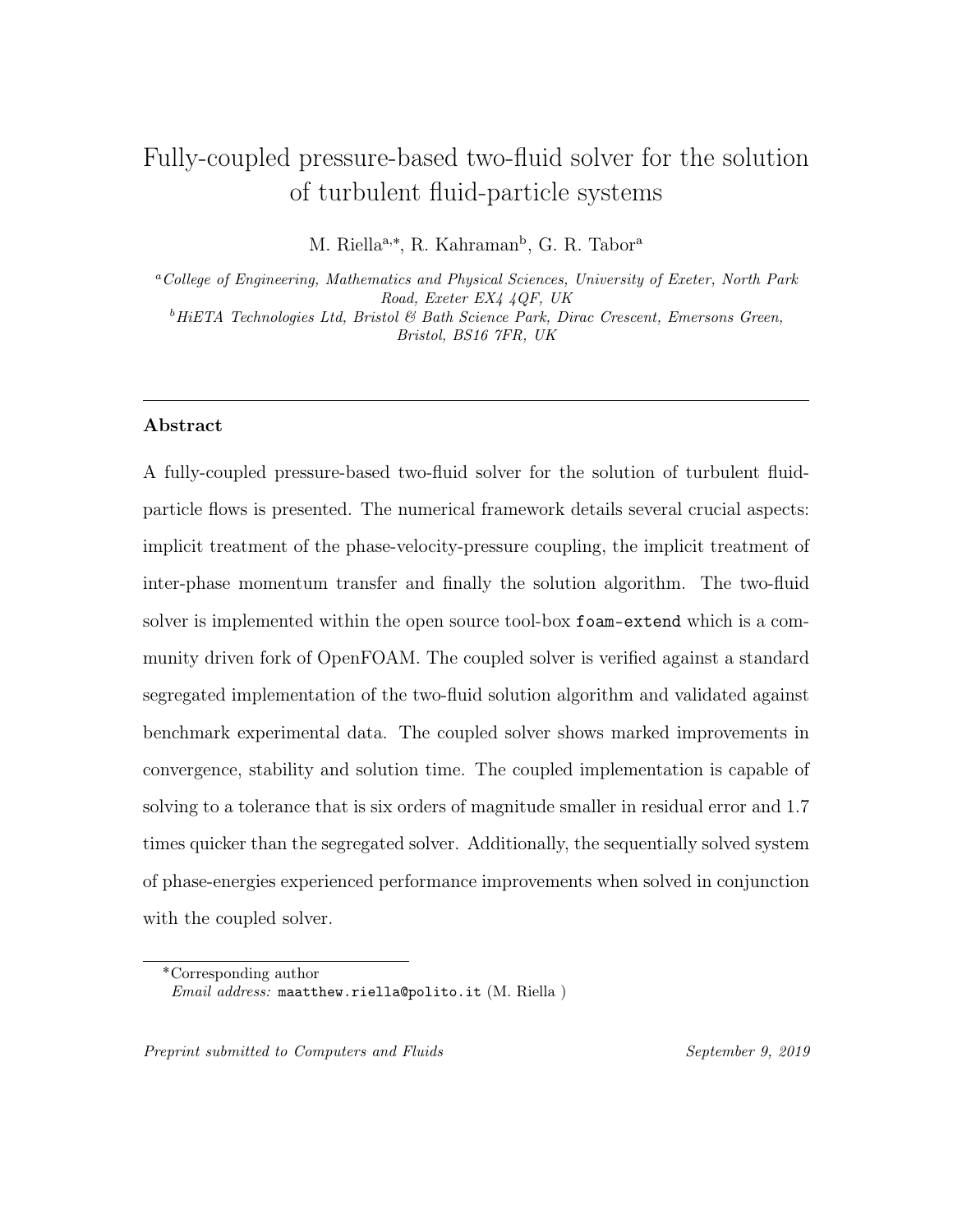# Fully-coupled pressure-based two-fluid solver for the solution of turbulent fluid-particle systems

M. Riella[a,*], R. Kahraman[b], G. R. Tabor[a]

[a] *College of Engineering, Mathematics and Physical Sciences, University of Exeter, North Park Road, Exeter EX4 4QF, UK*

[b] *HiETA Technologies Ltd, Bristol & Bath Science Park, Dirac Crescent, Emersons Green, Bristol, BS16 7FR, UK*

---

## Abstract

A fully-coupled pressure-based two-fluid solver for the solution of turbulent fluid-particle flows is presented. The numerical framework details several crucial aspects: implicit treatment of the phase-velocity-pressure coupling, the implicit treatment of inter-phase momentum transfer and finally the solution algorithm. The two-fluid solver is implemented within the open source tool-box `foam-extend` which is a community driven fork of OpenFOAM. The coupled solver is verified against a standard segregated implementation of the two-fluid solution algorithm and validated against benchmark experimental data. The coupled solver shows marked improvements in convergence, stability and solution time. The coupled implementation is capable of solving to a tolerance that is six orders of magnitude smaller in residual error and 1.7 times quicker than the segregated solver. Additionally, the sequentially solved system of phase-energies experienced performance improvements when solved in conjunction with the coupled solver.

---

*Corresponding author

*Email address:* `maatthew.riella@polito.it` (M. Riella )

*Preprint submitted to Computers and Fluids* September 9, 2019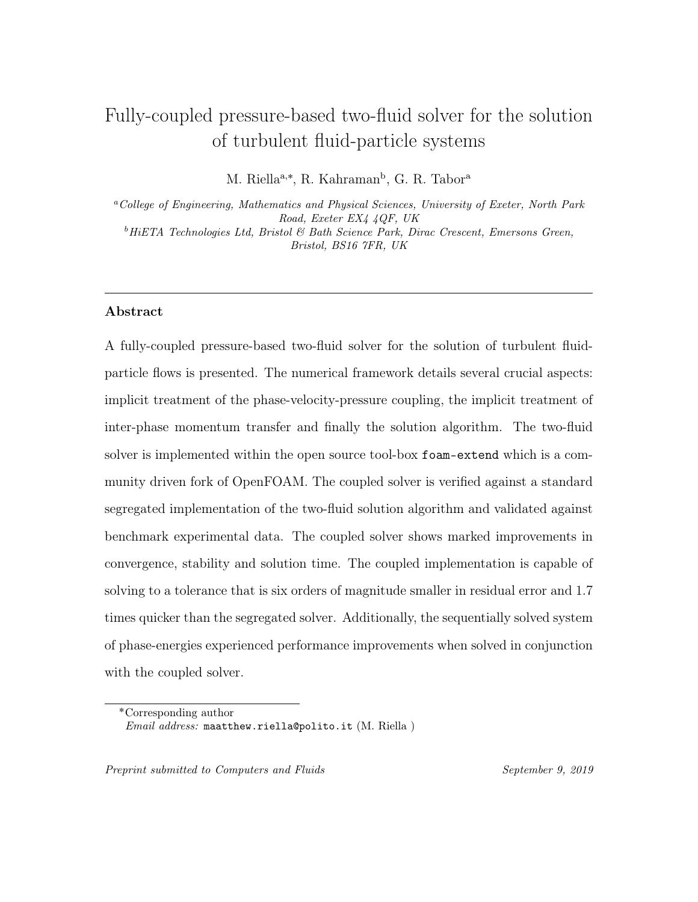# Fully-coupled pressure-based two-fluid solver for the solution of turbulent fluid-particle systems

M. Riella[a,*], R. Kahraman[b], G. R. Tabor[a]

[a] *College of Engineering, Mathematics and Physical Sciences, University of Exeter, North Park Road, Exeter EX4 4QF, UK*

[b] *HiETA Technologies Ltd, Bristol & Bath Science Park, Dirac Crescent, Emersons Green, Bristol, BS16 7FR, UK*

---

## Abstract

A fully-coupled pressure-based two-fluid solver for the solution of turbulent fluid-particle flows is presented. The numerical framework details several crucial aspects: implicit treatment of the phase-velocity-pressure coupling, the implicit treatment of inter-phase momentum transfer and finally the solution algorithm. The two-fluid solver is implemented within the open source tool-box `foam-extend` which is a community driven fork of OpenFOAM. The coupled solver is verified against a standard segregated implementation of the two-fluid solution algorithm and validated against benchmark experimental data. The coupled solver shows marked improvements in convergence, stability and solution time. The coupled implementation is capable of solving to a tolerance that is six orders of magnitude smaller in residual error and 1.7 times quicker than the segregated solver. Additionally, the sequentially solved system of phase-energies experienced performance improvements when solved in conjunction with the coupled solver.

---

*Corresponding author

*Email address:* `maatthew.riella@polito.it` (M. Riella )

*Preprint submitted to Computers and Fluids* September 9, 2019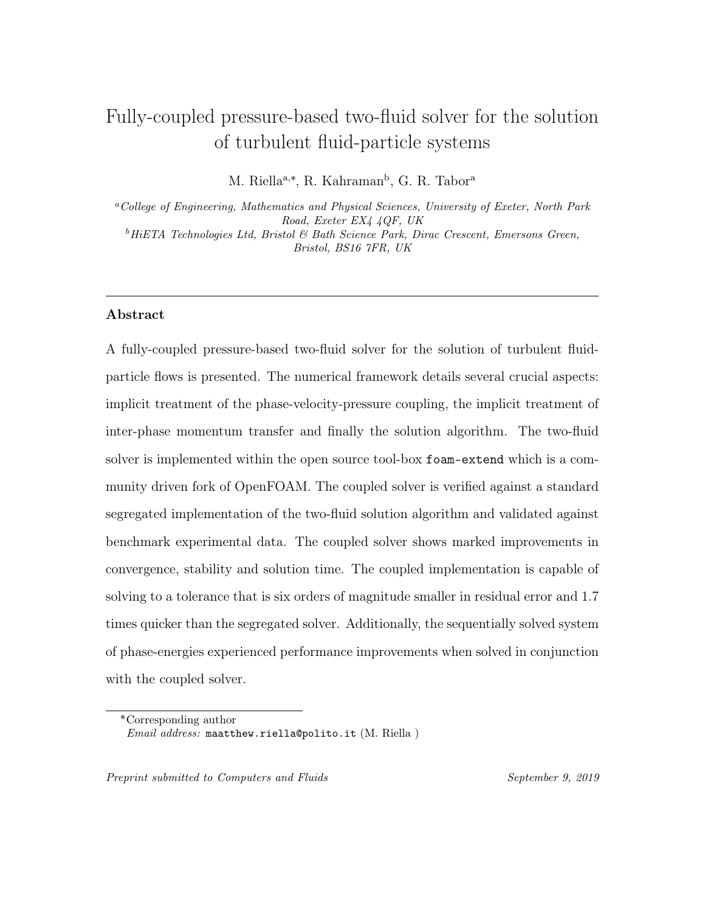# Fully-coupled pressure-based two-fluid solver for the solution of turbulent fluid-particle systems

M. Riella[a,*], R. Kahraman[b], G. R. Tabor[a]

[a] *College of Engineering, Mathematics and Physical Sciences, University of Exeter, North Park Road, Exeter EX4 4QF, UK*

[b] *HiETA Technologies Ltd, Bristol & Bath Science Park, Dirac Crescent, Emersons Green, Bristol, BS16 7FR, UK*

---

## Abstract

A fully-coupled pressure-based two-fluid solver for the solution of turbulent fluid-particle flows is presented. The numerical framework details several crucial aspects: implicit treatment of the phase-velocity-pressure coupling, the implicit treatment of inter-phase momentum transfer and finally the solution algorithm. The two-fluid solver is implemented within the open source tool-box `foam-extend` which is a community driven fork of OpenFOAM. The coupled solver is verified against a standard segregated implementation of the two-fluid solution algorithm and validated against benchmark experimental data. The coupled solver shows marked improvements in convergence, stability and solution time. The coupled implementation is capable of solving to a tolerance that is six orders of magnitude smaller in residual error and 1.7 times quicker than the segregated solver. Additionally, the sequentially solved system of phase-energies experienced performance improvements when solved in conjunction with the coupled solver.

---

*Corresponding author
*Email address:* `maatthew.riella@polito.it` (M. Riella )

*Preprint submitted to Computers and Fluids* — *September 9, 2019*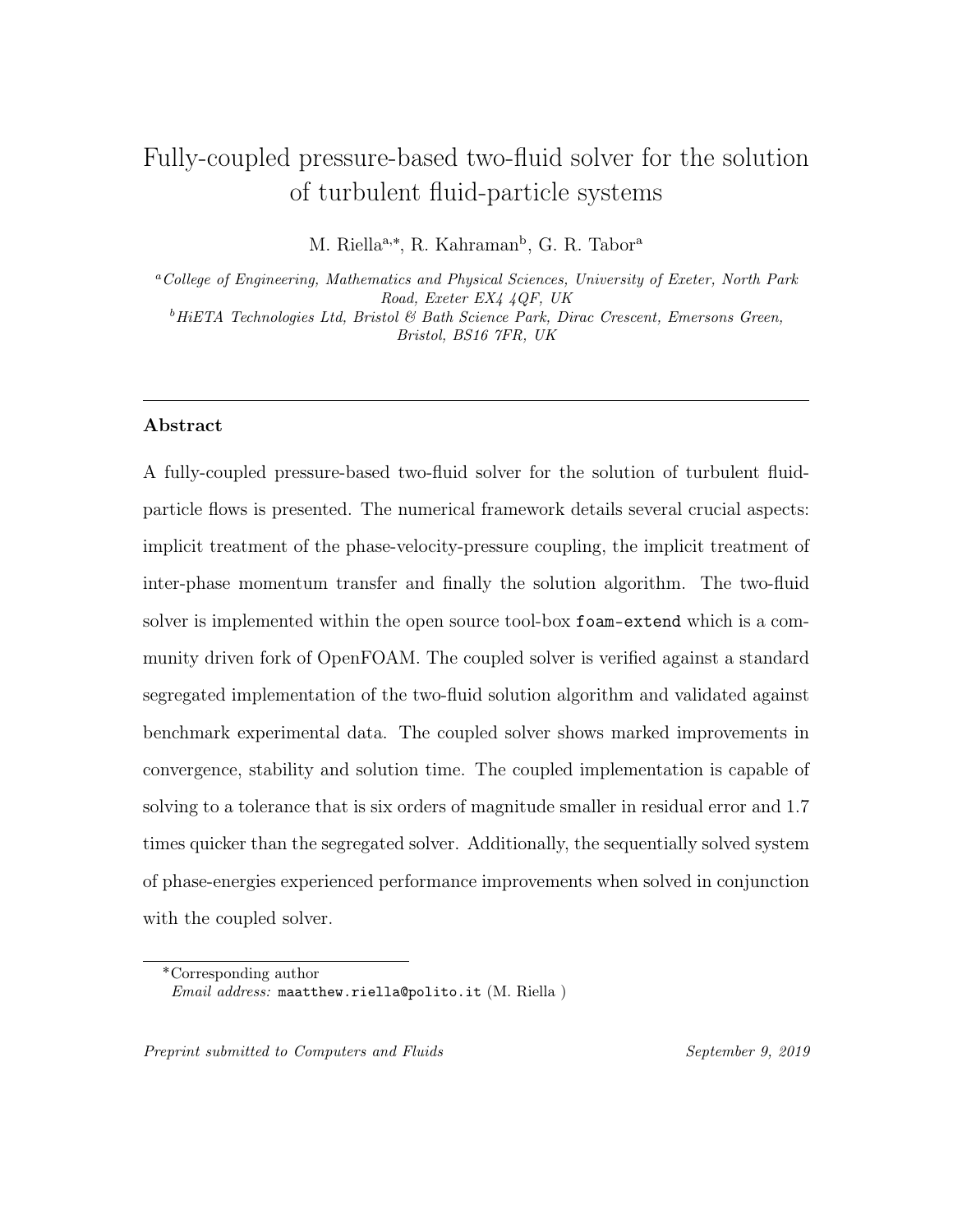# Fully-coupled pressure-based two-fluid solver for the solution of turbulent fluid-particle systems

M. Riella[a,*], R. Kahraman[b], G. R. Tabor[a]

[a] *College of Engineering, Mathematics and Physical Sciences, University of Exeter, North Park Road, Exeter EX4 4QF, UK*

[b] *HiETA Technologies Ltd, Bristol & Bath Science Park, Dirac Crescent, Emersons Green, Bristol, BS16 7FR, UK*

---

## Abstract

A fully-coupled pressure-based two-fluid solver for the solution of turbulent fluid-particle flows is presented. The numerical framework details several crucial aspects: implicit treatment of the phase-velocity-pressure coupling, the implicit treatment of inter-phase momentum transfer and finally the solution algorithm. The two-fluid solver is implemented within the open source tool-box `foam-extend` which is a community driven fork of OpenFOAM. The coupled solver is verified against a standard segregated implementation of the two-fluid solution algorithm and validated against benchmark experimental data. The coupled solver shows marked improvements in convergence, stability and solution time. The coupled implementation is capable of solving to a tolerance that is six orders of magnitude smaller in residual error and 1.7 times quicker than the segregated solver. Additionally, the sequentially solved system of phase-energies experienced performance improvements when solved in conjunction with the coupled solver.

---

*Corresponding author
*Email address:* `maatthew.riella@polito.it` (M. Riella )

*Preprint submitted to Computers and Fluids* September 9, 2019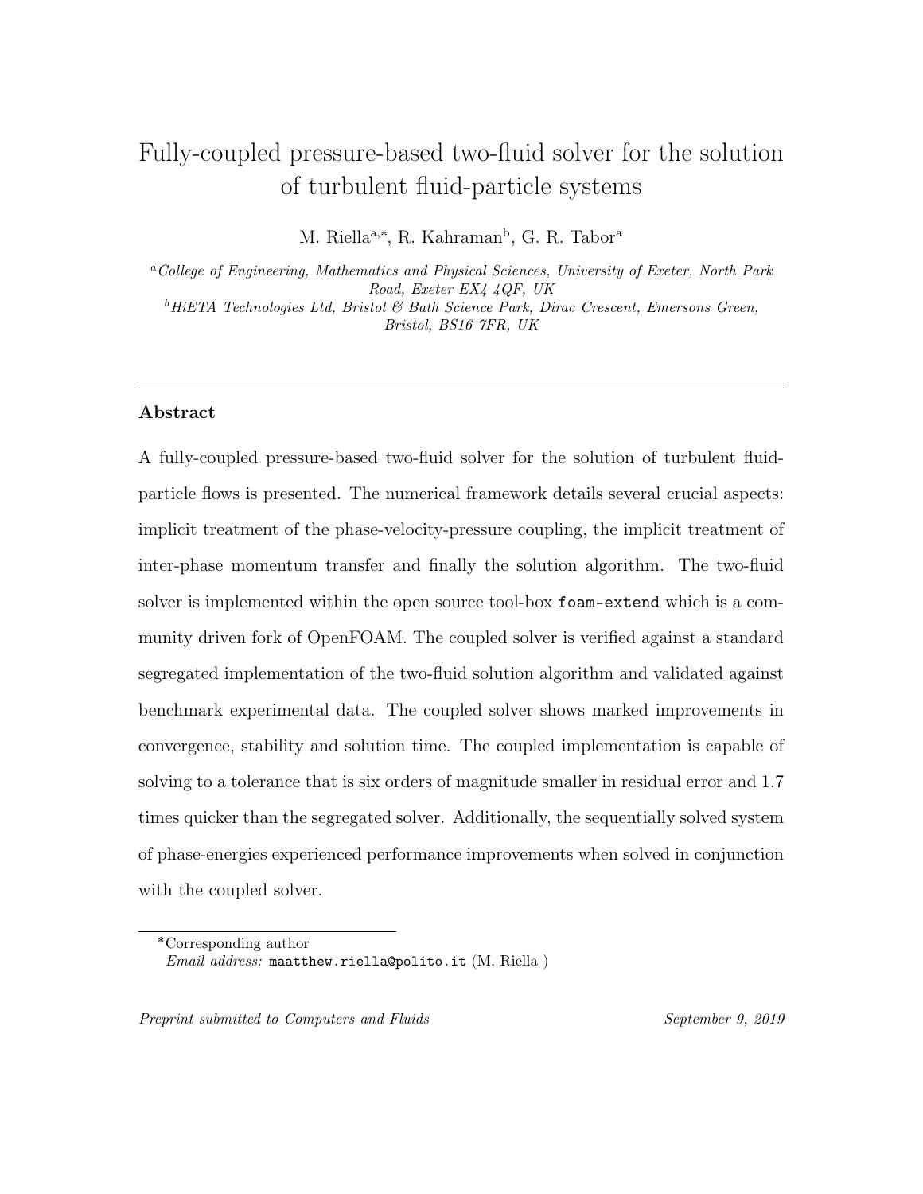# Fully-coupled pressure-based two-fluid solver for the solution of turbulent fluid-particle systems

M. Riella[a,*], R. Kahraman[b], G. R. Tabor[a]

[a] *College of Engineering, Mathematics and Physical Sciences, University of Exeter, North Park Road, Exeter EX4 4QF, UK*

[b] *HiETA Technologies Ltd, Bristol & Bath Science Park, Dirac Crescent, Emersons Green, Bristol, BS16 7FR, UK*

---

## Abstract

A fully-coupled pressure-based two-fluid solver for the solution of turbulent fluid-particle flows is presented. The numerical framework details several crucial aspects: implicit treatment of the phase-velocity-pressure coupling, the implicit treatment of inter-phase momentum transfer and finally the solution algorithm. The two-fluid solver is implemented within the open source tool-box `foam-extend` which is a community driven fork of OpenFOAM. The coupled solver is verified against a standard segregated implementation of the two-fluid solution algorithm and validated against benchmark experimental data. The coupled solver shows marked improvements in convergence, stability and solution time. The coupled implementation is capable of solving to a tolerance that is six orders of magnitude smaller in residual error and 1.7 times quicker than the segregated solver. Additionally, the sequentially solved system of phase-energies experienced performance improvements when solved in conjunction with the coupled solver.

---

*Corresponding author
*Email address:* `maatthew.riella@polito.it` (M. Riella )

*Preprint submitted to Computers and Fluids* — *September 9, 2019*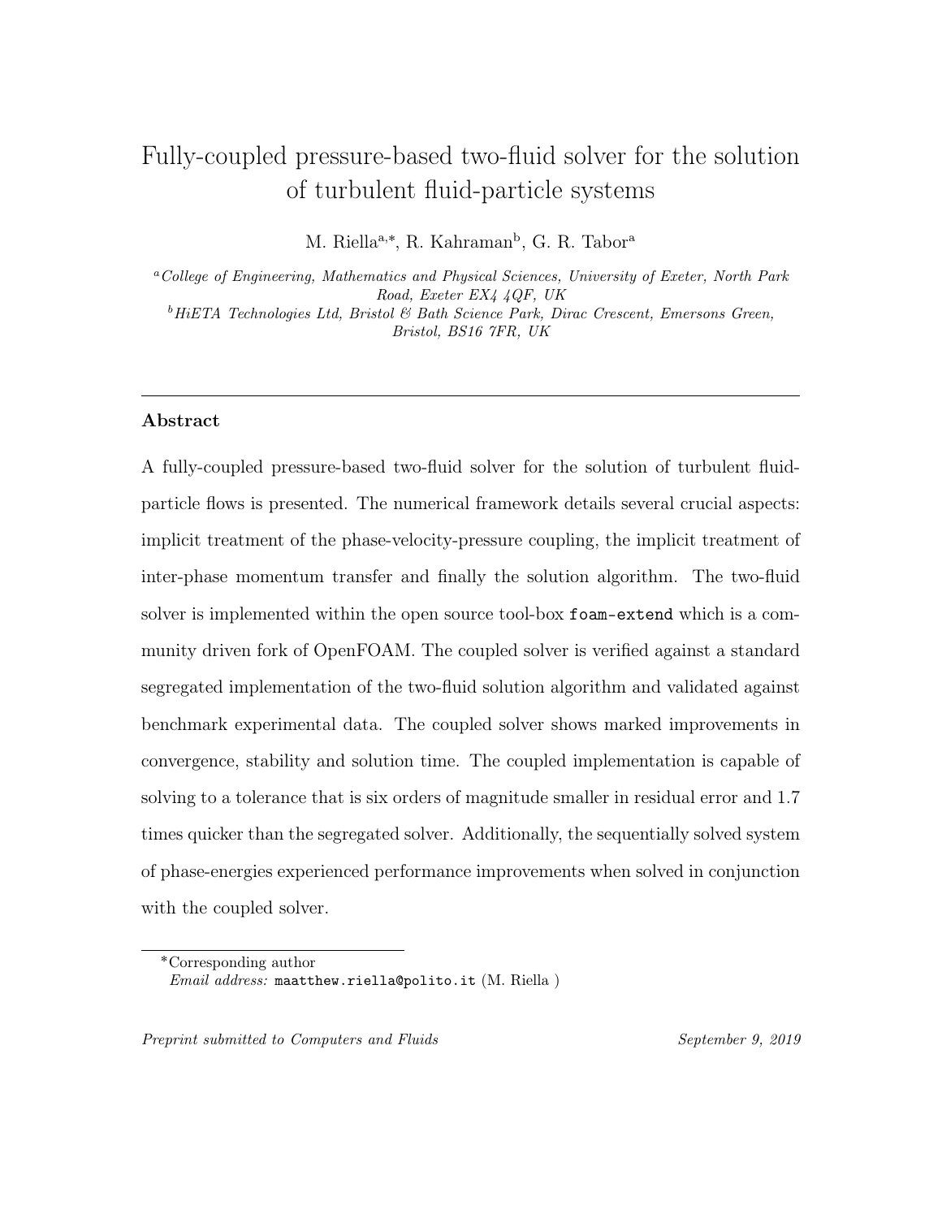# Fully-coupled pressure-based two-fluid solver for the solution of turbulent fluid-particle systems

M. Riella[a,*], R. Kahraman[b], G. R. Tabor[a]

[a]*College of Engineering, Mathematics and Physical Sciences, University of Exeter, North Park Road, Exeter EX4 4QF, UK*

[b]*HiETA Technologies Ltd, Bristol & Bath Science Park, Dirac Crescent, Emersons Green, Bristol, BS16 7FR, UK*

---

## Abstract

A fully-coupled pressure-based two-fluid solver for the solution of turbulent fluid-particle flows is presented. The numerical framework details several crucial aspects: implicit treatment of the phase-velocity-pressure coupling, the implicit treatment of inter-phase momentum transfer and finally the solution algorithm. The two-fluid solver is implemented within the open source tool-box `foam-extend` which is a community driven fork of OpenFOAM. The coupled solver is verified against a standard segregated implementation of the two-fluid solution algorithm and validated against benchmark experimental data. The coupled solver shows marked improvements in convergence, stability and solution time. The coupled implementation is capable of solving to a tolerance that is six orders of magnitude smaller in residual error and 1.7 times quicker than the segregated solver. Additionally, the sequentially solved system of phase-energies experienced performance improvements when solved in conjunction with the coupled solver.

---

*Corresponding author

*Email address:* `maatthew.riella@polito.it` (M. Riella )

*Preprint submitted to Computers and Fluids* — *September 9, 2019*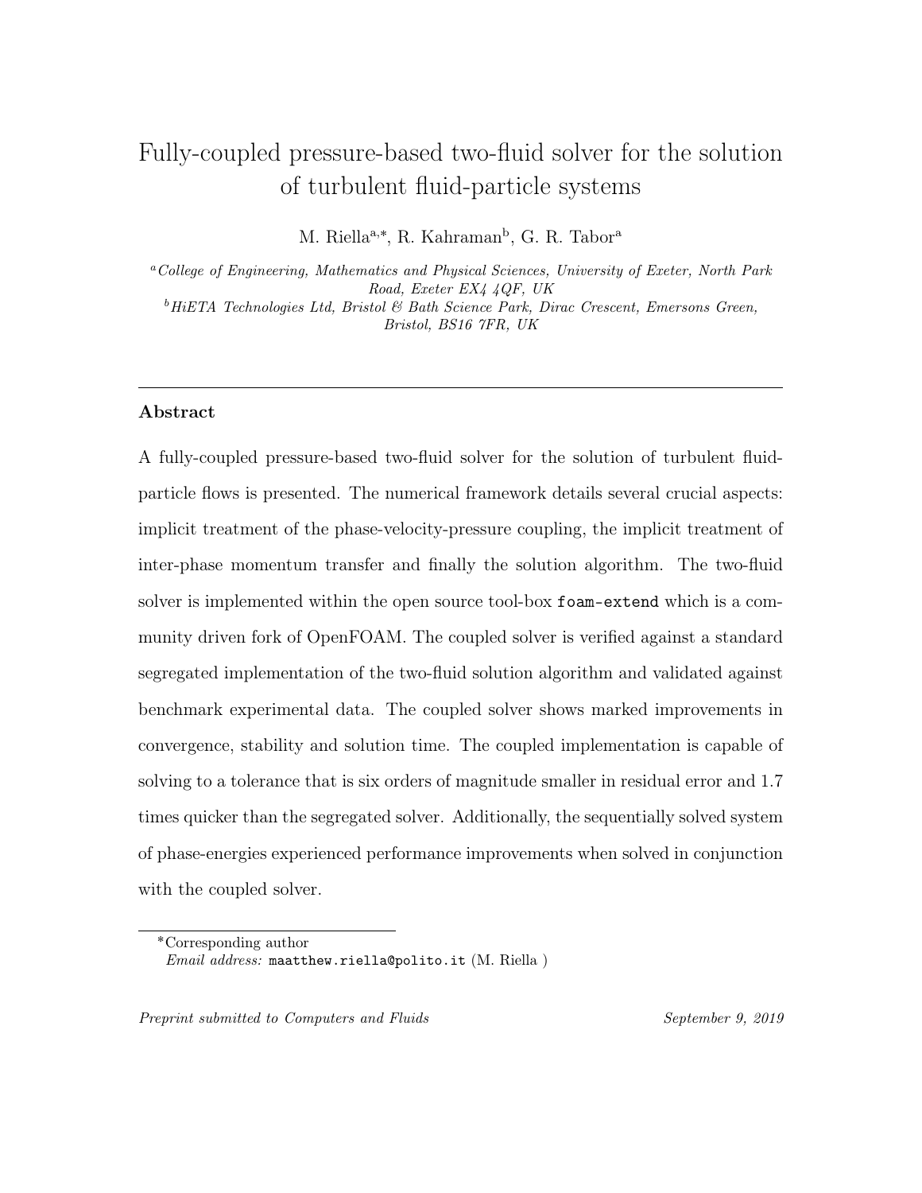# Fully-coupled pressure-based two-fluid solver for the solution of turbulent fluid-particle systems

M. Riella[a,*], R. Kahraman[b], G. R. Tabor[a]

[a] *College of Engineering, Mathematics and Physical Sciences, University of Exeter, North Park Road, Exeter EX4 4QF, UK*

[b] *HiETA Technologies Ltd, Bristol & Bath Science Park, Dirac Crescent, Emersons Green, Bristol, BS16 7FR, UK*

---

## Abstract

A fully-coupled pressure-based two-fluid solver for the solution of turbulent fluid-particle flows is presented. The numerical framework details several crucial aspects: implicit treatment of the phase-velocity-pressure coupling, the implicit treatment of inter-phase momentum transfer and finally the solution algorithm. The two-fluid solver is implemented within the open source tool-box `foam-extend` which is a community driven fork of OpenFOAM. The coupled solver is verified against a standard segregated implementation of the two-fluid solution algorithm and validated against benchmark experimental data. The coupled solver shows marked improvements in convergence, stability and solution time. The coupled implementation is capable of solving to a tolerance that is six orders of magnitude smaller in residual error and 1.7 times quicker than the segregated solver. Additionally, the sequentially solved system of phase-energies experienced performance improvements when solved in conjunction with the coupled solver.

---

*Corresponding author

*Email address:* `maatthew.riella@polito.it` (M. Riella )

*Preprint submitted to Computers and Fluids* September 9, 2019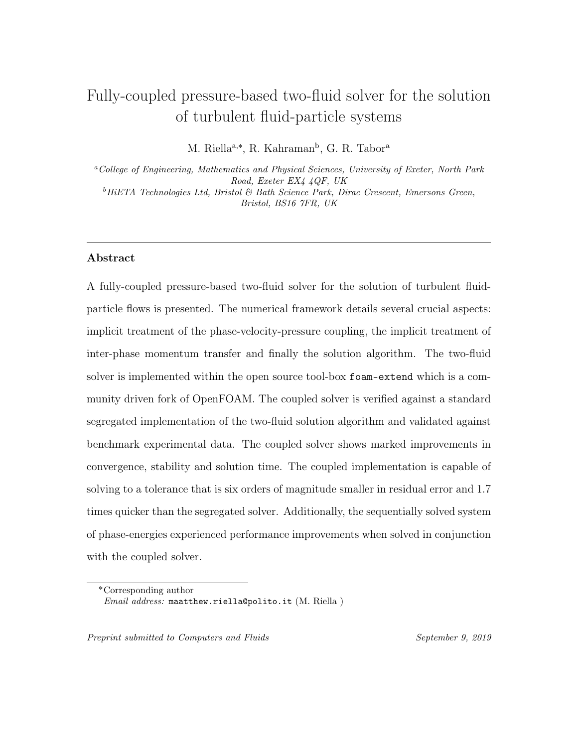# Fully-coupled pressure-based two-fluid solver for the solution of turbulent fluid-particle systems

M. Riella[a,*], R. Kahraman[b], G. R. Tabor[a]

[a]*College of Engineering, Mathematics and Physical Sciences, University of Exeter, North Park Road, Exeter EX4 4QF, UK*

[b]*HiETA Technologies Ltd, Bristol & Bath Science Park, Dirac Crescent, Emersons Green, Bristol, BS16 7FR, UK*

---

## Abstract

A fully-coupled pressure-based two-fluid solver for the solution of turbulent fluid-particle flows is presented. The numerical framework details several crucial aspects: implicit treatment of the phase-velocity-pressure coupling, the implicit treatment of inter-phase momentum transfer and finally the solution algorithm. The two-fluid solver is implemented within the open source tool-box `foam-extend` which is a community driven fork of OpenFOAM. The coupled solver is verified against a standard segregated implementation of the two-fluid solution algorithm and validated against benchmark experimental data. The coupled solver shows marked improvements in convergence, stability and solution time. The coupled implementation is capable of solving to a tolerance that is six orders of magnitude smaller in residual error and 1.7 times quicker than the segregated solver. Additionally, the sequentially solved system of phase-energies experienced performance improvements when solved in conjunction with the coupled solver.

---

*Corresponding author

*Email address:* `maatthew.riella@polito.it` (M. Riella )

*Preprint submitted to Computers and Fluids* September 9, 2019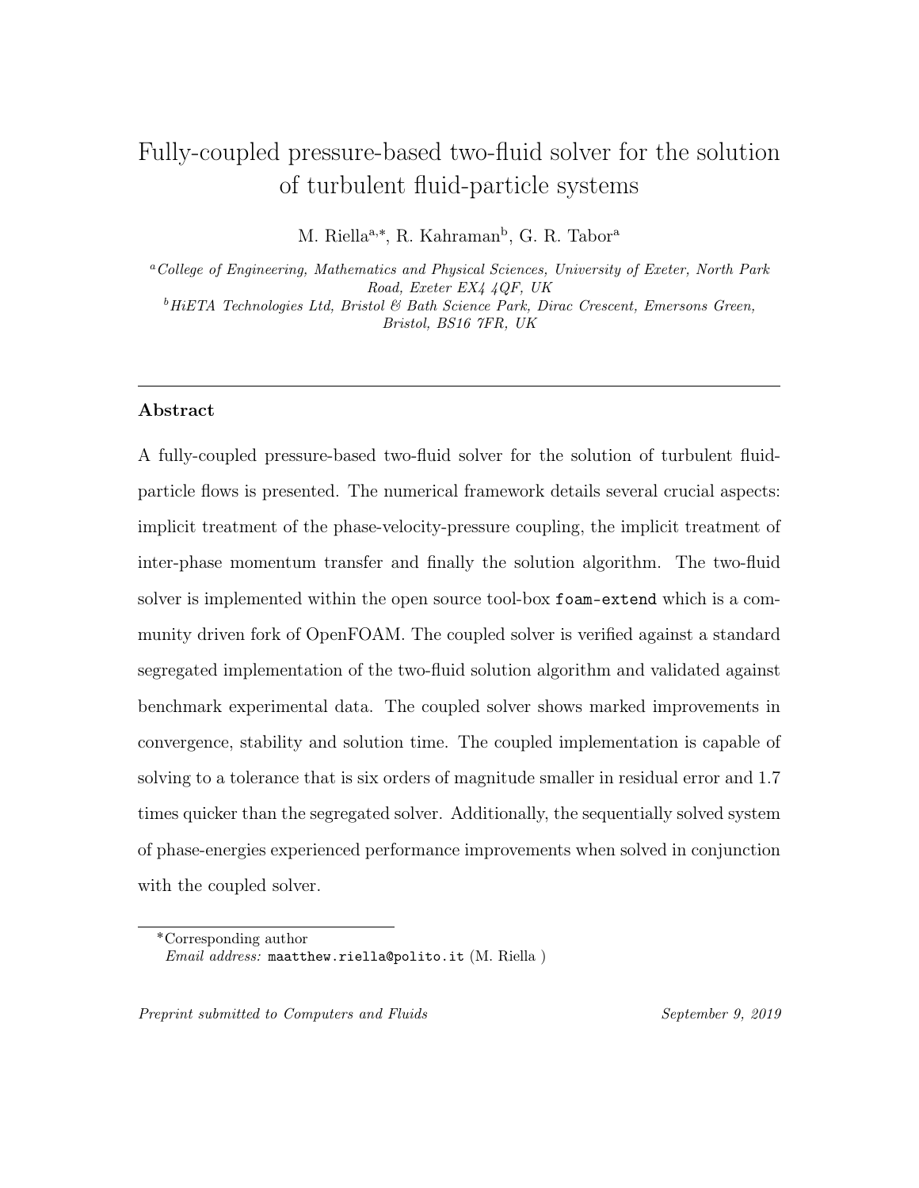# Fully-coupled pressure-based two-fluid solver for the solution of turbulent fluid-particle systems

M. Riella[a,*], R. Kahraman[b], G. R. Tabor[a]

[a] *College of Engineering, Mathematics and Physical Sciences, University of Exeter, North Park Road, Exeter EX4 4QF, UK*

[b] *HiETA Technologies Ltd, Bristol & Bath Science Park, Dirac Crescent, Emersons Green, Bristol, BS16 7FR, UK*

---

## Abstract

A fully-coupled pressure-based two-fluid solver for the solution of turbulent fluid-particle flows is presented. The numerical framework details several crucial aspects: implicit treatment of the phase-velocity-pressure coupling, the implicit treatment of inter-phase momentum transfer and finally the solution algorithm. The two-fluid solver is implemented within the open source tool-box `foam-extend` which is a community driven fork of OpenFOAM. The coupled solver is verified against a standard segregated implementation of the two-fluid solution algorithm and validated against benchmark experimental data. The coupled solver shows marked improvements in convergence, stability and solution time. The coupled implementation is capable of solving to a tolerance that is six orders of magnitude smaller in residual error and 1.7 times quicker than the segregated solver. Additionally, the sequentially solved system of phase-energies experienced performance improvements when solved in conjunction with the coupled solver.

---

*Corresponding author

*Email address:* `maatthew.riella@polito.it` (M. Riella )

*Preprint submitted to Computers and Fluids* — *September 9, 2019*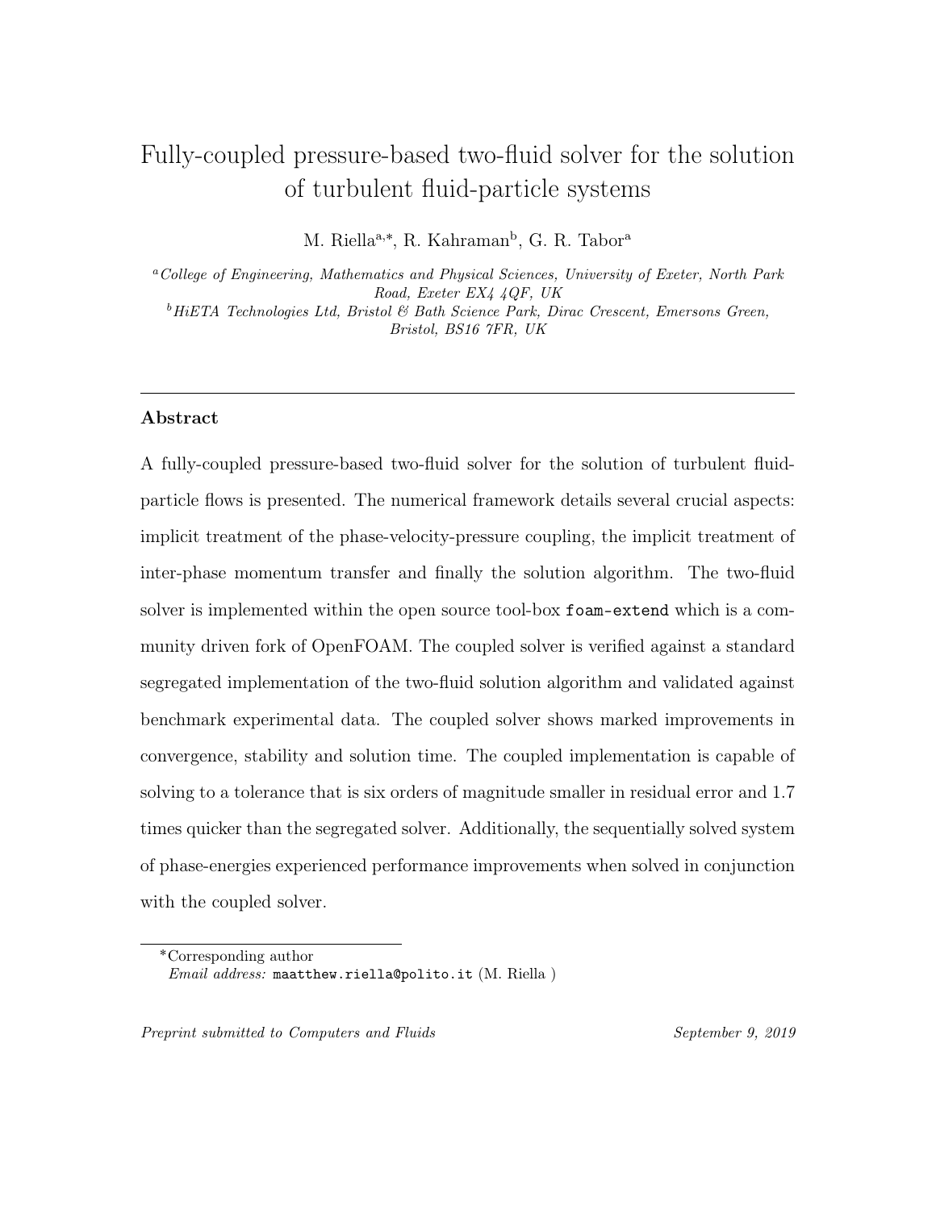# Fully-coupled pressure-based two-fluid solver for the solution of turbulent fluid-particle systems

M. Riella[a,*], R. Kahraman[b], G. R. Tabor[a]

[a]*College of Engineering, Mathematics and Physical Sciences, University of Exeter, North Park Road, Exeter EX4 4QF, UK*

[b]*HiETA Technologies Ltd, Bristol & Bath Science Park, Dirac Crescent, Emersons Green, Bristol, BS16 7FR, UK*

---

## Abstract

A fully-coupled pressure-based two-fluid solver for the solution of turbulent fluid-particle flows is presented. The numerical framework details several crucial aspects: implicit treatment of the phase-velocity-pressure coupling, the implicit treatment of inter-phase momentum transfer and finally the solution algorithm. The two-fluid solver is implemented within the open source tool-box `foam-extend` which is a community driven fork of OpenFOAM. The coupled solver is verified against a standard segregated implementation of the two-fluid solution algorithm and validated against benchmark experimental data. The coupled solver shows marked improvements in convergence, stability and solution time. The coupled implementation is capable of solving to a tolerance that is six orders of magnitude smaller in residual error and 1.7 times quicker than the segregated solver. Additionally, the sequentially solved system of phase-energies experienced performance improvements when solved in conjunction with the coupled solver.

---

*Corresponding author

*Email address:* `maatthew.riella@polito.it` (M. Riella )

*Preprint submitted to Computers and Fluids* — *September 9, 2019*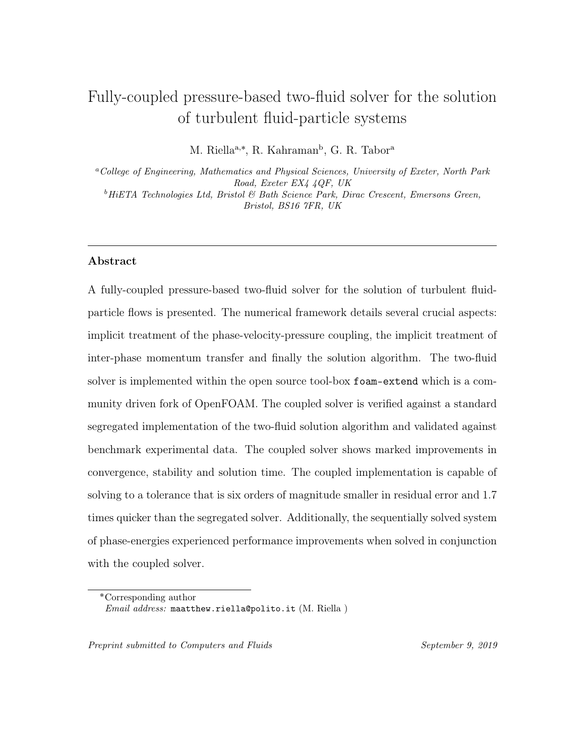# Fully-coupled pressure-based two-fluid solver for the solution of turbulent fluid-particle systems

M. Riella[a,*], R. Kahraman[b], G. R. Tabor[a]

[a] *College of Engineering, Mathematics and Physical Sciences, University of Exeter, North Park Road, Exeter EX4 4QF, UK*

[b] *HiETA Technologies Ltd, Bristol & Bath Science Park, Dirac Crescent, Emersons Green, Bristol, BS16 7FR, UK*

---

## Abstract

A fully-coupled pressure-based two-fluid solver for the solution of turbulent fluid-particle flows is presented. The numerical framework details several crucial aspects: implicit treatment of the phase-velocity-pressure coupling, the implicit treatment of inter-phase momentum transfer and finally the solution algorithm. The two-fluid solver is implemented within the open source tool-box `foam-extend` which is a community driven fork of OpenFOAM. The coupled solver is verified against a standard segregated implementation of the two-fluid solution algorithm and validated against benchmark experimental data. The coupled solver shows marked improvements in convergence, stability and solution time. The coupled implementation is capable of solving to a tolerance that is six orders of magnitude smaller in residual error and 1.7 times quicker than the segregated solver. Additionally, the sequentially solved system of phase-energies experienced performance improvements when solved in conjunction with the coupled solver.

---

*Corresponding author

*Email address:* `maatthew.riella@polito.it` (M. Riella )

*Preprint submitted to Computers and Fluids* September 9, 2019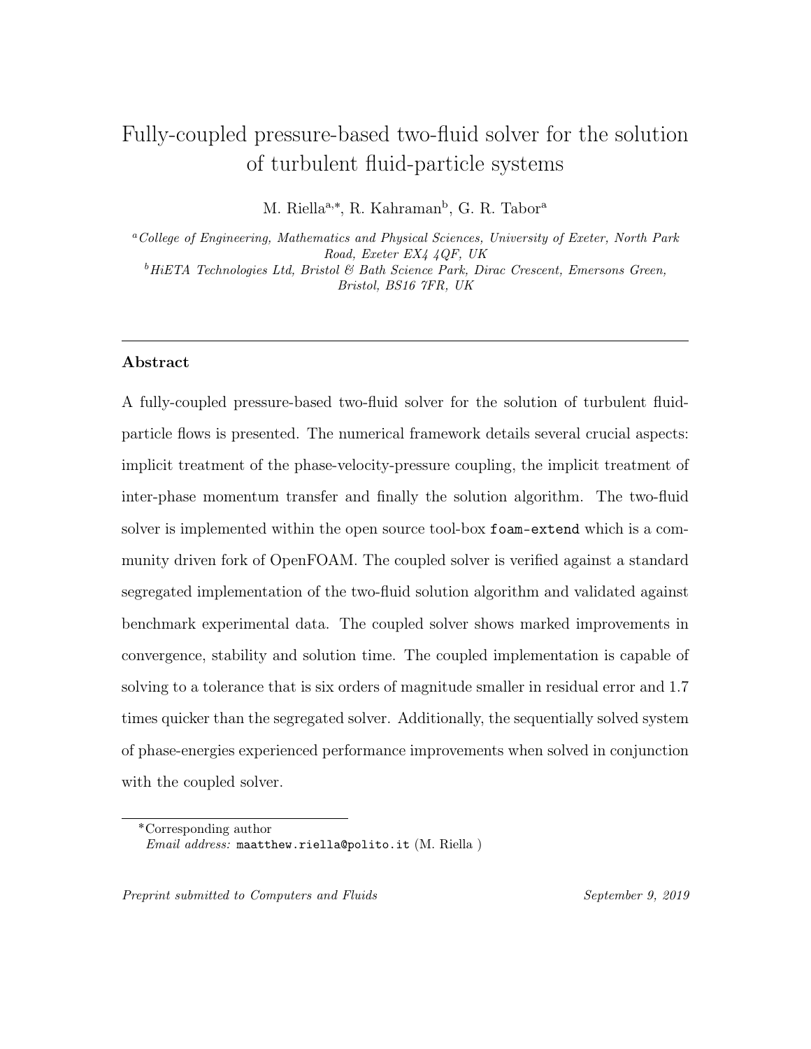# Fully-coupled pressure-based two-fluid solver for the solution of turbulent fluid-particle systems

M. Riella[a,*], R. Kahraman[b], G. R. Tabor[a]

[a] *College of Engineering, Mathematics and Physical Sciences, University of Exeter, North Park Road, Exeter EX4 4QF, UK*

[b] *HiETA Technologies Ltd, Bristol & Bath Science Park, Dirac Crescent, Emersons Green, Bristol, BS16 7FR, UK*

---

## Abstract

A fully-coupled pressure-based two-fluid solver for the solution of turbulent fluid-particle flows is presented. The numerical framework details several crucial aspects: implicit treatment of the phase-velocity-pressure coupling, the implicit treatment of inter-phase momentum transfer and finally the solution algorithm. The two-fluid solver is implemented within the open source tool-box `foam-extend` which is a community driven fork of OpenFOAM. The coupled solver is verified against a standard segregated implementation of the two-fluid solution algorithm and validated against benchmark experimental data. The coupled solver shows marked improvements in convergence, stability and solution time. The coupled implementation is capable of solving to a tolerance that is six orders of magnitude smaller in residual error and 1.7 times quicker than the segregated solver. Additionally, the sequentially solved system of phase-energies experienced performance improvements when solved in conjunction with the coupled solver.

---

*Corresponding author

*Email address:* `maatthew.riella@polito.it` (M. Riella )

*Preprint submitted to Computers and Fluids* — September 9, 2019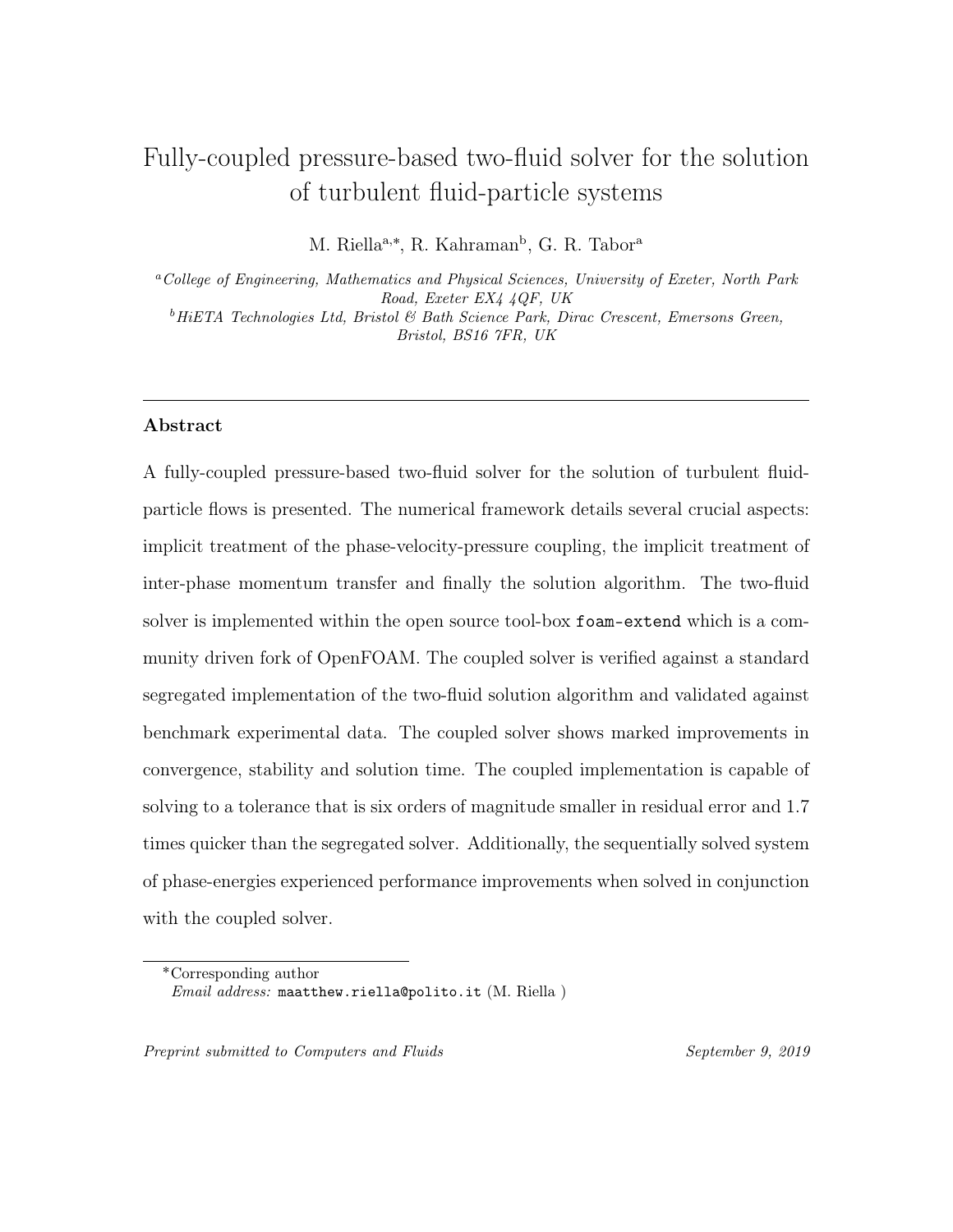# Fully-coupled pressure-based two-fluid solver for the solution of turbulent fluid-particle systems

M. Riella[a,*], R. Kahraman[b], G. R. Tabor[a]

[a] *College of Engineering, Mathematics and Physical Sciences, University of Exeter, North Park Road, Exeter EX4 4QF, UK*

[b] *HiETA Technologies Ltd, Bristol & Bath Science Park, Dirac Crescent, Emersons Green, Bristol, BS16 7FR, UK*

## Abstract

A fully-coupled pressure-based two-fluid solver for the solution of turbulent fluid-particle flows is presented. The numerical framework details several crucial aspects: implicit treatment of the phase-velocity-pressure coupling, the implicit treatment of inter-phase momentum transfer and finally the solution algorithm. The two-fluid solver is implemented within the open source tool-box `foam-extend` which is a community driven fork of OpenFOAM. The coupled solver is verified against a standard segregated implementation of the two-fluid solution algorithm and validated against benchmark experimental data. The coupled solver shows marked improvements in convergence, stability and solution time. The coupled implementation is capable of solving to a tolerance that is six orders of magnitude smaller in residual error and 1.7 times quicker than the segregated solver. Additionally, the sequentially solved system of phase-energies experienced performance improvements when solved in conjunction with the coupled solver.

*Corresponding author

*Email address:* `maatthew.riella@polito.it` (M. Riella )

*Preprint submitted to Computers and Fluids* — *September 9, 2019*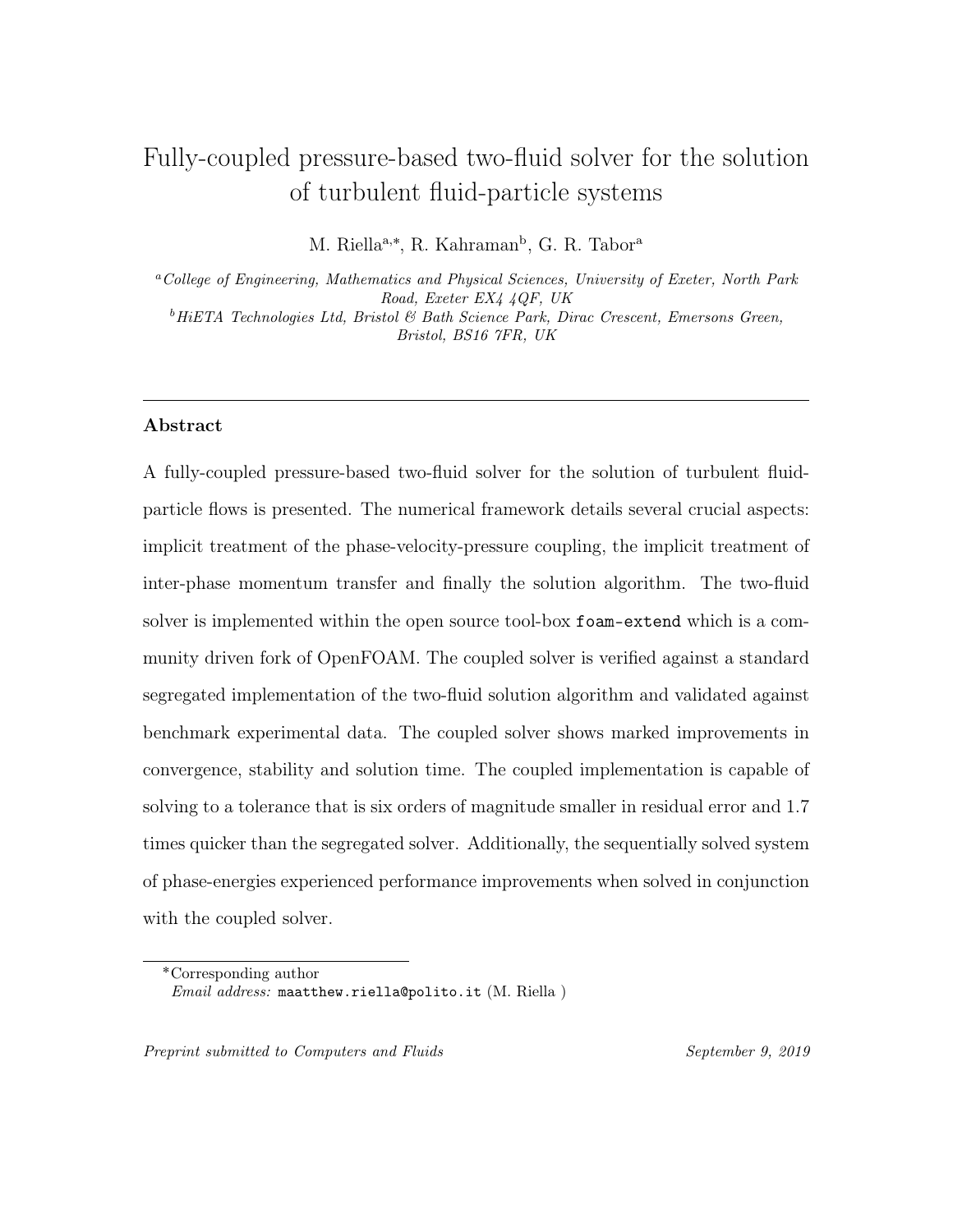# Fully-coupled pressure-based two-fluid solver for the solution of turbulent fluid-particle systems

M. Riella[a,*], R. Kahraman[b], G. R. Tabor[a]

[a] *College of Engineering, Mathematics and Physical Sciences, University of Exeter, North Park Road, Exeter EX4 4QF, UK*

[b] *HiETA Technologies Ltd, Bristol & Bath Science Park, Dirac Crescent, Emersons Green, Bristol, BS16 7FR, UK*

## Abstract

A fully-coupled pressure-based two-fluid solver for the solution of turbulent fluid-particle flows is presented. The numerical framework details several crucial aspects: implicit treatment of the phase-velocity-pressure coupling, the implicit treatment of inter-phase momentum transfer and finally the solution algorithm. The two-fluid solver is implemented within the open source tool-box `foam-extend` which is a community driven fork of OpenFOAM. The coupled solver is verified against a standard segregated implementation of the two-fluid solution algorithm and validated against benchmark experimental data. The coupled solver shows marked improvements in convergence, stability and solution time. The coupled implementation is capable of solving to a tolerance that is six orders of magnitude smaller in residual error and 1.7 times quicker than the segregated solver. Additionally, the sequentially solved system of phase-energies experienced performance improvements when solved in conjunction with the coupled solver.

*Corresponding author

*Email address:* `maatthew.riella@polito.it` (M. Riella )

*Preprint submitted to Computers and Fluids* — *September 9, 2019*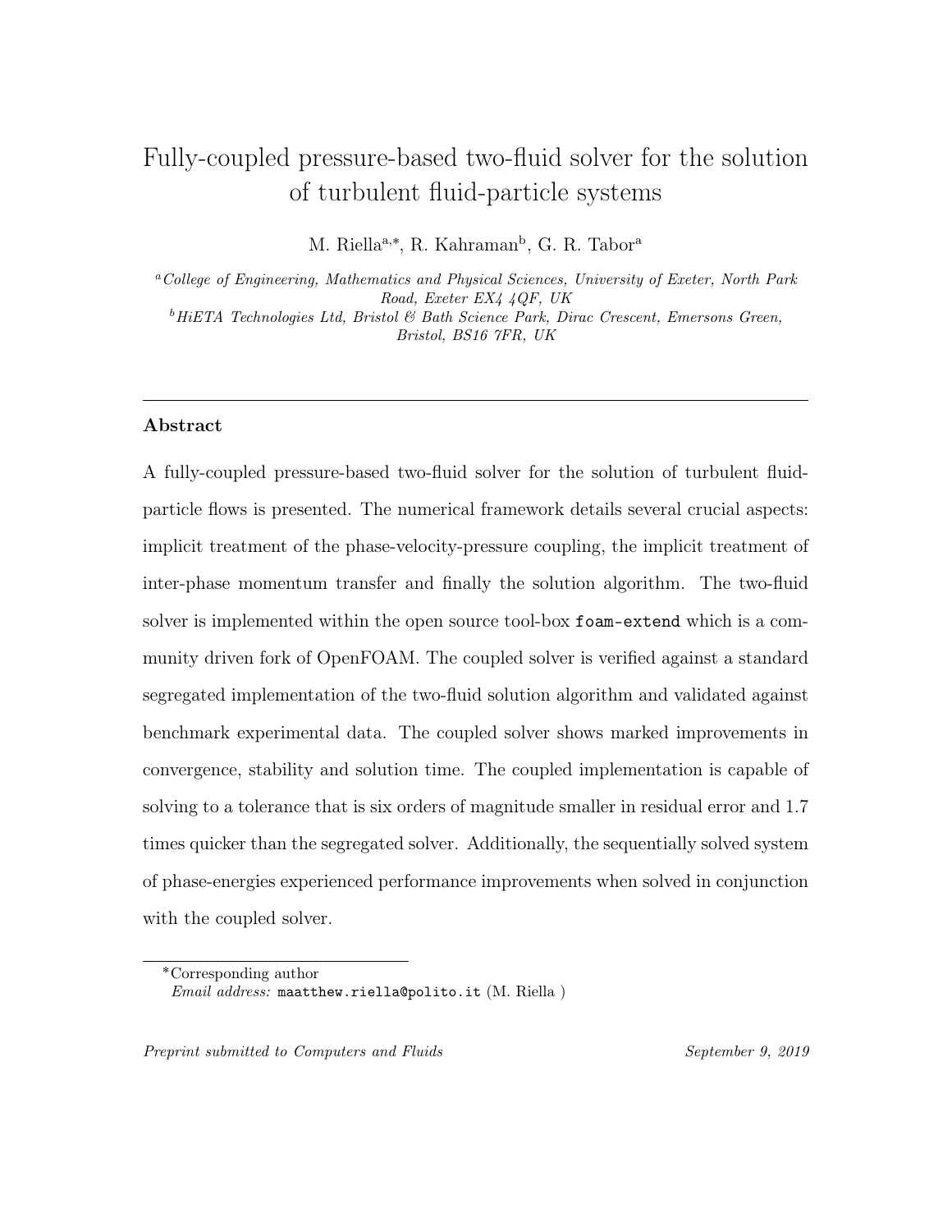# Fully-coupled pressure-based two-fluid solver for the solution of turbulent fluid-particle systems

M. Riella[a,*], R. Kahraman[b], G. R. Tabor[a]

[a] *College of Engineering, Mathematics and Physical Sciences, University of Exeter, North Park Road, Exeter EX4 4QF, UK*

[b] *HiETA Technologies Ltd, Bristol & Bath Science Park, Dirac Crescent, Emersons Green, Bristol, BS16 7FR, UK*

## Abstract

A fully-coupled pressure-based two-fluid solver for the solution of turbulent fluid-particle flows is presented. The numerical framework details several crucial aspects: implicit treatment of the phase-velocity-pressure coupling, the implicit treatment of inter-phase momentum transfer and finally the solution algorithm. The two-fluid solver is implemented within the open source tool-box `foam-extend` which is a community driven fork of OpenFOAM. The coupled solver is verified against a standard segregated implementation of the two-fluid solution algorithm and validated against benchmark experimental data. The coupled solver shows marked improvements in convergence, stability and solution time. The coupled implementation is capable of solving to a tolerance that is six orders of magnitude smaller in residual error and 1.7 times quicker than the segregated solver. Additionally, the sequentially solved system of phase-energies experienced performance improvements when solved in conjunction with the coupled solver.

*Corresponding author

*Email address:* `maatthew.riella@polito.it` (M. Riella )

*Preprint submitted to Computers and Fluids* September 9, 2019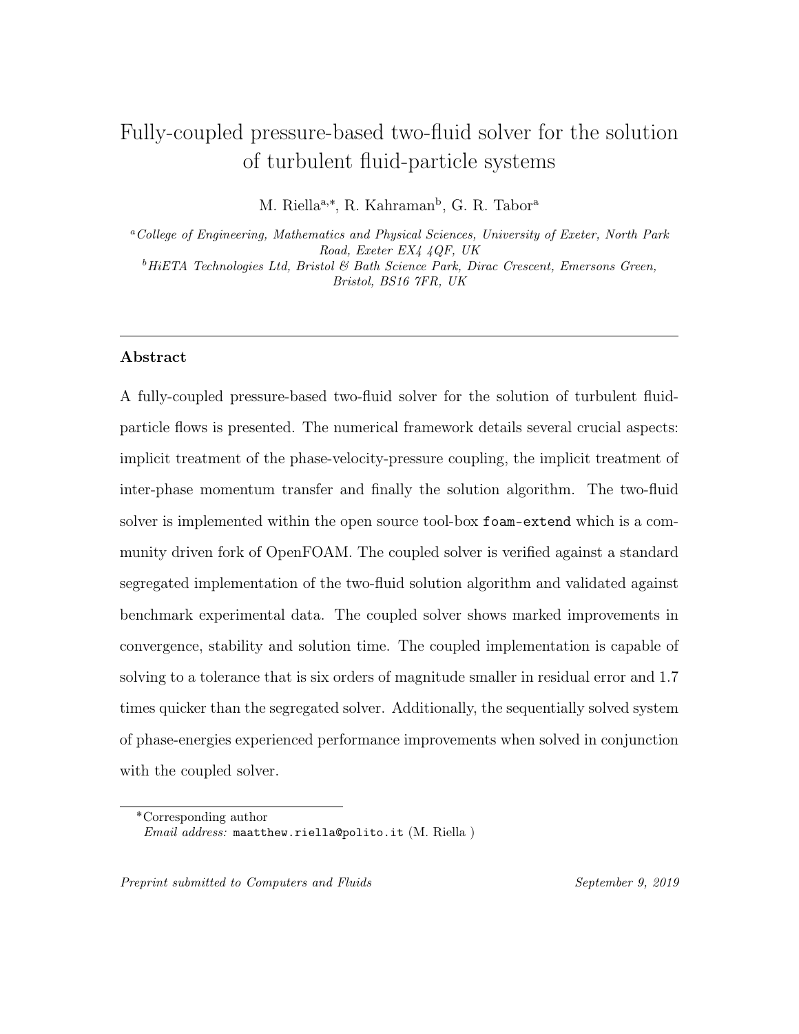# Fully-coupled pressure-based two-fluid solver for the solution of turbulent fluid-particle systems

M. Riella[a,*], R. Kahraman[b], G. R. Tabor[a]

[a] *College of Engineering, Mathematics and Physical Sciences, University of Exeter, North Park Road, Exeter EX4 4QF, UK*

[b] *HiETA Technologies Ltd, Bristol & Bath Science Park, Dirac Crescent, Emersons Green, Bristol, BS16 7FR, UK*

---

## Abstract

A fully-coupled pressure-based two-fluid solver for the solution of turbulent fluid-particle flows is presented. The numerical framework details several crucial aspects: implicit treatment of the phase-velocity-pressure coupling, the implicit treatment of inter-phase momentum transfer and finally the solution algorithm. The two-fluid solver is implemented within the open source tool-box `foam-extend` which is a community driven fork of OpenFOAM. The coupled solver is verified against a standard segregated implementation of the two-fluid solution algorithm and validated against benchmark experimental data. The coupled solver shows marked improvements in convergence, stability and solution time. The coupled implementation is capable of solving to a tolerance that is six orders of magnitude smaller in residual error and 1.7 times quicker than the segregated solver. Additionally, the sequentially solved system of phase-energies experienced performance improvements when solved in conjunction with the coupled solver.

---

*Corresponding author

*Email address:* `maatthew.riella@polito.it` (M. Riella )

*Preprint submitted to Computers and Fluids* September 9, 2019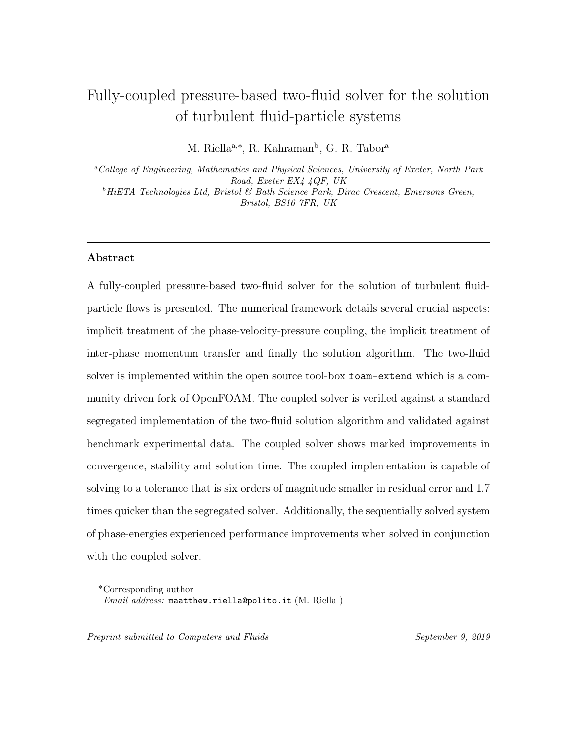# Fully-coupled pressure-based two-fluid solver for the solution of turbulent fluid-particle systems

M. Riella[a,*], R. Kahraman[b], G. R. Tabor[a]

[a]*College of Engineering, Mathematics and Physical Sciences, University of Exeter, North Park Road, Exeter EX4 4QF, UK*

[b]*HiETA Technologies Ltd, Bristol & Bath Science Park, Dirac Crescent, Emersons Green, Bristol, BS16 7FR, UK*

---

### Abstract

A fully-coupled pressure-based two-fluid solver for the solution of turbulent fluid-particle flows is presented. The numerical framework details several crucial aspects: implicit treatment of the phase-velocity-pressure coupling, the implicit treatment of inter-phase momentum transfer and finally the solution algorithm. The two-fluid solver is implemented within the open source tool-box `foam-extend` which is a community driven fork of OpenFOAM. The coupled solver is verified against a standard segregated implementation of the two-fluid solution algorithm and validated against benchmark experimental data. The coupled solver shows marked improvements in convergence, stability and solution time. The coupled implementation is capable of solving to a tolerance that is six orders of magnitude smaller in residual error and 1.7 times quicker than the segregated solver. Additionally, the sequentially solved system of phase-energies experienced performance improvements when solved in conjunction with the coupled solver.

---

*Corresponding author

*Email address:* `maatthew.riella@polito.it` (M. Riella )

*Preprint submitted to Computers and Fluids* *September 9, 2019*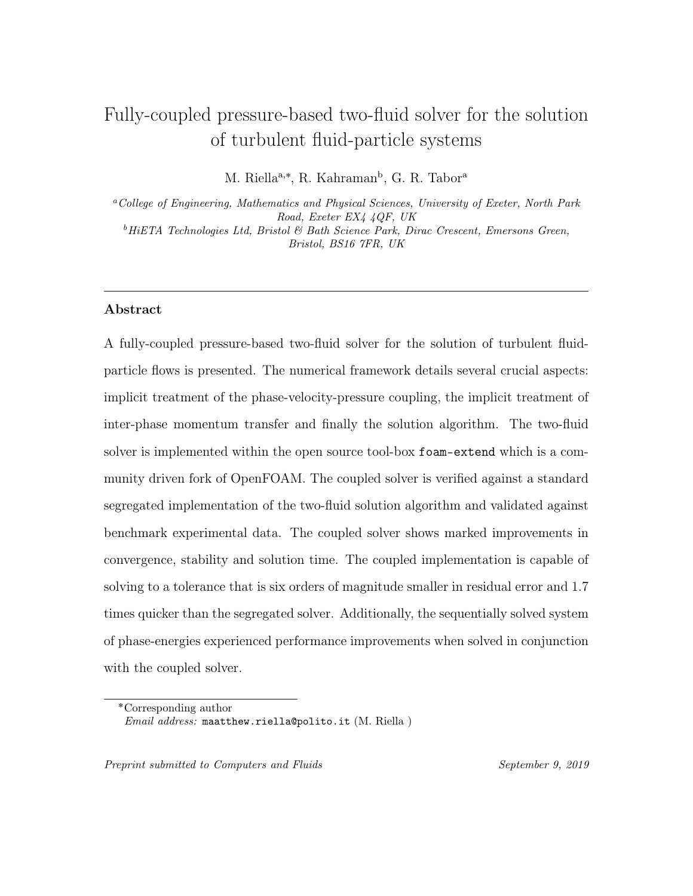# Fully-coupled pressure-based two-fluid solver for the solution of turbulent fluid-particle systems

M. Riella[a,*], R. Kahraman[b], G. R. Tabor[a]

[a]*College of Engineering, Mathematics and Physical Sciences, University of Exeter, North Park Road, Exeter EX4 4QF, UK*

[b]*HiETA Technologies Ltd, Bristol & Bath Science Park, Dirac Crescent, Emersons Green, Bristol, BS16 7FR, UK*

## Abstract

A fully-coupled pressure-based two-fluid solver for the solution of turbulent fluid-particle flows is presented. The numerical framework details several crucial aspects: implicit treatment of the phase-velocity-pressure coupling, the implicit treatment of inter-phase momentum transfer and finally the solution algorithm. The two-fluid solver is implemented within the open source tool-box `foam-extend` which is a community driven fork of OpenFOAM. The coupled solver is verified against a standard segregated implementation of the two-fluid solution algorithm and validated against benchmark experimental data. The coupled solver shows marked improvements in convergence, stability and solution time. The coupled implementation is capable of solving to a tolerance that is six orders of magnitude smaller in residual error and 1.7 times quicker than the segregated solver. Additionally, the sequentially solved system of phase-energies experienced performance improvements when solved in conjunction with the coupled solver.

*Corresponding author
*Email address:* `maatthew.riella@polito.it` (M. Riella )

*Preprint submitted to Computers and Fluids* *September 9, 2019*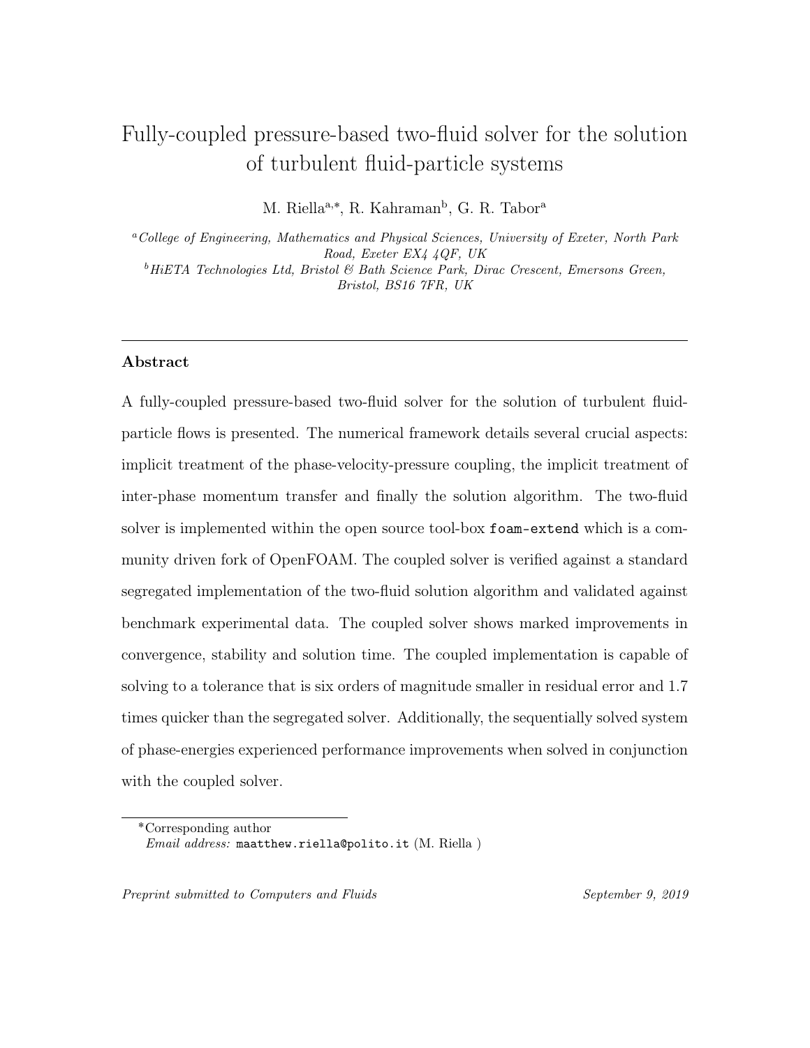# Fully-coupled pressure-based two-fluid solver for the solution of turbulent fluid-particle systems

M. Riella[a,*], R. Kahraman[b], G. R. Tabor[a]

[a] *College of Engineering, Mathematics and Physical Sciences, University of Exeter, North Park Road, Exeter EX4 4QF, UK*

[b] *HiETA Technologies Ltd, Bristol & Bath Science Park, Dirac Crescent, Emersons Green, Bristol, BS16 7FR, UK*

---

## Abstract

A fully-coupled pressure-based two-fluid solver for the solution of turbulent fluid-particle flows is presented. The numerical framework details several crucial aspects: implicit treatment of the phase-velocity-pressure coupling, the implicit treatment of inter-phase momentum transfer and finally the solution algorithm. The two-fluid solver is implemented within the open source tool-box `foam-extend` which is a community driven fork of OpenFOAM. The coupled solver is verified against a standard segregated implementation of the two-fluid solution algorithm and validated against benchmark experimental data. The coupled solver shows marked improvements in convergence, stability and solution time. The coupled implementation is capable of solving to a tolerance that is six orders of magnitude smaller in residual error and 1.7 times quicker than the segregated solver. Additionally, the sequentially solved system of phase-energies experienced performance improvements when solved in conjunction with the coupled solver.

---

*Corresponding author

*Email address:* `maatthew.riella@polito.it` (M. Riella )

*Preprint submitted to Computers and Fluids* September 9, 2019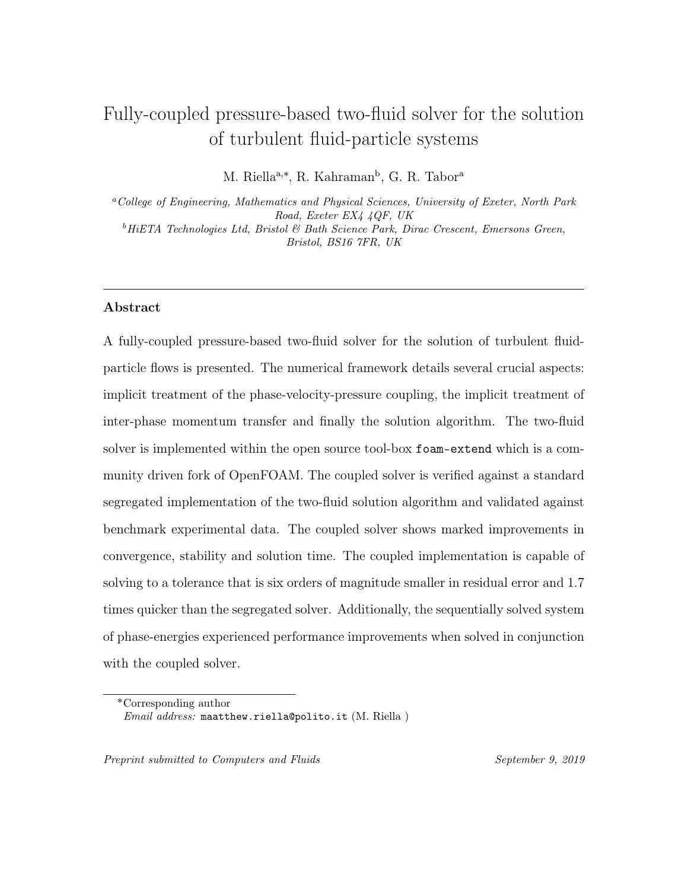# Fully-coupled pressure-based two-fluid solver for the solution of turbulent fluid-particle systems

M. Riella[a,*], R. Kahraman[b], G. R. Tabor[a]

[a]*College of Engineering, Mathematics and Physical Sciences, University of Exeter, North Park Road, Exeter EX4 4QF, UK*

[b]*HiETA Technologies Ltd, Bristol & Bath Science Park, Dirac Crescent, Emersons Green, Bristol, BS16 7FR, UK*

---

## Abstract

A fully-coupled pressure-based two-fluid solver for the solution of turbulent fluid-particle flows is presented. The numerical framework details several crucial aspects: implicit treatment of the phase-velocity-pressure coupling, the implicit treatment of inter-phase momentum transfer and finally the solution algorithm. The two-fluid solver is implemented within the open source tool-box `foam-extend` which is a community driven fork of OpenFOAM. The coupled solver is verified against a standard segregated implementation of the two-fluid solution algorithm and validated against benchmark experimental data. The coupled solver shows marked improvements in convergence, stability and solution time. The coupled implementation is capable of solving to a tolerance that is six orders of magnitude smaller in residual error and 1.7 times quicker than the segregated solver. Additionally, the sequentially solved system of phase-energies experienced performance improvements when solved in conjunction with the coupled solver.

---

*Corresponding author

*Email address:* `maatthew.riella@polito.it` (M. Riella )

*Preprint submitted to Computers and Fluids* *September 9, 2019*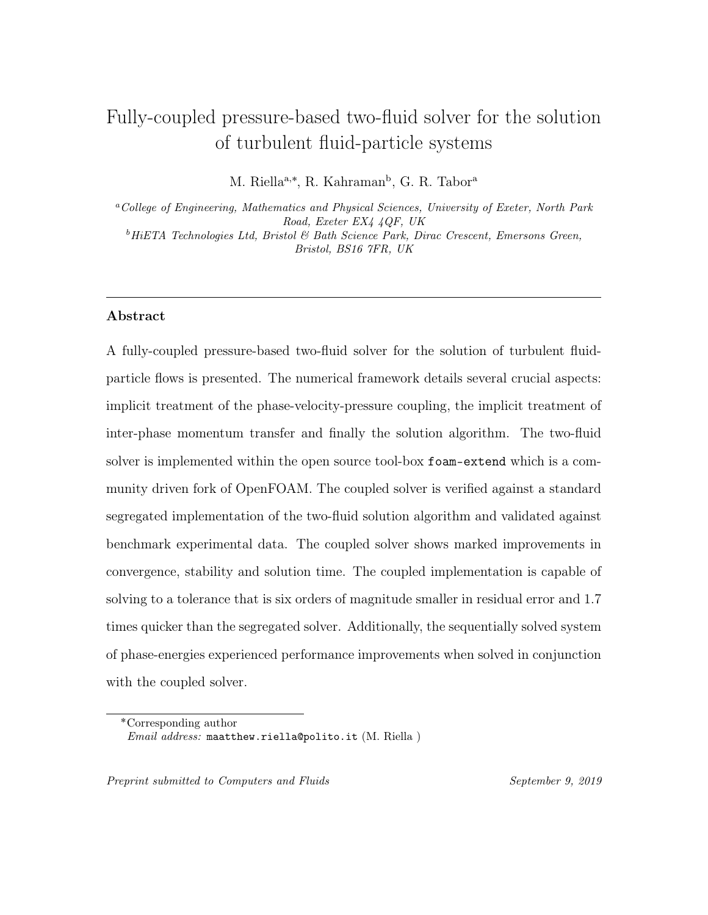# Fully-coupled pressure-based two-fluid solver for the solution of turbulent fluid-particle systems

M. Riella[a,*], R. Kahraman[b], G. R. Tabor[a]

[a] *College of Engineering, Mathematics and Physical Sciences, University of Exeter, North Park Road, Exeter EX4 4QF, UK*

[b] *HiETA Technologies Ltd, Bristol & Bath Science Park, Dirac Crescent, Emersons Green, Bristol, BS16 7FR, UK*

---

## Abstract

A fully-coupled pressure-based two-fluid solver for the solution of turbulent fluid-particle flows is presented. The numerical framework details several crucial aspects: implicit treatment of the phase-velocity-pressure coupling, the implicit treatment of inter-phase momentum transfer and finally the solution algorithm. The two-fluid solver is implemented within the open source tool-box `foam-extend` which is a community driven fork of OpenFOAM. The coupled solver is verified against a standard segregated implementation of the two-fluid solution algorithm and validated against benchmark experimental data. The coupled solver shows marked improvements in convergence, stability and solution time. The coupled implementation is capable of solving to a tolerance that is six orders of magnitude smaller in residual error and 1.7 times quicker than the segregated solver. Additionally, the sequentially solved system of phase-energies experienced performance improvements when solved in conjunction with the coupled solver.

---

*Corresponding author

*Email address:* `maatthew.riella@polito.it` (M. Riella )

*Preprint submitted to Computers and Fluids* *September 9, 2019*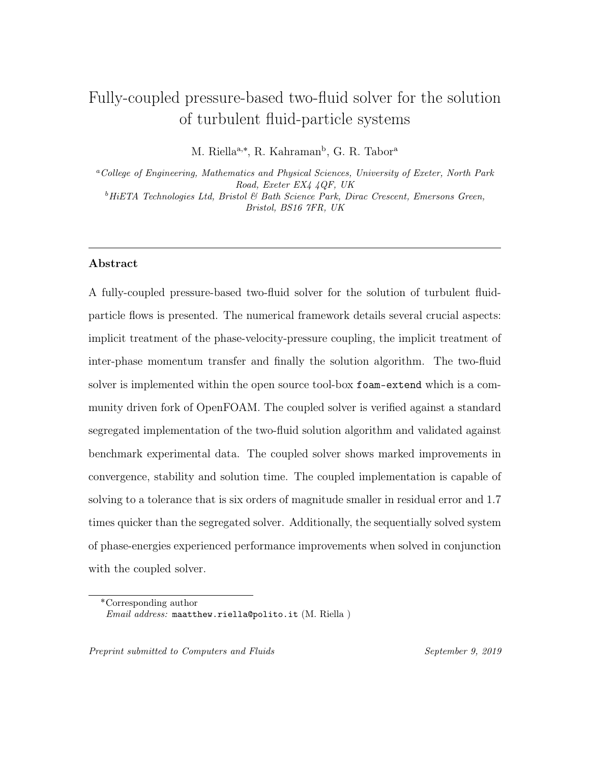# Fully-coupled pressure-based two-fluid solver for the solution of turbulent fluid-particle systems

M. Riella[a,*], R. Kahraman[b], G. R. Tabor[a]

[a]*College of Engineering, Mathematics and Physical Sciences, University of Exeter, North Park Road, Exeter EX4 4QF, UK*

[b]*HiETA Technologies Ltd, Bristol & Bath Science Park, Dirac Crescent, Emersons Green, Bristol, BS16 7FR, UK*

---

## Abstract

A fully-coupled pressure-based two-fluid solver for the solution of turbulent fluid-particle flows is presented. The numerical framework details several crucial aspects: implicit treatment of the phase-velocity-pressure coupling, the implicit treatment of inter-phase momentum transfer and finally the solution algorithm. The two-fluid solver is implemented within the open source tool-box `foam-extend` which is a community driven fork of OpenFOAM. The coupled solver is verified against a standard segregated implementation of the two-fluid solution algorithm and validated against benchmark experimental data. The coupled solver shows marked improvements in convergence, stability and solution time. The coupled implementation is capable of solving to a tolerance that is six orders of magnitude smaller in residual error and 1.7 times quicker than the segregated solver. Additionally, the sequentially solved system of phase-energies experienced performance improvements when solved in conjunction with the coupled solver.

---

*Corresponding author

*Email address:* `maatthew.riella@polito.it` (M. Riella )

*Preprint submitted to Computers and Fluids* September 9, 2019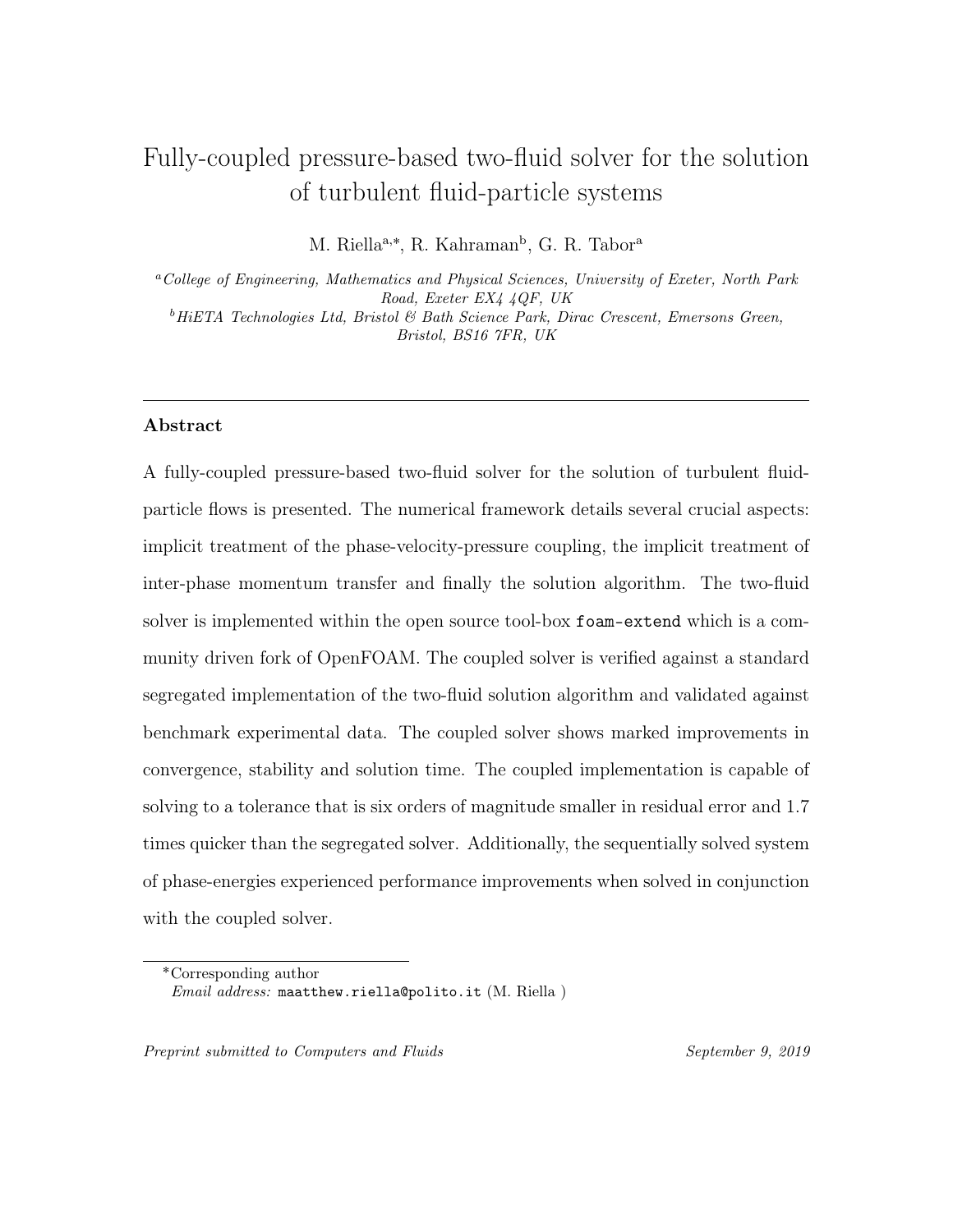# Fully-coupled pressure-based two-fluid solver for the solution of turbulent fluid-particle systems

M. Riella[a,*], R. Kahraman[b], G. R. Tabor[a]

[a] *College of Engineering, Mathematics and Physical Sciences, University of Exeter, North Park Road, Exeter EX4 4QF, UK*

[b] *HiETA Technologies Ltd, Bristol & Bath Science Park, Dirac Crescent, Emersons Green, Bristol, BS16 7FR, UK*

## Abstract

A fully-coupled pressure-based two-fluid solver for the solution of turbulent fluid-particle flows is presented. The numerical framework details several crucial aspects: implicit treatment of the phase-velocity-pressure coupling, the implicit treatment of inter-phase momentum transfer and finally the solution algorithm. The two-fluid solver is implemented within the open source tool-box `foam-extend` which is a community driven fork of OpenFOAM. The coupled solver is verified against a standard segregated implementation of the two-fluid solution algorithm and validated against benchmark experimental data. The coupled solver shows marked improvements in convergence, stability and solution time. The coupled implementation is capable of solving to a tolerance that is six orders of magnitude smaller in residual error and 1.7 times quicker than the segregated solver. Additionally, the sequentially solved system of phase-energies experienced performance improvements when solved in conjunction with the coupled solver.

*Corresponding author
*Email address:* `maatthew.riella@polito.it` (M. Riella )

*Preprint submitted to Computers and Fluids* *September 9, 2019*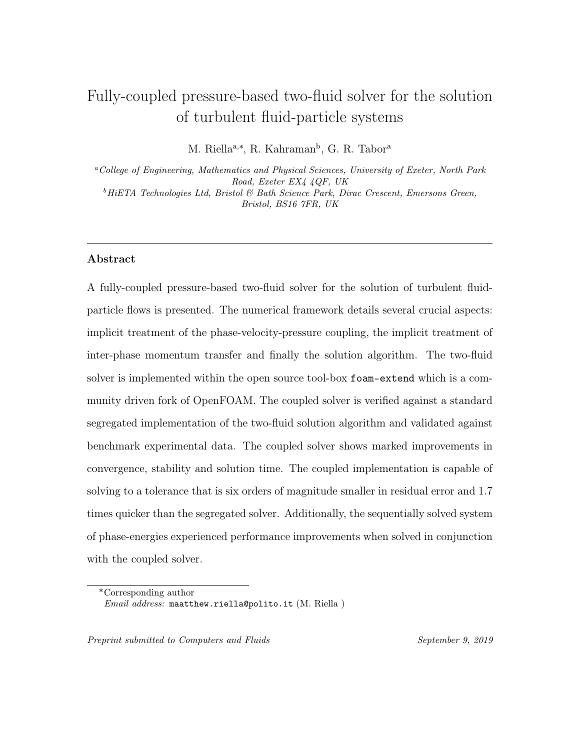# Fully-coupled pressure-based two-fluid solver for the solution of turbulent fluid-particle systems

M. Riella[a,*], R. Kahraman[b], G. R. Tabor[a]

[a] *College of Engineering, Mathematics and Physical Sciences, University of Exeter, North Park Road, Exeter EX4 4QF, UK*

[b] *HiETA Technologies Ltd, Bristol & Bath Science Park, Dirac Crescent, Emersons Green, Bristol, BS16 7FR, UK*

---

## Abstract

A fully-coupled pressure-based two-fluid solver for the solution of turbulent fluid-particle flows is presented. The numerical framework details several crucial aspects: implicit treatment of the phase-velocity-pressure coupling, the implicit treatment of inter-phase momentum transfer and finally the solution algorithm. The two-fluid solver is implemented within the open source tool-box `foam-extend` which is a community driven fork of OpenFOAM. The coupled solver is verified against a standard segregated implementation of the two-fluid solution algorithm and validated against benchmark experimental data. The coupled solver shows marked improvements in convergence, stability and solution time. The coupled implementation is capable of solving to a tolerance that is six orders of magnitude smaller in residual error and 1.7 times quicker than the segregated solver. Additionally, the sequentially solved system of phase-energies experienced performance improvements when solved in conjunction with the coupled solver.

---

*Corresponding author

*Email address:* `maatthew.riella@polito.it` (M. Riella )

*Preprint submitted to Computers and Fluids* September 9, 2019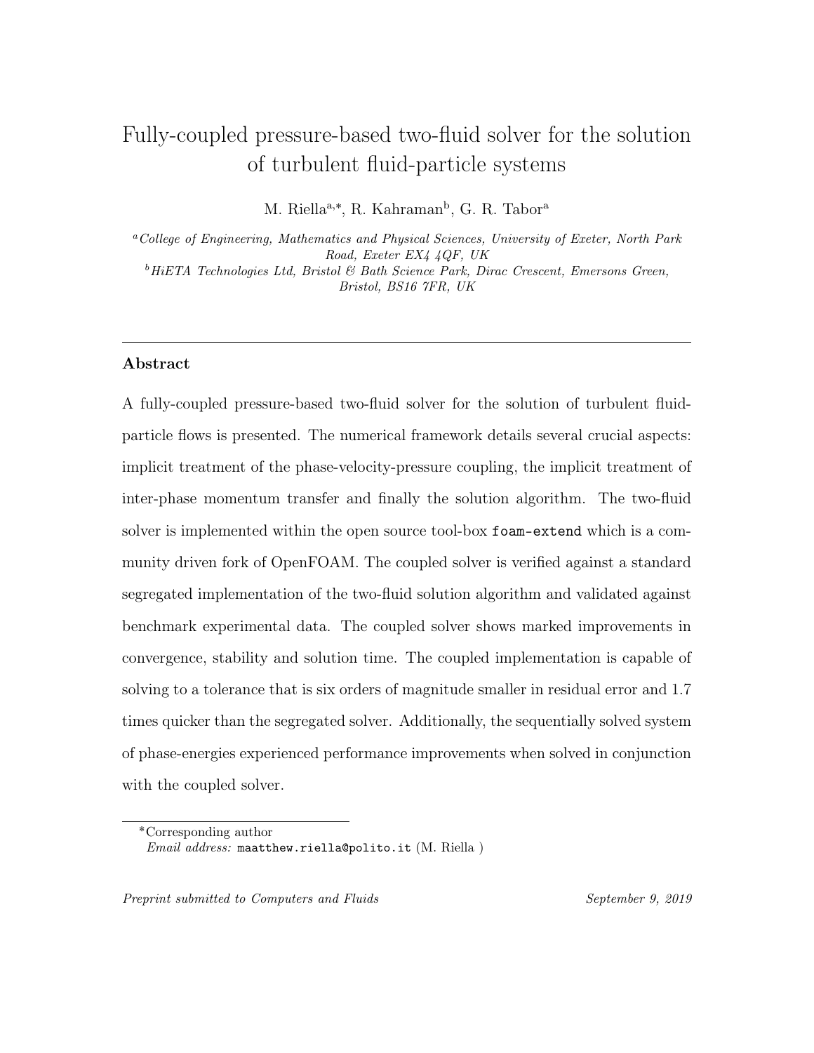# Fully-coupled pressure-based two-fluid solver for the solution of turbulent fluid-particle systems

M. Riella[a,*], R. Kahraman[b], G. R. Tabor[a]

[a] *College of Engineering, Mathematics and Physical Sciences, University of Exeter, North Park Road, Exeter EX4 4QF, UK*

[b] *HiETA Technologies Ltd, Bristol & Bath Science Park, Dirac Crescent, Emersons Green, Bristol, BS16 7FR, UK*

## Abstract

A fully-coupled pressure-based two-fluid solver for the solution of turbulent fluid-particle flows is presented. The numerical framework details several crucial aspects: implicit treatment of the phase-velocity-pressure coupling, the implicit treatment of inter-phase momentum transfer and finally the solution algorithm. The two-fluid solver is implemented within the open source tool-box `foam-extend` which is a community driven fork of OpenFOAM. The coupled solver is verified against a standard segregated implementation of the two-fluid solution algorithm and validated against benchmark experimental data. The coupled solver shows marked improvements in convergence, stability and solution time. The coupled implementation is capable of solving to a tolerance that is six orders of magnitude smaller in residual error and 1.7 times quicker than the segregated solver. Additionally, the sequentially solved system of phase-energies experienced performance improvements when solved in conjunction with the coupled solver.

*Corresponding author

*Email address:* `maatthew.riella@polito.it` (M. Riella )

*Preprint submitted to Computers and Fluids* *September 9, 2019*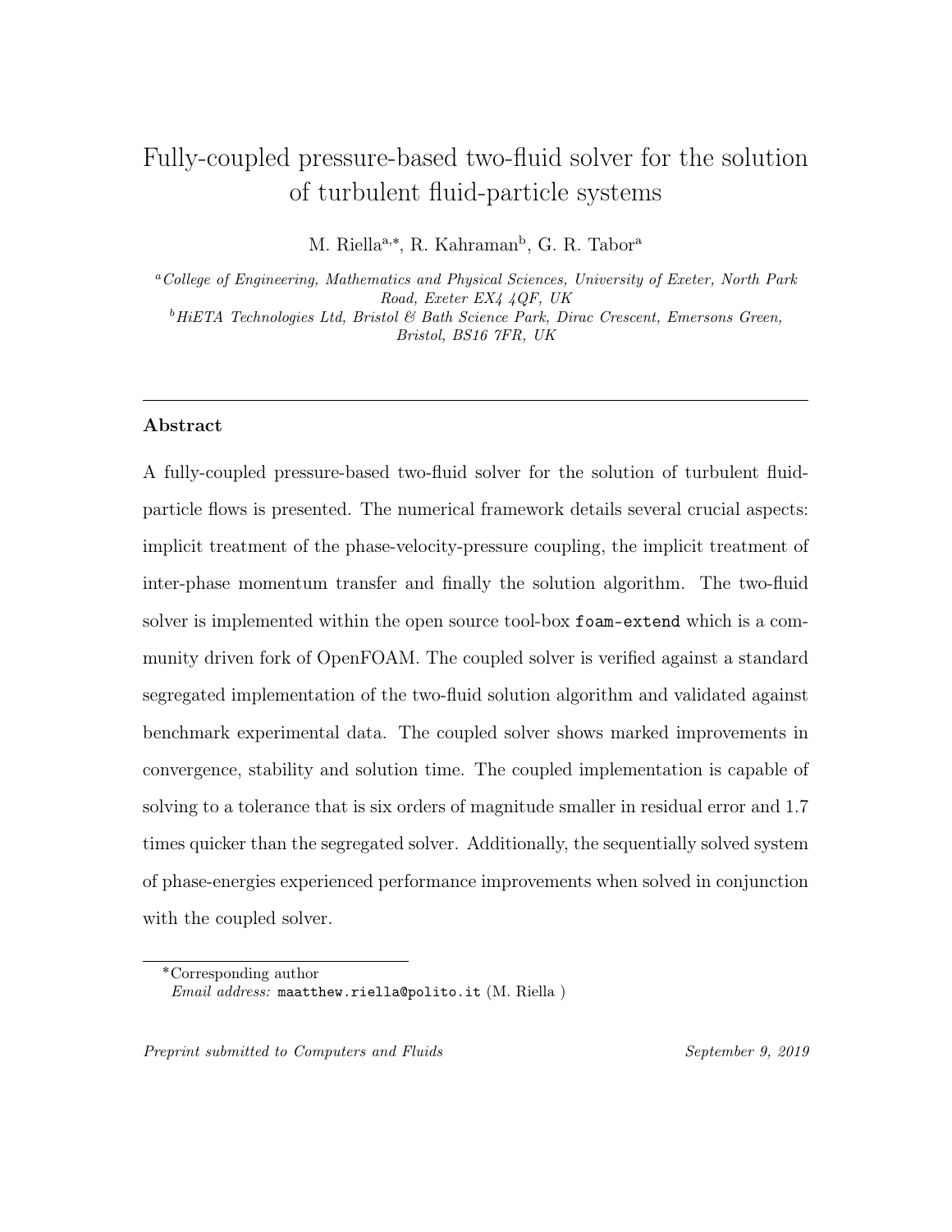# Fully-coupled pressure-based two-fluid solver for the solution of turbulent fluid-particle systems

M. Riella[a,*], R. Kahraman[b], G. R. Tabor[a]

[a]*College of Engineering, Mathematics and Physical Sciences, University of Exeter, North Park Road, Exeter EX4 4QF, UK*

[b]*HiETA Technologies Ltd, Bristol & Bath Science Park, Dirac Crescent, Emersons Green, Bristol, BS16 7FR, UK*

---

## Abstract

A fully-coupled pressure-based two-fluid solver for the solution of turbulent fluid-particle flows is presented. The numerical framework details several crucial aspects: implicit treatment of the phase-velocity-pressure coupling, the implicit treatment of inter-phase momentum transfer and finally the solution algorithm. The two-fluid solver is implemented within the open source tool-box `foam-extend` which is a community driven fork of OpenFOAM. The coupled solver is verified against a standard segregated implementation of the two-fluid solution algorithm and validated against benchmark experimental data. The coupled solver shows marked improvements in convergence, stability and solution time. The coupled implementation is capable of solving to a tolerance that is six orders of magnitude smaller in residual error and 1.7 times quicker than the segregated solver. Additionally, the sequentially solved system of phase-energies experienced performance improvements when solved in conjunction with the coupled solver.

---

*Corresponding author

*Email address:* `maatthew.riella@polito.it` (M. Riella )

*Preprint submitted to Computers and Fluids* September 9, 2019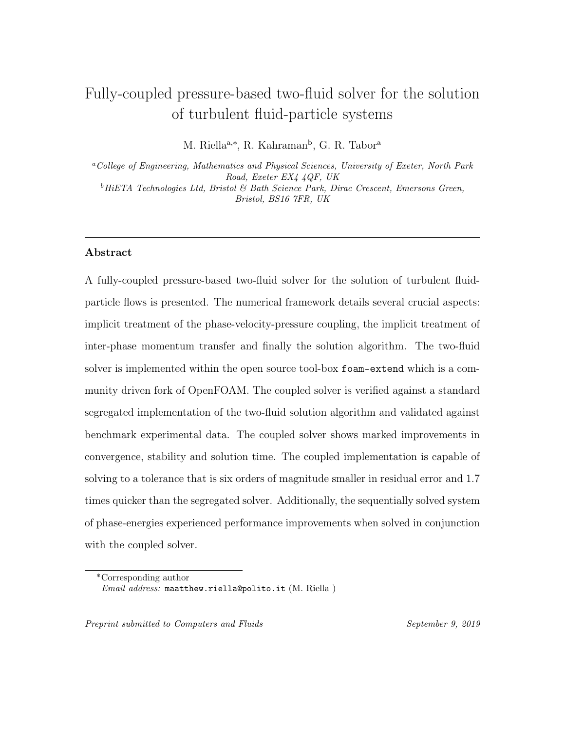# Fully-coupled pressure-based two-fluid solver for the solution of turbulent fluid-particle systems

M. Riella[a,*], R. Kahraman[b], G. R. Tabor[a]

[a]*College of Engineering, Mathematics and Physical Sciences, University of Exeter, North Park Road, Exeter EX4 4QF, UK*

[b]*HiETA Technologies Ltd, Bristol & Bath Science Park, Dirac Crescent, Emersons Green, Bristol, BS16 7FR, UK*

---

## Abstract

A fully-coupled pressure-based two-fluid solver for the solution of turbulent fluid-particle flows is presented. The numerical framework details several crucial aspects: implicit treatment of the phase-velocity-pressure coupling, the implicit treatment of inter-phase momentum transfer and finally the solution algorithm. The two-fluid solver is implemented within the open source tool-box `foam-extend` which is a community driven fork of OpenFOAM. The coupled solver is verified against a standard segregated implementation of the two-fluid solution algorithm and validated against benchmark experimental data. The coupled solver shows marked improvements in convergence, stability and solution time. The coupled implementation is capable of solving to a tolerance that is six orders of magnitude smaller in residual error and 1.7 times quicker than the segregated solver. Additionally, the sequentially solved system of phase-energies experienced performance improvements when solved in conjunction with the coupled solver.

---

*Corresponding author

*Email address:* `maatthew.riella@polito.it` (M. Riella )

*Preprint submitted to Computers and Fluids* — *September 9, 2019*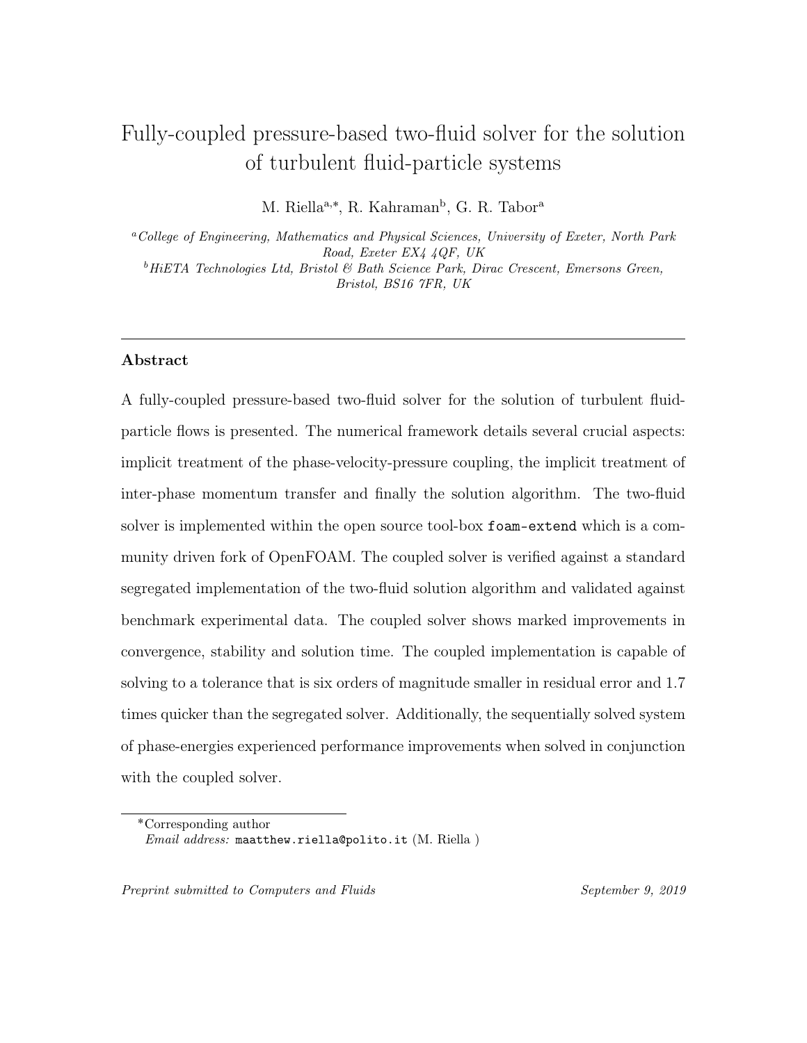# Fully-coupled pressure-based two-fluid solver for the solution of turbulent fluid-particle systems

M. Riella[a,*], R. Kahraman[b], G. R. Tabor[a]

[a] *College of Engineering, Mathematics and Physical Sciences, University of Exeter, North Park Road, Exeter EX4 4QF, UK*

[b] *HiETA Technologies Ltd, Bristol & Bath Science Park, Dirac Crescent, Emersons Green, Bristol, BS16 7FR, UK*

---

## Abstract

A fully-coupled pressure-based two-fluid solver for the solution of turbulent fluid-particle flows is presented. The numerical framework details several crucial aspects: implicit treatment of the phase-velocity-pressure coupling, the implicit treatment of inter-phase momentum transfer and finally the solution algorithm. The two-fluid solver is implemented within the open source tool-box `foam-extend` which is a community driven fork of OpenFOAM. The coupled solver is verified against a standard segregated implementation of the two-fluid solution algorithm and validated against benchmark experimental data. The coupled solver shows marked improvements in convergence, stability and solution time. The coupled implementation is capable of solving to a tolerance that is six orders of magnitude smaller in residual error and 1.7 times quicker than the segregated solver. Additionally, the sequentially solved system of phase-energies experienced performance improvements when solved in conjunction with the coupled solver.

---

*Corresponding author

*Email address:* `maatthew.riella@polito.it` (M. Riella )

*Preprint submitted to Computers and Fluids* September 9, 2019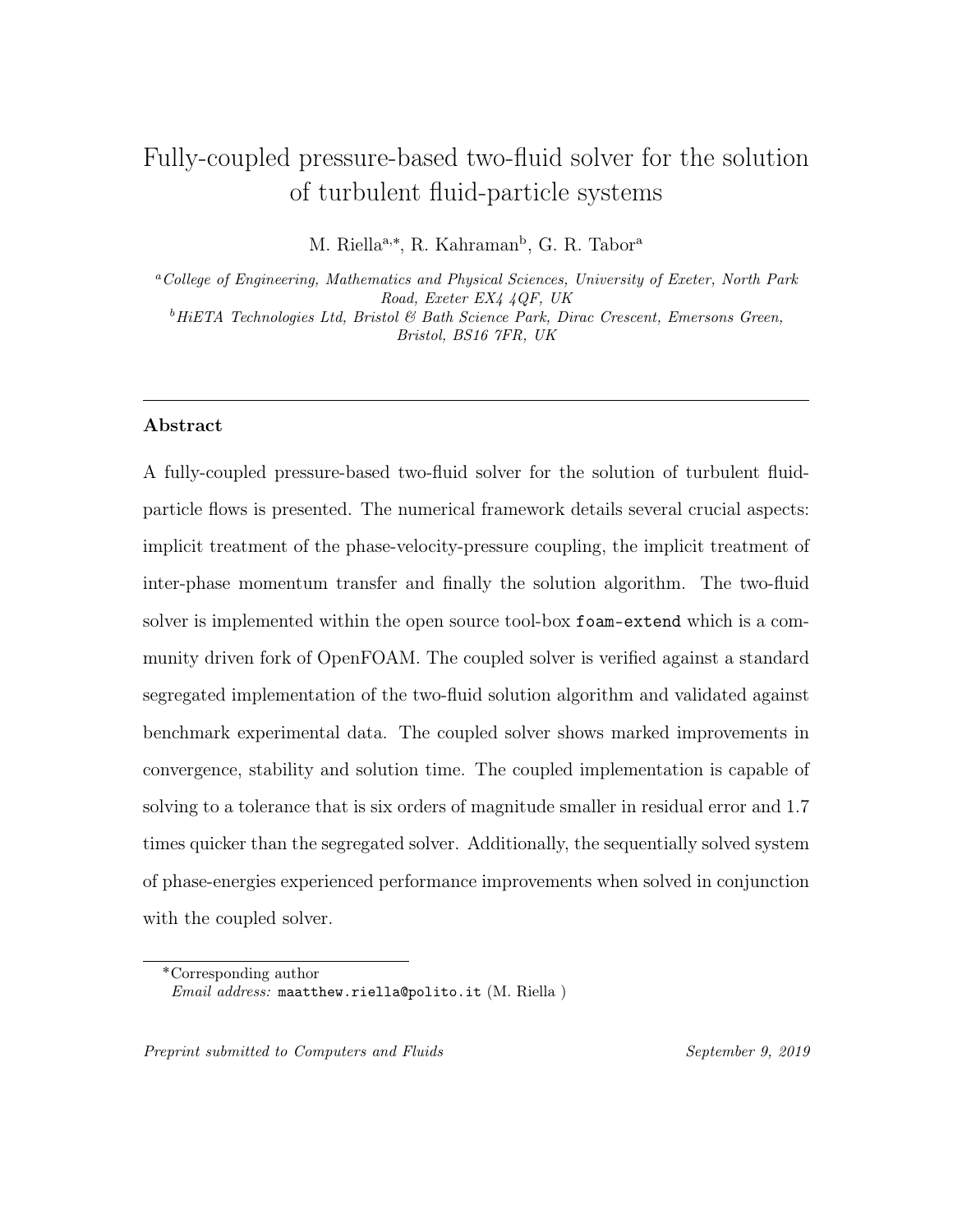# Fully-coupled pressure-based two-fluid solver for the solution of turbulent fluid-particle systems

M. Riella[a,*], R. Kahraman[b], G. R. Tabor[a]

[a] *College of Engineering, Mathematics and Physical Sciences, University of Exeter, North Park Road, Exeter EX4 4QF, UK*

[b] *HiETA Technologies Ltd, Bristol & Bath Science Park, Dirac Crescent, Emersons Green, Bristol, BS16 7FR, UK*

---

## Abstract

A fully-coupled pressure-based two-fluid solver for the solution of turbulent fluid-particle flows is presented. The numerical framework details several crucial aspects: implicit treatment of the phase-velocity-pressure coupling, the implicit treatment of inter-phase momentum transfer and finally the solution algorithm. The two-fluid solver is implemented within the open source tool-box `foam-extend` which is a community driven fork of OpenFOAM. The coupled solver is verified against a standard segregated implementation of the two-fluid solution algorithm and validated against benchmark experimental data. The coupled solver shows marked improvements in convergence, stability and solution time. The coupled implementation is capable of solving to a tolerance that is six orders of magnitude smaller in residual error and 1.7 times quicker than the segregated solver. Additionally, the sequentially solved system of phase-energies experienced performance improvements when solved in conjunction with the coupled solver.

---

*Corresponding author

*Email address:* `maatthew.riella@polito.it` (M. Riella )

*Preprint submitted to Computers and Fluids* September 9, 2019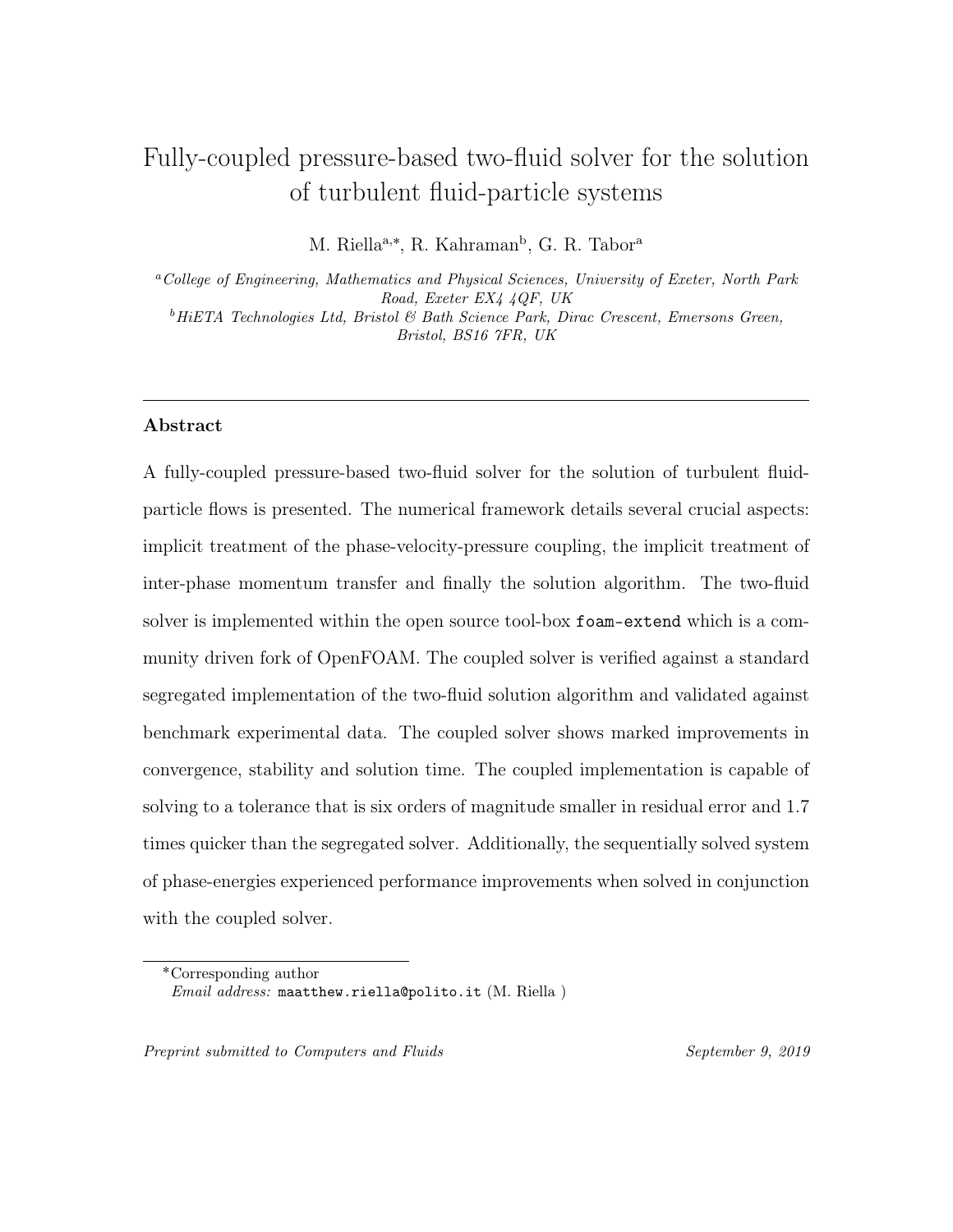# Fully-coupled pressure-based two-fluid solver for the solution of turbulent fluid-particle systems

M. Riella[a,*], R. Kahraman[b], G. R. Tabor[a]

[a] *College of Engineering, Mathematics and Physical Sciences, University of Exeter, North Park Road, Exeter EX4 4QF, UK*

[b] *HiETA Technologies Ltd, Bristol & Bath Science Park, Dirac Crescent, Emersons Green, Bristol, BS16 7FR, UK*

---

## Abstract

A fully-coupled pressure-based two-fluid solver for the solution of turbulent fluid-particle flows is presented. The numerical framework details several crucial aspects: implicit treatment of the phase-velocity-pressure coupling, the implicit treatment of inter-phase momentum transfer and finally the solution algorithm. The two-fluid solver is implemented within the open source tool-box `foam-extend` which is a community driven fork of OpenFOAM. The coupled solver is verified against a standard segregated implementation of the two-fluid solution algorithm and validated against benchmark experimental data. The coupled solver shows marked improvements in convergence, stability and solution time. The coupled implementation is capable of solving to a tolerance that is six orders of magnitude smaller in residual error and 1.7 times quicker than the segregated solver. Additionally, the sequentially solved system of phase-energies experienced performance improvements when solved in conjunction with the coupled solver.

---

*Corresponding author
*Email address:* `maatthew.riella@polito.it` (M. Riella )

*Preprint submitted to Computers and Fluids* September 9, 2019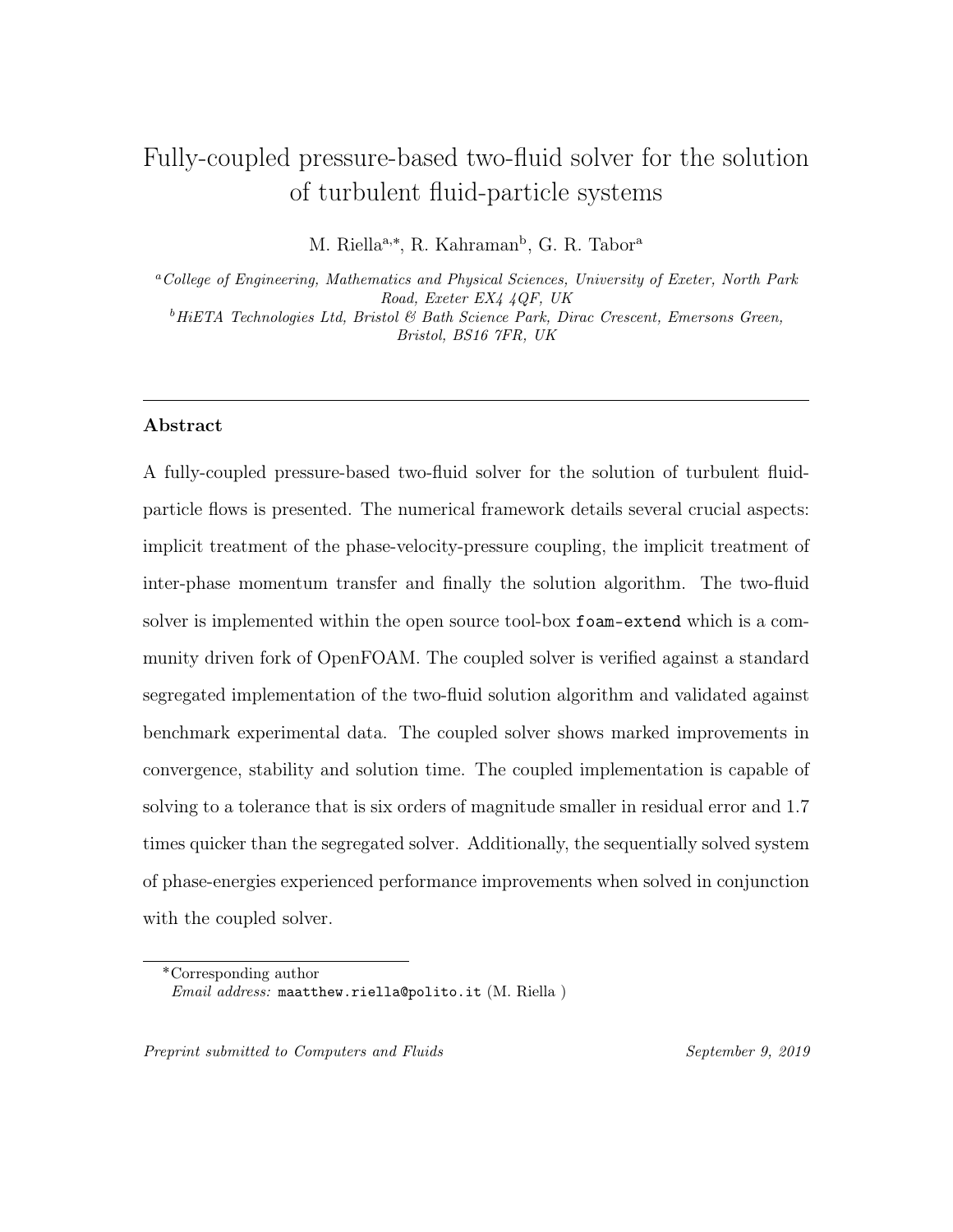# Fully-coupled pressure-based two-fluid solver for the solution of turbulent fluid-particle systems

M. Riella[a,*], R. Kahraman[b], G. R. Tabor[a]

[a] *College of Engineering, Mathematics and Physical Sciences, University of Exeter, North Park Road, Exeter EX4 4QF, UK*

[b] *HiETA Technologies Ltd, Bristol & Bath Science Park, Dirac Crescent, Emersons Green, Bristol, BS16 7FR, UK*

---

## Abstract

A fully-coupled pressure-based two-fluid solver for the solution of turbulent fluid-particle flows is presented. The numerical framework details several crucial aspects: implicit treatment of the phase-velocity-pressure coupling, the implicit treatment of inter-phase momentum transfer and finally the solution algorithm. The two-fluid solver is implemented within the open source tool-box `foam-extend` which is a community driven fork of OpenFOAM. The coupled solver is verified against a standard segregated implementation of the two-fluid solution algorithm and validated against benchmark experimental data. The coupled solver shows marked improvements in convergence, stability and solution time. The coupled implementation is capable of solving to a tolerance that is six orders of magnitude smaller in residual error and 1.7 times quicker than the segregated solver. Additionally, the sequentially solved system of phase-energies experienced performance improvements when solved in conjunction with the coupled solver.

---

*Corresponding author
*Email address:* `maatthew.riella@polito.it` (M. Riella )

*Preprint submitted to Computers and Fluids* September 9, 2019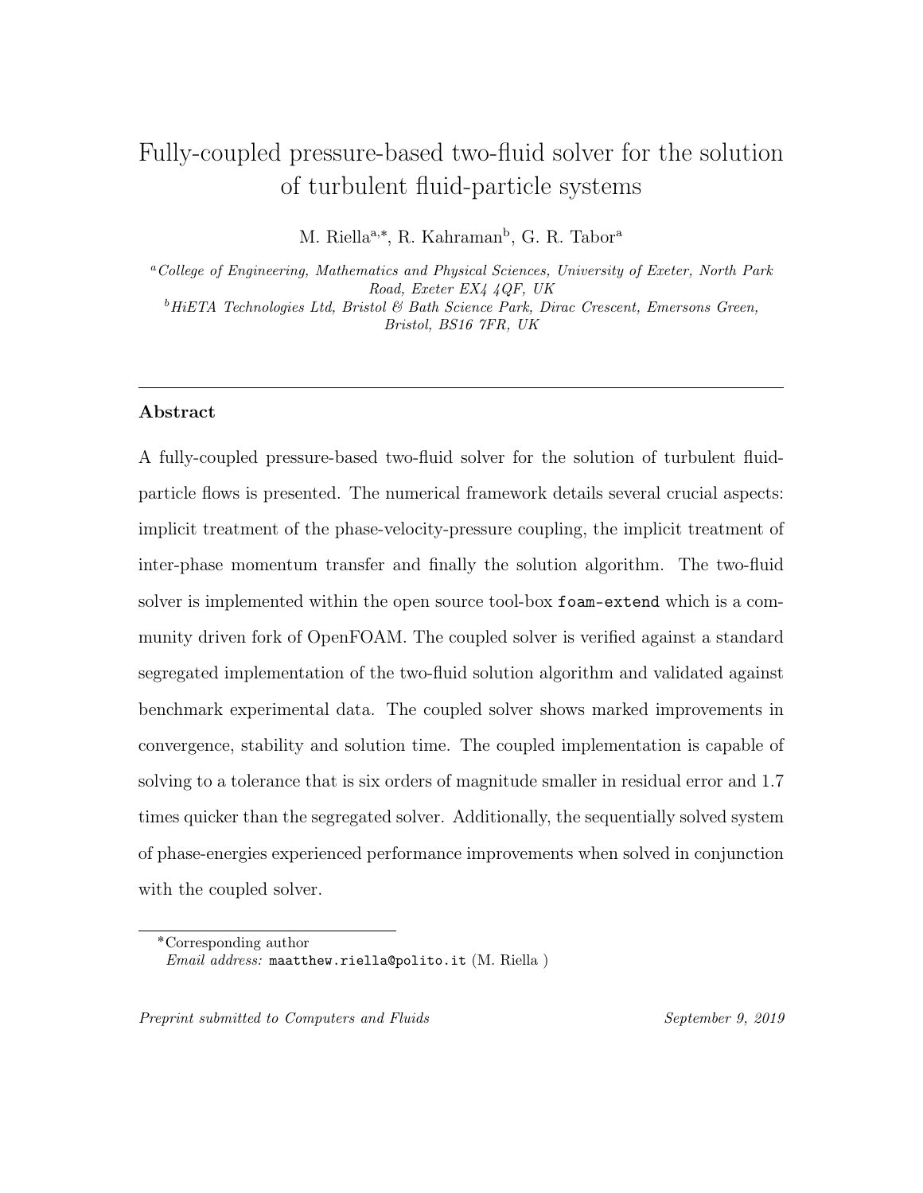# Fully-coupled pressure-based two-fluid solver for the solution of turbulent fluid-particle systems

M. Riella[a,*], R. Kahraman[b], G. R. Tabor[a]

[a] *College of Engineering, Mathematics and Physical Sciences, University of Exeter, North Park Road, Exeter EX4 4QF, UK*

[b] *HiETA Technologies Ltd, Bristol & Bath Science Park, Dirac Crescent, Emersons Green, Bristol, BS16 7FR, UK*

---

## Abstract

A fully-coupled pressure-based two-fluid solver for the solution of turbulent fluid-particle flows is presented. The numerical framework details several crucial aspects: implicit treatment of the phase-velocity-pressure coupling, the implicit treatment of inter-phase momentum transfer and finally the solution algorithm. The two-fluid solver is implemented within the open source tool-box `foam-extend` which is a community driven fork of OpenFOAM. The coupled solver is verified against a standard segregated implementation of the two-fluid solution algorithm and validated against benchmark experimental data. The coupled solver shows marked improvements in convergence, stability and solution time. The coupled implementation is capable of solving to a tolerance that is six orders of magnitude smaller in residual error and 1.7 times quicker than the segregated solver. Additionally, the sequentially solved system of phase-energies experienced performance improvements when solved in conjunction with the coupled solver.

---

*Corresponding author

*Email address:* `maatthew.riella@polito.it` (M. Riella )

*Preprint submitted to Computers and Fluids* — *September 9, 2019*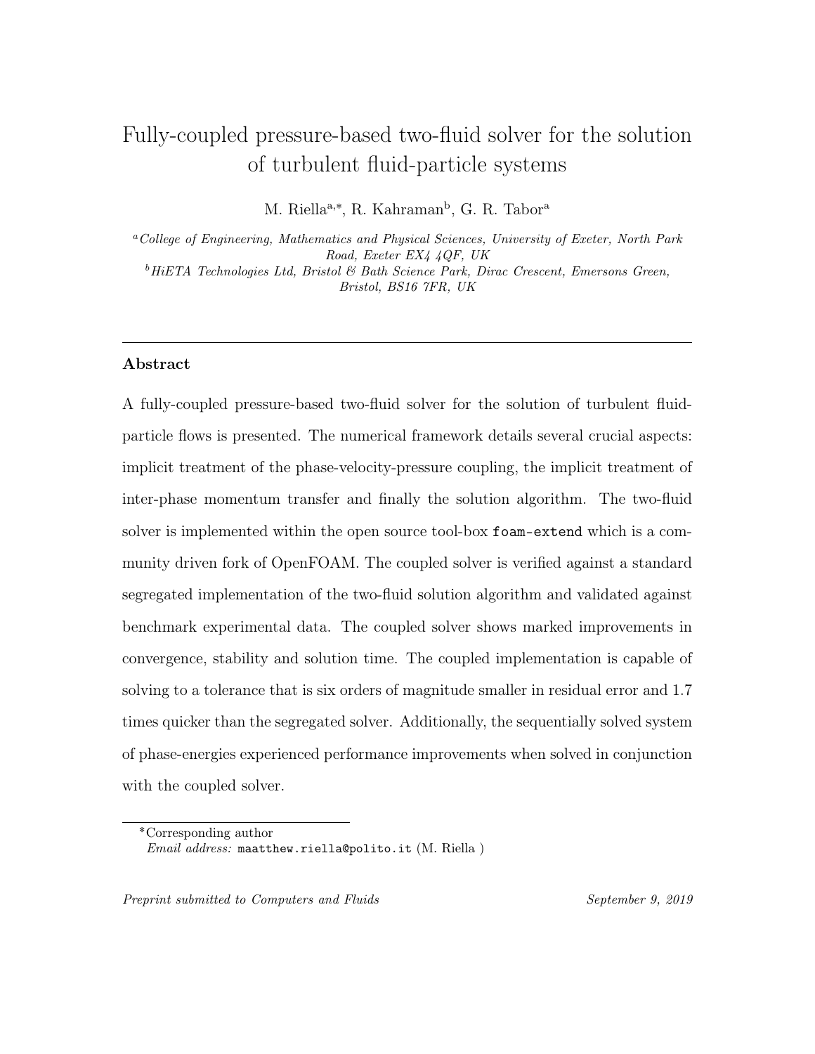# Fully-coupled pressure-based two-fluid solver for the solution of turbulent fluid-particle systems

M. Riella[a,*], R. Kahraman[b], G. R. Tabor[a]

[a]*College of Engineering, Mathematics and Physical Sciences, University of Exeter, North Park Road, Exeter EX4 4QF, UK*

[b]*HiETA Technologies Ltd, Bristol & Bath Science Park, Dirac Crescent, Emersons Green, Bristol, BS16 7FR, UK*

---

## Abstract

A fully-coupled pressure-based two-fluid solver for the solution of turbulent fluid-particle flows is presented. The numerical framework details several crucial aspects: implicit treatment of the phase-velocity-pressure coupling, the implicit treatment of inter-phase momentum transfer and finally the solution algorithm. The two-fluid solver is implemented within the open source tool-box `foam-extend` which is a community driven fork of OpenFOAM. The coupled solver is verified against a standard segregated implementation of the two-fluid solution algorithm and validated against benchmark experimental data. The coupled solver shows marked improvements in convergence, stability and solution time. The coupled implementation is capable of solving to a tolerance that is six orders of magnitude smaller in residual error and 1.7 times quicker than the segregated solver. Additionally, the sequentially solved system of phase-energies experienced performance improvements when solved in conjunction with the coupled solver.

---

*Corresponding author

*Email address:* `maatthew.riella@polito.it` (M. Riella )

*Preprint submitted to Computers and Fluids* September 9, 2019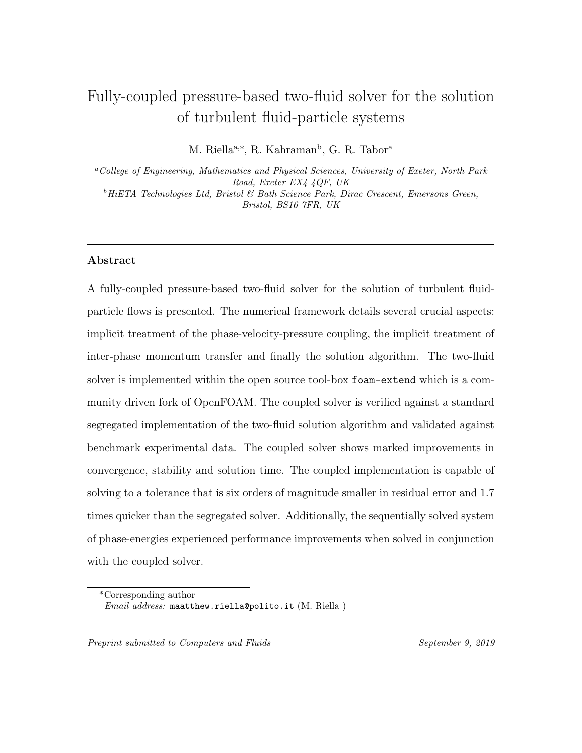# Fully-coupled pressure-based two-fluid solver for the solution of turbulent fluid-particle systems

M. Riella[a,*], R. Kahraman[b], G. R. Tabor[a]

[a]*College of Engineering, Mathematics and Physical Sciences, University of Exeter, North Park Road, Exeter EX4 4QF, UK*

[b]*HiETA Technologies Ltd, Bristol & Bath Science Park, Dirac Crescent, Emersons Green, Bristol, BS16 7FR, UK*

---

## Abstract

A fully-coupled pressure-based two-fluid solver for the solution of turbulent fluid-particle flows is presented. The numerical framework details several crucial aspects: implicit treatment of the phase-velocity-pressure coupling, the implicit treatment of inter-phase momentum transfer and finally the solution algorithm. The two-fluid solver is implemented within the open source tool-box `foam-extend` which is a community driven fork of OpenFOAM. The coupled solver is verified against a standard segregated implementation of the two-fluid solution algorithm and validated against benchmark experimental data. The coupled solver shows marked improvements in convergence, stability and solution time. The coupled implementation is capable of solving to a tolerance that is six orders of magnitude smaller in residual error and 1.7 times quicker than the segregated solver. Additionally, the sequentially solved system of phase-energies experienced performance improvements when solved in conjunction with the coupled solver.

---

*Corresponding author

*Email address:* `maatthew.riella@polito.it` (M. Riella )

*Preprint submitted to Computers and Fluids* — *September 9, 2019*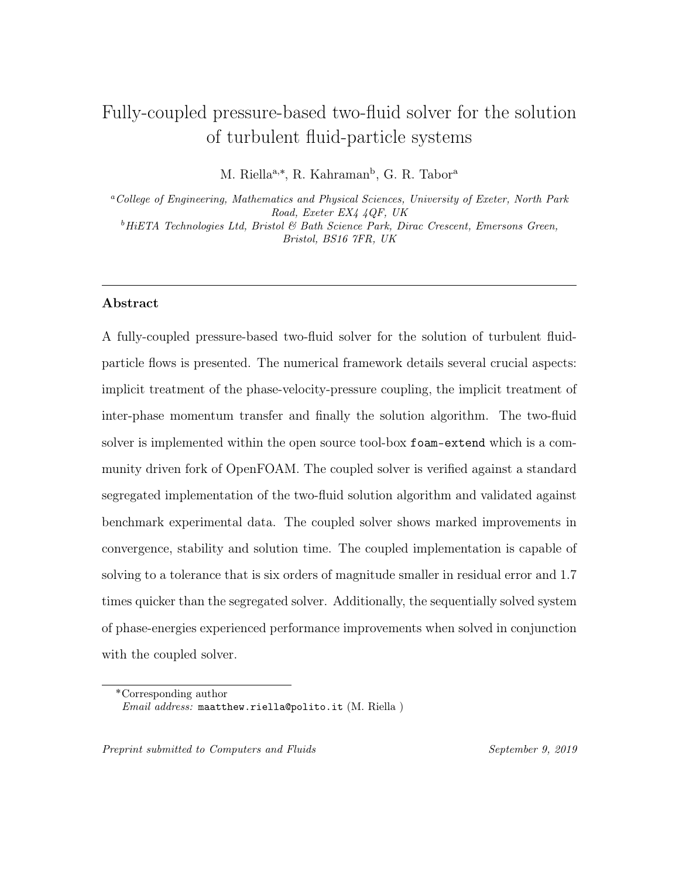# Fully-coupled pressure-based two-fluid solver for the solution of turbulent fluid-particle systems

M. Riella[a,*], R. Kahraman[b], G. R. Tabor[a]

[a] *College of Engineering, Mathematics and Physical Sciences, University of Exeter, North Park Road, Exeter EX4 4QF, UK*

[b] *HiETA Technologies Ltd, Bristol & Bath Science Park, Dirac Crescent, Emersons Green, Bristol, BS16 7FR, UK*

## Abstract

A fully-coupled pressure-based two-fluid solver for the solution of turbulent fluid-particle flows is presented. The numerical framework details several crucial aspects: implicit treatment of the phase-velocity-pressure coupling, the implicit treatment of inter-phase momentum transfer and finally the solution algorithm. The two-fluid solver is implemented within the open source tool-box `foam-extend` which is a community driven fork of OpenFOAM. The coupled solver is verified against a standard segregated implementation of the two-fluid solution algorithm and validated against benchmark experimental data. The coupled solver shows marked improvements in convergence, stability and solution time. The coupled implementation is capable of solving to a tolerance that is six orders of magnitude smaller in residual error and 1.7 times quicker than the segregated solver. Additionally, the sequentially solved system of phase-energies experienced performance improvements when solved in conjunction with the coupled solver.

*Corresponding author

*Email address:* `maatthew.riella@polito.it` (M. Riella )

*Preprint submitted to Computers and Fluids* — *September 9, 2019*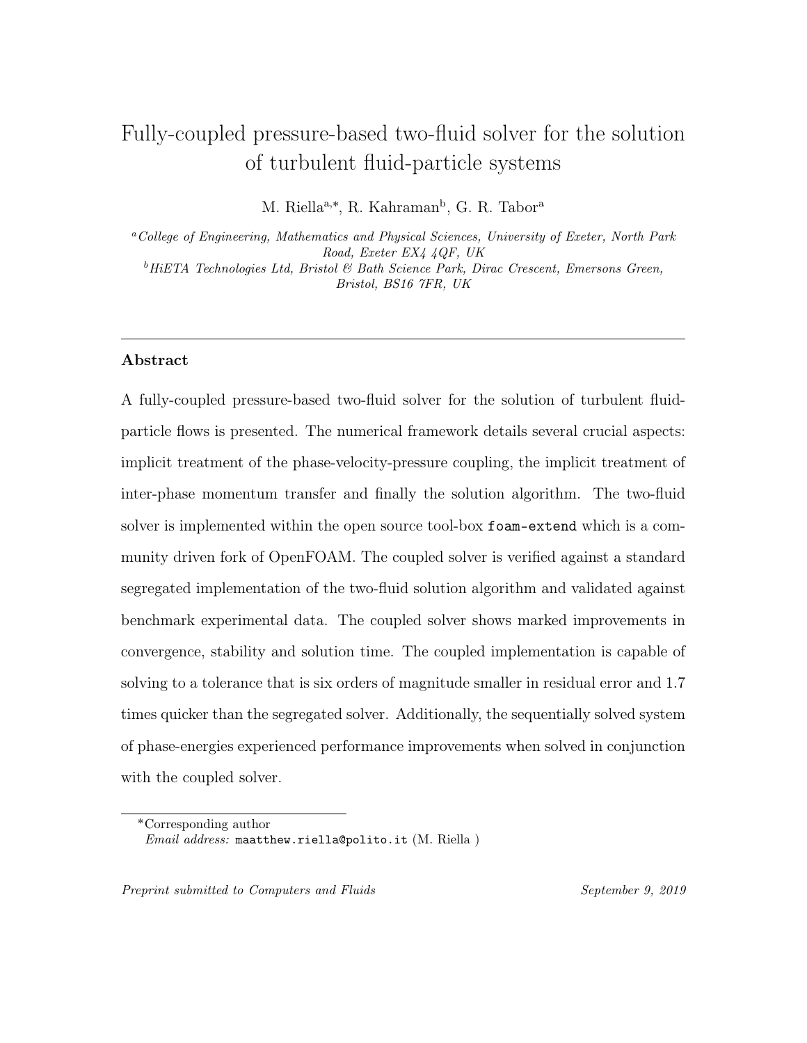# Fully-coupled pressure-based two-fluid solver for the solution of turbulent fluid-particle systems

M. Riella[a,*], R. Kahraman[b], G. R. Tabor[a]

[a]*College of Engineering, Mathematics and Physical Sciences, University of Exeter, North Park Road, Exeter EX4 4QF, UK*

[b]*HiETA Technologies Ltd, Bristol & Bath Science Park, Dirac Crescent, Emersons Green, Bristol, BS16 7FR, UK*

---

## Abstract

A fully-coupled pressure-based two-fluid solver for the solution of turbulent fluid-particle flows is presented. The numerical framework details several crucial aspects: implicit treatment of the phase-velocity-pressure coupling, the implicit treatment of inter-phase momentum transfer and finally the solution algorithm. The two-fluid solver is implemented within the open source tool-box `foam-extend` which is a community driven fork of OpenFOAM. The coupled solver is verified against a standard segregated implementation of the two-fluid solution algorithm and validated against benchmark experimental data. The coupled solver shows marked improvements in convergence, stability and solution time. The coupled implementation is capable of solving to a tolerance that is six orders of magnitude smaller in residual error and 1.7 times quicker than the segregated solver. Additionally, the sequentially solved system of phase-energies experienced performance improvements when solved in conjunction with the coupled solver.

---

*Corresponding author

*Email address:* `maatthew.riella@polito.it` (M. Riella )

*Preprint submitted to Computers and Fluids* — *September 9, 2019*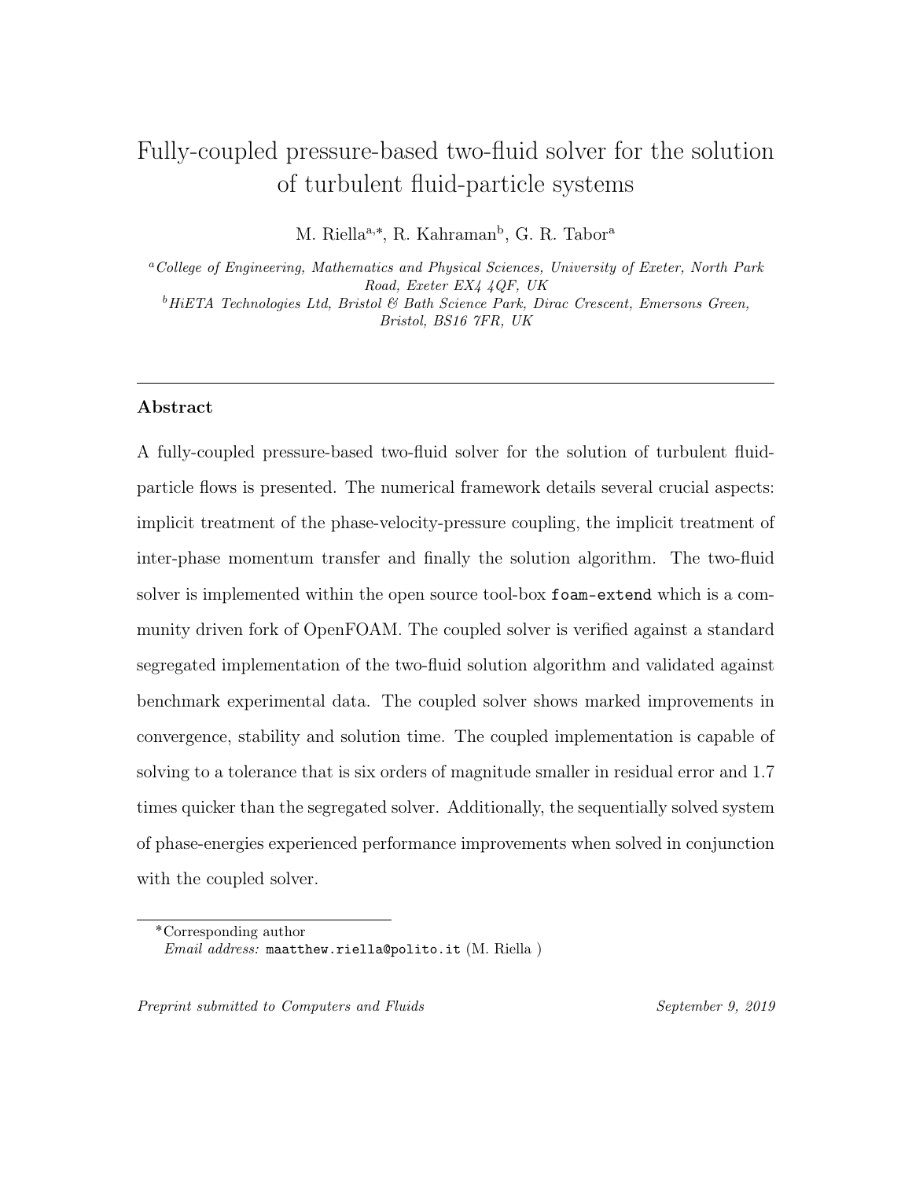# Fully-coupled pressure-based two-fluid solver for the solution of turbulent fluid-particle systems

M. Riella[a,*], R. Kahraman[b], G. R. Tabor[a]

[a]*College of Engineering, Mathematics and Physical Sciences, University of Exeter, North Park Road, Exeter EX4 4QF, UK*

[b]*HiETA Technologies Ltd, Bristol & Bath Science Park, Dirac Crescent, Emersons Green, Bristol, BS16 7FR, UK*

---

## Abstract

A fully-coupled pressure-based two-fluid solver for the solution of turbulent fluid-particle flows is presented. The numerical framework details several crucial aspects: implicit treatment of the phase-velocity-pressure coupling, the implicit treatment of inter-phase momentum transfer and finally the solution algorithm. The two-fluid solver is implemented within the open source tool-box `foam-extend` which is a community driven fork of OpenFOAM. The coupled solver is verified against a standard segregated implementation of the two-fluid solution algorithm and validated against benchmark experimental data. The coupled solver shows marked improvements in convergence, stability and solution time. The coupled implementation is capable of solving to a tolerance that is six orders of magnitude smaller in residual error and 1.7 times quicker than the segregated solver. Additionally, the sequentially solved system of phase-energies experienced performance improvements when solved in conjunction with the coupled solver.

---

*Corresponding author
*Email address:* `maatthew.riella@polito.it` (M. Riella )

*Preprint submitted to Computers and Fluids* September 9, 2019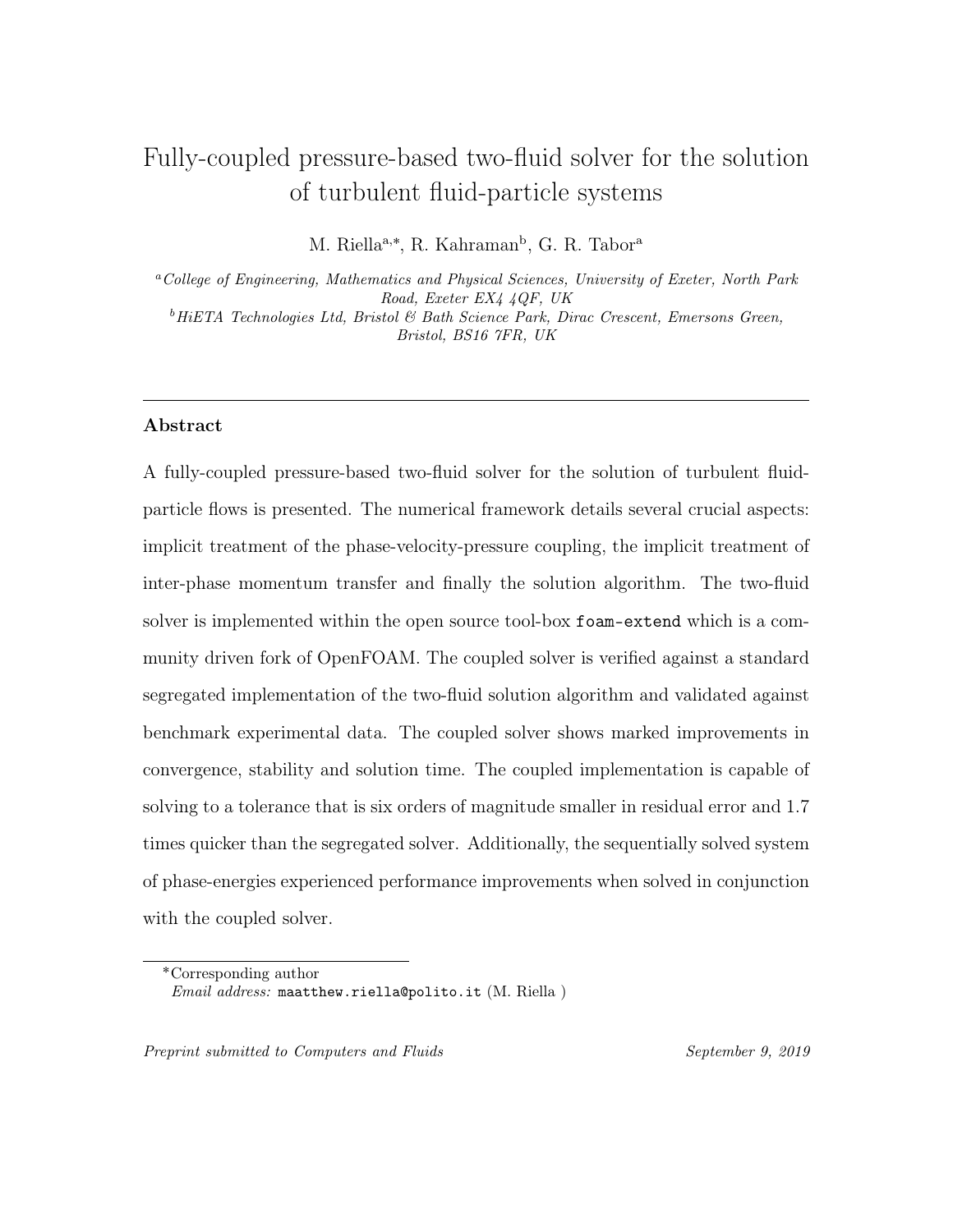# Fully-coupled pressure-based two-fluid solver for the solution of turbulent fluid-particle systems

M. Riella[a,*], R. Kahraman[b], G. R. Tabor[a]

[a] *College of Engineering, Mathematics and Physical Sciences, University of Exeter, North Park Road, Exeter EX4 4QF, UK*

[b] *HiETA Technologies Ltd, Bristol & Bath Science Park, Dirac Crescent, Emersons Green, Bristol, BS16 7FR, UK*

---

## Abstract

A fully-coupled pressure-based two-fluid solver for the solution of turbulent fluid-particle flows is presented. The numerical framework details several crucial aspects: implicit treatment of the phase-velocity-pressure coupling, the implicit treatment of inter-phase momentum transfer and finally the solution algorithm. The two-fluid solver is implemented within the open source tool-box `foam-extend` which is a community driven fork of OpenFOAM. The coupled solver is verified against a standard segregated implementation of the two-fluid solution algorithm and validated against benchmark experimental data. The coupled solver shows marked improvements in convergence, stability and solution time. The coupled implementation is capable of solving to a tolerance that is six orders of magnitude smaller in residual error and 1.7 times quicker than the segregated solver. Additionally, the sequentially solved system of phase-energies experienced performance improvements when solved in conjunction with the coupled solver.

---

*Corresponding author
*Email address:* `maatthew.riella@polito.it` (M. Riella )

*Preprint submitted to Computers and Fluids* — *September 9, 2019*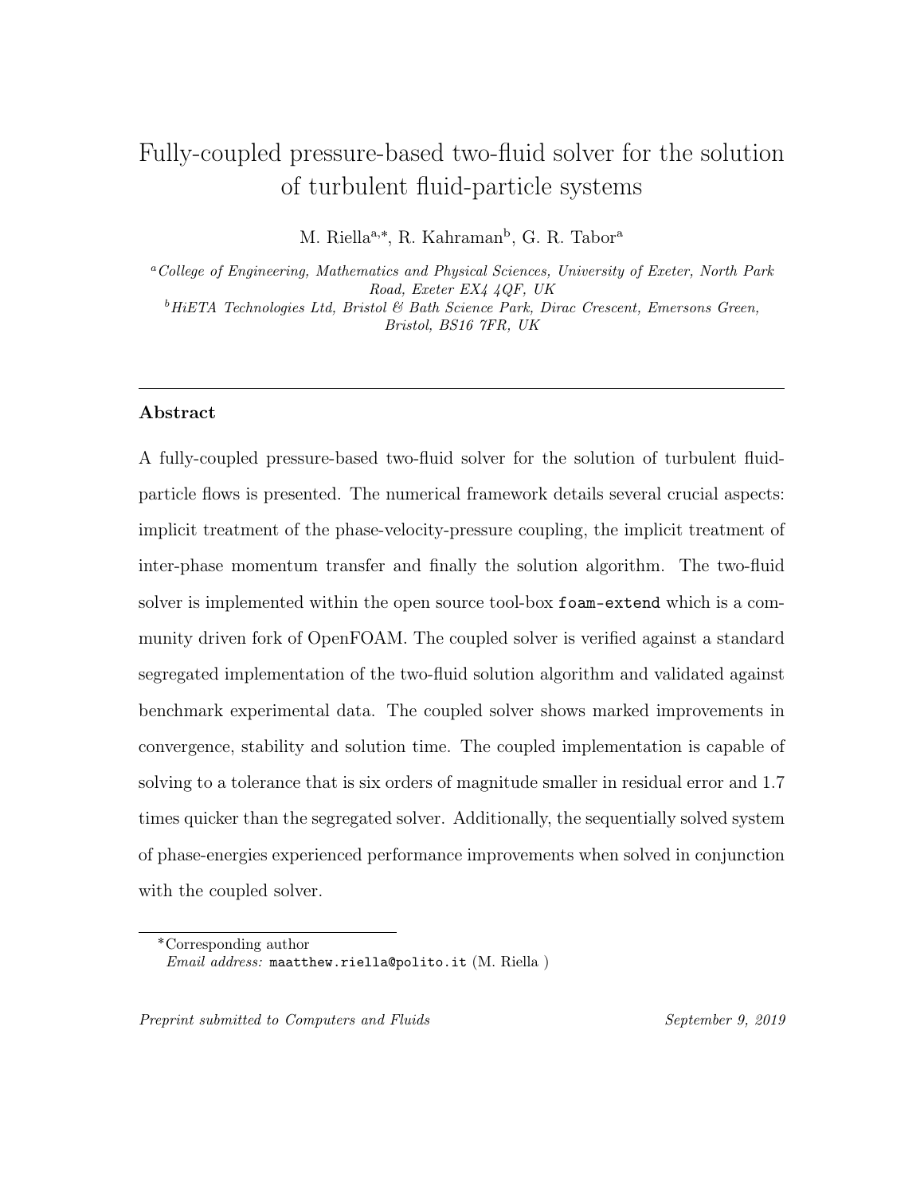# Fully-coupled pressure-based two-fluid solver for the solution of turbulent fluid-particle systems

M. Riella[a,*], R. Kahraman[b], G. R. Tabor[a]

[a] *College of Engineering, Mathematics and Physical Sciences, University of Exeter, North Park Road, Exeter EX4 4QF, UK*

[b] *HiETA Technologies Ltd, Bristol & Bath Science Park, Dirac Crescent, Emersons Green, Bristol, BS16 7FR, UK*

---

## Abstract

A fully-coupled pressure-based two-fluid solver for the solution of turbulent fluid-particle flows is presented. The numerical framework details several crucial aspects: implicit treatment of the phase-velocity-pressure coupling, the implicit treatment of inter-phase momentum transfer and finally the solution algorithm. The two-fluid solver is implemented within the open source tool-box `foam-extend` which is a community driven fork of OpenFOAM. The coupled solver is verified against a standard segregated implementation of the two-fluid solution algorithm and validated against benchmark experimental data. The coupled solver shows marked improvements in convergence, stability and solution time. The coupled implementation is capable of solving to a tolerance that is six orders of magnitude smaller in residual error and 1.7 times quicker than the segregated solver. Additionally, the sequentially solved system of phase-energies experienced performance improvements when solved in conjunction with the coupled solver.

---

*Corresponding author
*Email address:* `maatthew.riella@polito.it` (M. Riella )

*Preprint submitted to Computers and Fluids* *September 9, 2019*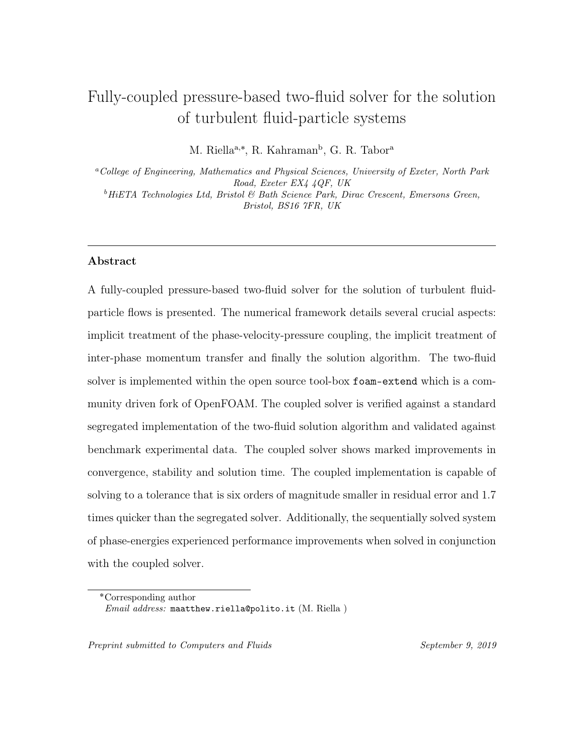# Fully-coupled pressure-based two-fluid solver for the solution of turbulent fluid-particle systems

M. Riella[a,*], R. Kahraman[b], G. R. Tabor[a]

[a] *College of Engineering, Mathematics and Physical Sciences, University of Exeter, North Park Road, Exeter EX4 4QF, UK*

[b] *HiETA Technologies Ltd, Bristol & Bath Science Park, Dirac Crescent, Emersons Green, Bristol, BS16 7FR, UK*

---

## Abstract

A fully-coupled pressure-based two-fluid solver for the solution of turbulent fluid-particle flows is presented. The numerical framework details several crucial aspects: implicit treatment of the phase-velocity-pressure coupling, the implicit treatment of inter-phase momentum transfer and finally the solution algorithm. The two-fluid solver is implemented within the open source tool-box `foam-extend` which is a community driven fork of OpenFOAM. The coupled solver is verified against a standard segregated implementation of the two-fluid solution algorithm and validated against benchmark experimental data. The coupled solver shows marked improvements in convergence, stability and solution time. The coupled implementation is capable of solving to a tolerance that is six orders of magnitude smaller in residual error and 1.7 times quicker than the segregated solver. Additionally, the sequentially solved system of phase-energies experienced performance improvements when solved in conjunction with the coupled solver.

---

*Corresponding author

*Email address:* `maatthew.riella@polito.it` (M. Riella )

*Preprint submitted to Computers and Fluids* September 9, 2019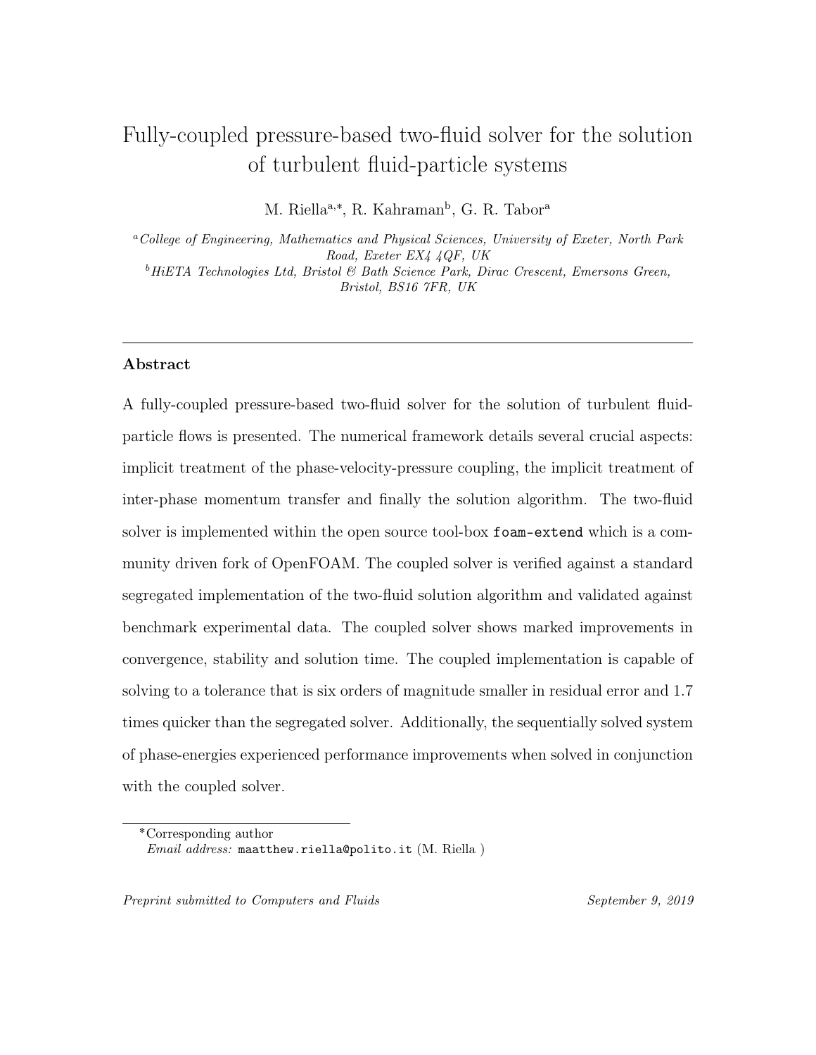# Fully-coupled pressure-based two-fluid solver for the solution of turbulent fluid-particle systems

M. Riella[a,*], R. Kahraman[b], G. R. Tabor[a]

[a]*College of Engineering, Mathematics and Physical Sciences, University of Exeter, North Park Road, Exeter EX4 4QF, UK*

[b]*HiETA Technologies Ltd, Bristol & Bath Science Park, Dirac Crescent, Emersons Green, Bristol, BS16 7FR, UK*

---

## Abstract

A fully-coupled pressure-based two-fluid solver for the solution of turbulent fluid-particle flows is presented. The numerical framework details several crucial aspects: implicit treatment of the phase-velocity-pressure coupling, the implicit treatment of inter-phase momentum transfer and finally the solution algorithm. The two-fluid solver is implemented within the open source tool-box `foam-extend` which is a community driven fork of OpenFOAM. The coupled solver is verified against a standard segregated implementation of the two-fluid solution algorithm and validated against benchmark experimental data. The coupled solver shows marked improvements in convergence, stability and solution time. The coupled implementation is capable of solving to a tolerance that is six orders of magnitude smaller in residual error and 1.7 times quicker than the segregated solver. Additionally, the sequentially solved system of phase-energies experienced performance improvements when solved in conjunction with the coupled solver.

---

*Corresponding author

*Email address:* `maatthew.riella@polito.it` (M. Riella )

*Preprint submitted to Computers and Fluids* September 9, 2019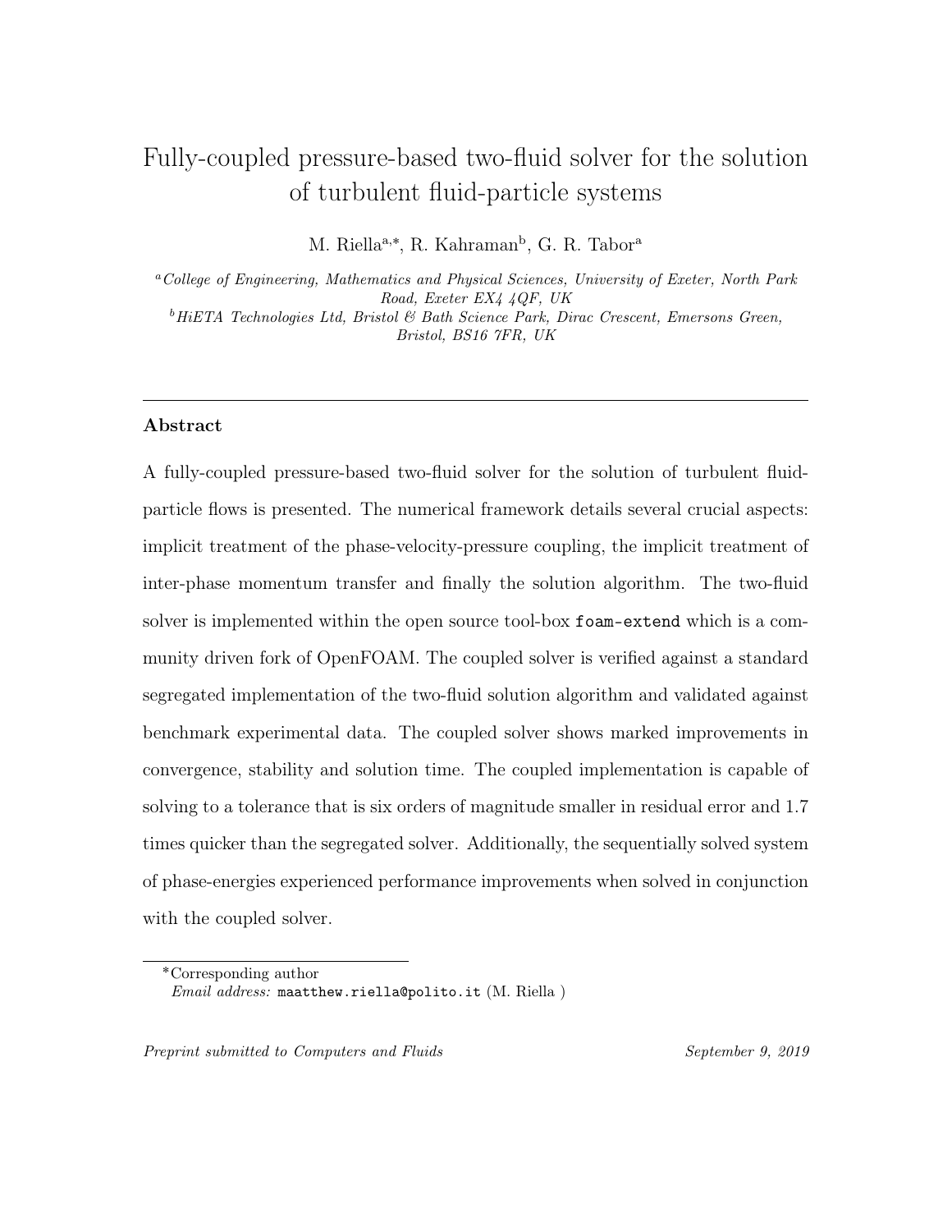# Fully-coupled pressure-based two-fluid solver for the solution of turbulent fluid-particle systems

M. Riella[a,*], R. Kahraman[b], G. R. Tabor[a]

[a] *College of Engineering, Mathematics and Physical Sciences, University of Exeter, North Park Road, Exeter EX4 4QF, UK*

[b] *HiETA Technologies Ltd, Bristol & Bath Science Park, Dirac Crescent, Emersons Green, Bristol, BS16 7FR, UK*

---

## Abstract

A fully-coupled pressure-based two-fluid solver for the solution of turbulent fluid-particle flows is presented. The numerical framework details several crucial aspects: implicit treatment of the phase-velocity-pressure coupling, the implicit treatment of inter-phase momentum transfer and finally the solution algorithm. The two-fluid solver is implemented within the open source tool-box `foam-extend` which is a community driven fork of OpenFOAM. The coupled solver is verified against a standard segregated implementation of the two-fluid solution algorithm and validated against benchmark experimental data. The coupled solver shows marked improvements in convergence, stability and solution time. The coupled implementation is capable of solving to a tolerance that is six orders of magnitude smaller in residual error and 1.7 times quicker than the segregated solver. Additionally, the sequentially solved system of phase-energies experienced performance improvements when solved in conjunction with the coupled solver.

---

*Corresponding author

*Email address:* `maatthew.riella@polito.it` (M. Riella )

*Preprint submitted to Computers and Fluids* — *September 9, 2019*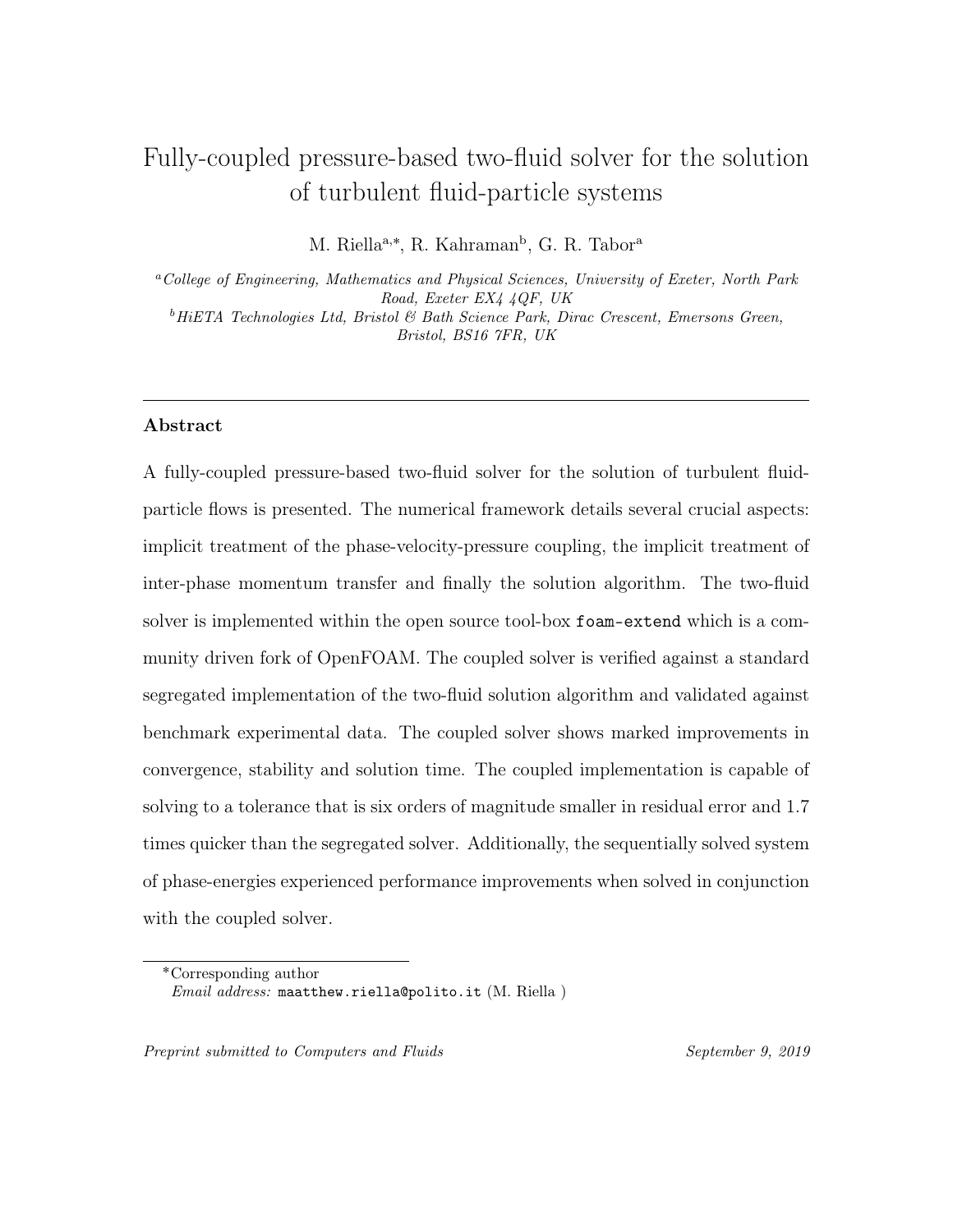# Fully-coupled pressure-based two-fluid solver for the solution of turbulent fluid-particle systems

M. Riella[a,*], R. Kahraman[b], G. R. Tabor[a]

[a] *College of Engineering, Mathematics and Physical Sciences, University of Exeter, North Park Road, Exeter EX4 4QF, UK*

[b] *HiETA Technologies Ltd, Bristol & Bath Science Park, Dirac Crescent, Emersons Green, Bristol, BS16 7FR, UK*

---

## Abstract

A fully-coupled pressure-based two-fluid solver for the solution of turbulent fluid-particle flows is presented. The numerical framework details several crucial aspects: implicit treatment of the phase-velocity-pressure coupling, the implicit treatment of inter-phase momentum transfer and finally the solution algorithm. The two-fluid solver is implemented within the open source tool-box `foam-extend` which is a community driven fork of OpenFOAM. The coupled solver is verified against a standard segregated implementation of the two-fluid solution algorithm and validated against benchmark experimental data. The coupled solver shows marked improvements in convergence, stability and solution time. The coupled implementation is capable of solving to a tolerance that is six orders of magnitude smaller in residual error and 1.7 times quicker than the segregated solver. Additionally, the sequentially solved system of phase-energies experienced performance improvements when solved in conjunction with the coupled solver.

---

*Corresponding author
*Email address:* `maatthew.riella@polito.it` (M. Riella )

*Preprint submitted to Computers and Fluids* — *September 9, 2019*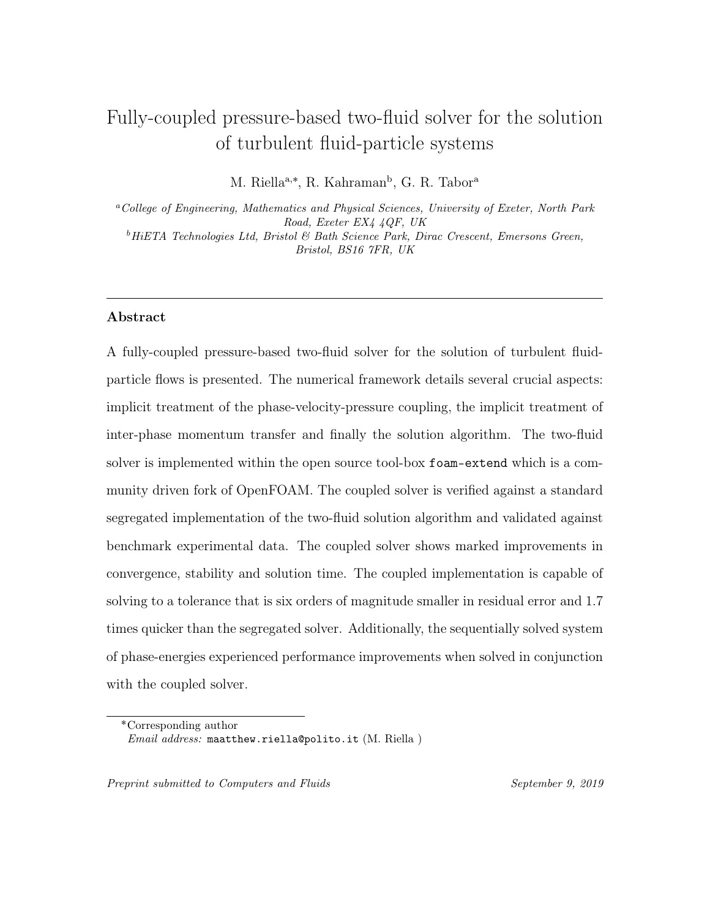# Fully-coupled pressure-based two-fluid solver for the solution of turbulent fluid-particle systems

M. Riella[a,*], R. Kahraman[b], G. R. Tabor[a]

[a]*College of Engineering, Mathematics and Physical Sciences, University of Exeter, North Park Road, Exeter EX4 4QF, UK*

[b]*HiETA Technologies Ltd, Bristol & Bath Science Park, Dirac Crescent, Emersons Green, Bristol, BS16 7FR, UK*

---

## Abstract

A fully-coupled pressure-based two-fluid solver for the solution of turbulent fluid-particle flows is presented. The numerical framework details several crucial aspects: implicit treatment of the phase-velocity-pressure coupling, the implicit treatment of inter-phase momentum transfer and finally the solution algorithm. The two-fluid solver is implemented within the open source tool-box `foam-extend` which is a community driven fork of OpenFOAM. The coupled solver is verified against a standard segregated implementation of the two-fluid solution algorithm and validated against benchmark experimental data. The coupled solver shows marked improvements in convergence, stability and solution time. The coupled implementation is capable of solving to a tolerance that is six orders of magnitude smaller in residual error and 1.7 times quicker than the segregated solver. Additionally, the sequentially solved system of phase-energies experienced performance improvements when solved in conjunction with the coupled solver.

---

*Corresponding author

*Email address:* `maatthew.riella@polito.it` (M. Riella )

*Preprint submitted to Computers and Fluids* — *September 9, 2019*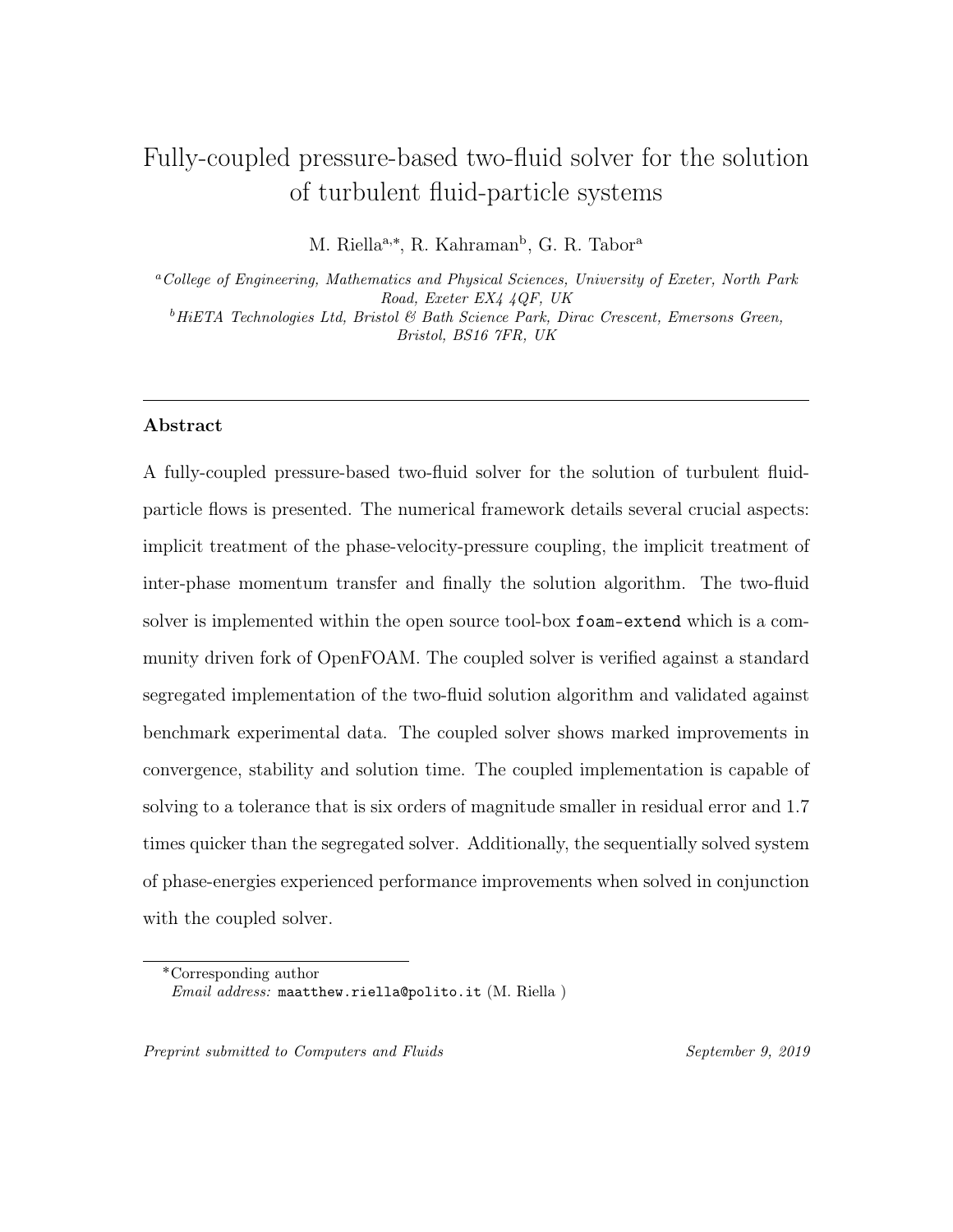# Fully-coupled pressure-based two-fluid solver for the solution of turbulent fluid-particle systems

M. Riella[a,*], R. Kahraman[b], G. R. Tabor[a]

[a] *College of Engineering, Mathematics and Physical Sciences, University of Exeter, North Park Road, Exeter EX4 4QF, UK*

[b] *HiETA Technologies Ltd, Bristol & Bath Science Park, Dirac Crescent, Emersons Green, Bristol, BS16 7FR, UK*

---

## Abstract

A fully-coupled pressure-based two-fluid solver for the solution of turbulent fluid-particle flows is presented. The numerical framework details several crucial aspects: implicit treatment of the phase-velocity-pressure coupling, the implicit treatment of inter-phase momentum transfer and finally the solution algorithm. The two-fluid solver is implemented within the open source tool-box `foam-extend` which is a community driven fork of OpenFOAM. The coupled solver is verified against a standard segregated implementation of the two-fluid solution algorithm and validated against benchmark experimental data. The coupled solver shows marked improvements in convergence, stability and solution time. The coupled implementation is capable of solving to a tolerance that is six orders of magnitude smaller in residual error and 1.7 times quicker than the segregated solver. Additionally, the sequentially solved system of phase-energies experienced performance improvements when solved in conjunction with the coupled solver.

---

*Corresponding author
*Email address:* `maatthew.riella@polito.it` (M. Riella )

*Preprint submitted to Computers and Fluids* — *September 9, 2019*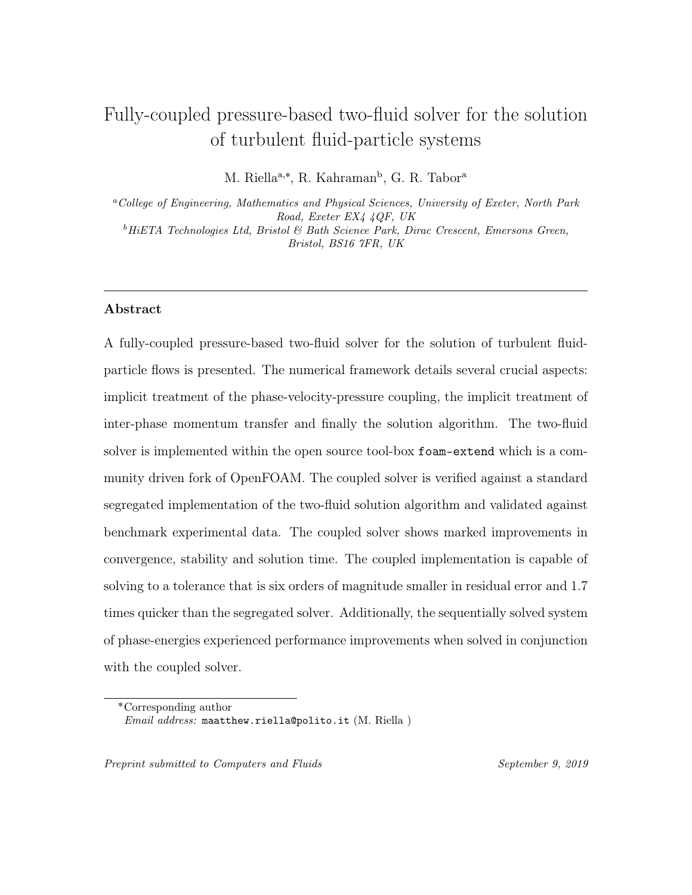# Fully-coupled pressure-based two-fluid solver for the solution of turbulent fluid-particle systems

M. Riella[a,*], R. Kahraman[b], G. R. Tabor[a]

[a] *College of Engineering, Mathematics and Physical Sciences, University of Exeter, North Park Road, Exeter EX4 4QF, UK*

[b] *HiETA Technologies Ltd, Bristol & Bath Science Park, Dirac Crescent, Emersons Green, Bristol, BS16 7FR, UK*

---

## Abstract

A fully-coupled pressure-based two-fluid solver for the solution of turbulent fluid-particle flows is presented. The numerical framework details several crucial aspects: implicit treatment of the phase-velocity-pressure coupling, the implicit treatment of inter-phase momentum transfer and finally the solution algorithm. The two-fluid solver is implemented within the open source tool-box `foam-extend` which is a community driven fork of OpenFOAM. The coupled solver is verified against a standard segregated implementation of the two-fluid solution algorithm and validated against benchmark experimental data. The coupled solver shows marked improvements in convergence, stability and solution time. The coupled implementation is capable of solving to a tolerance that is six orders of magnitude smaller in residual error and 1.7 times quicker than the segregated solver. Additionally, the sequentially solved system of phase-energies experienced performance improvements when solved in conjunction with the coupled solver.

---

*Corresponding author
*Email address:* `maatthew.riella@polito.it` (M. Riella )

*Preprint submitted to Computers and Fluids* — *September 9, 2019*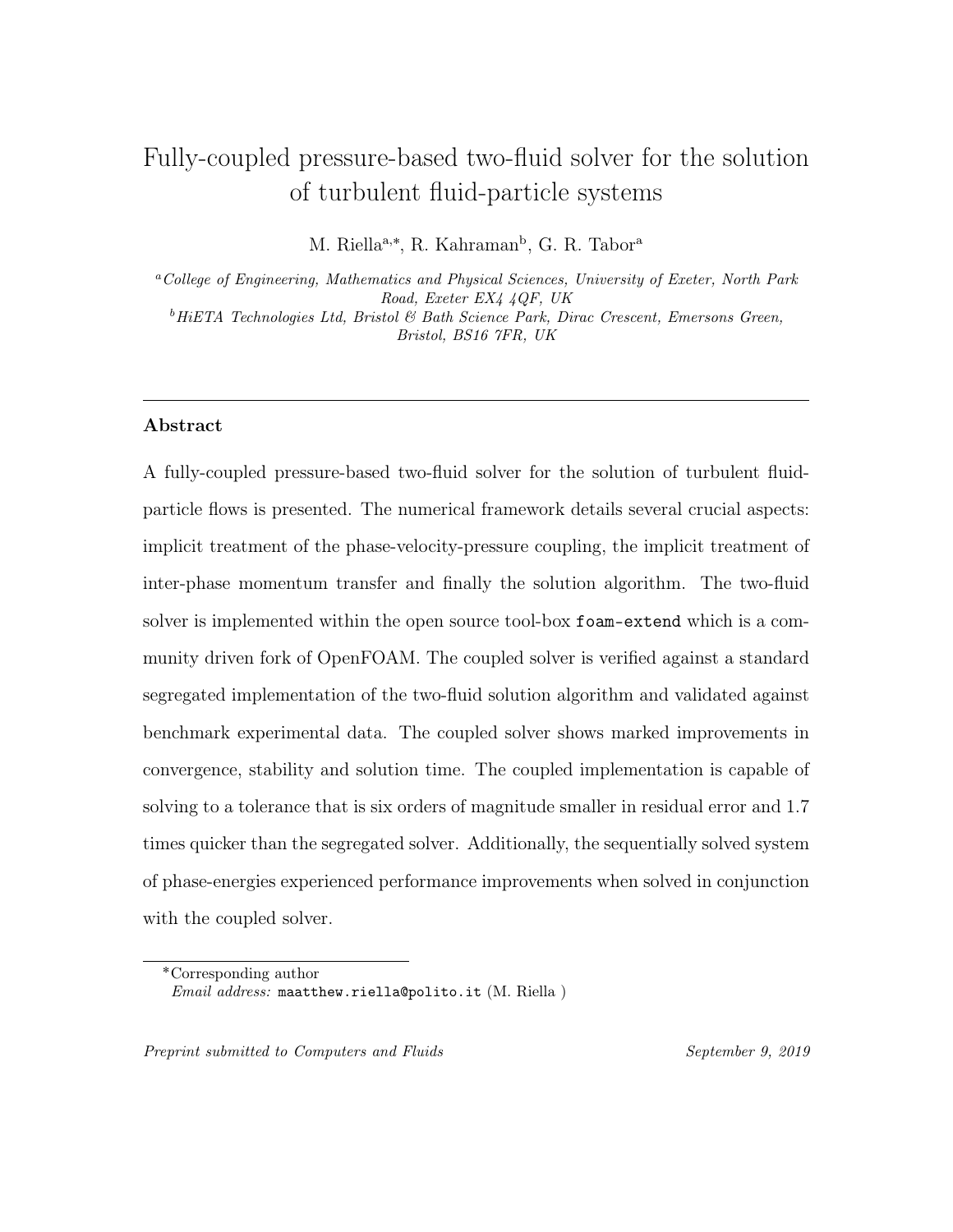# Fully-coupled pressure-based two-fluid solver for the solution of turbulent fluid-particle systems

M. Riella[a,*], R. Kahraman[b], G. R. Tabor[a]

[a] *College of Engineering, Mathematics and Physical Sciences, University of Exeter, North Park Road, Exeter EX4 4QF, UK*

[b] *HiETA Technologies Ltd, Bristol & Bath Science Park, Dirac Crescent, Emersons Green, Bristol, BS16 7FR, UK*

---

## Abstract

A fully-coupled pressure-based two-fluid solver for the solution of turbulent fluid-particle flows is presented. The numerical framework details several crucial aspects: implicit treatment of the phase-velocity-pressure coupling, the implicit treatment of inter-phase momentum transfer and finally the solution algorithm. The two-fluid solver is implemented within the open source tool-box `foam-extend` which is a community driven fork of OpenFOAM. The coupled solver is verified against a standard segregated implementation of the two-fluid solution algorithm and validated against benchmark experimental data. The coupled solver shows marked improvements in convergence, stability and solution time. The coupled implementation is capable of solving to a tolerance that is six orders of magnitude smaller in residual error and 1.7 times quicker than the segregated solver. Additionally, the sequentially solved system of phase-energies experienced performance improvements when solved in conjunction with the coupled solver.

---

*Corresponding author

*Email address:* `maatthew.riella@polito.it` (M. Riella )

*Preprint submitted to Computers and Fluids* — *September 9, 2019*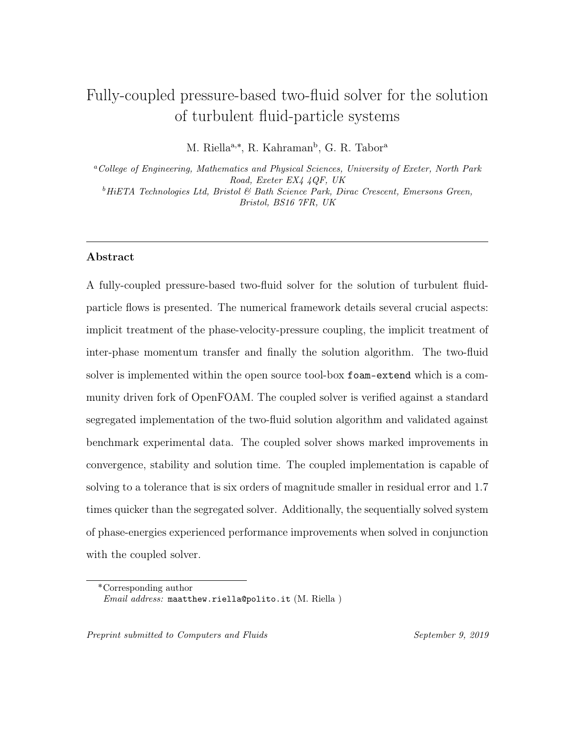# Fully-coupled pressure-based two-fluid solver for the solution of turbulent fluid-particle systems

M. Riella[a,*], R. Kahraman[b], G. R. Tabor[a]

[a]*College of Engineering, Mathematics and Physical Sciences, University of Exeter, North Park Road, Exeter EX4 4QF, UK*

[b]*HiETA Technologies Ltd, Bristol & Bath Science Park, Dirac Crescent, Emersons Green, Bristol, BS16 7FR, UK*

---

## Abstract

A fully-coupled pressure-based two-fluid solver for the solution of turbulent fluid-particle flows is presented. The numerical framework details several crucial aspects: implicit treatment of the phase-velocity-pressure coupling, the implicit treatment of inter-phase momentum transfer and finally the solution algorithm. The two-fluid solver is implemented within the open source tool-box `foam-extend` which is a community driven fork of OpenFOAM. The coupled solver is verified against a standard segregated implementation of the two-fluid solution algorithm and validated against benchmark experimental data. The coupled solver shows marked improvements in convergence, stability and solution time. The coupled implementation is capable of solving to a tolerance that is six orders of magnitude smaller in residual error and 1.7 times quicker than the segregated solver. Additionally, the sequentially solved system of phase-energies experienced performance improvements when solved in conjunction with the coupled solver.

---

*Corresponding author

*Email address:* `maatthew.riella@polito.it` (M. Riella )

*Preprint submitted to Computers and Fluids* *September 9, 2019*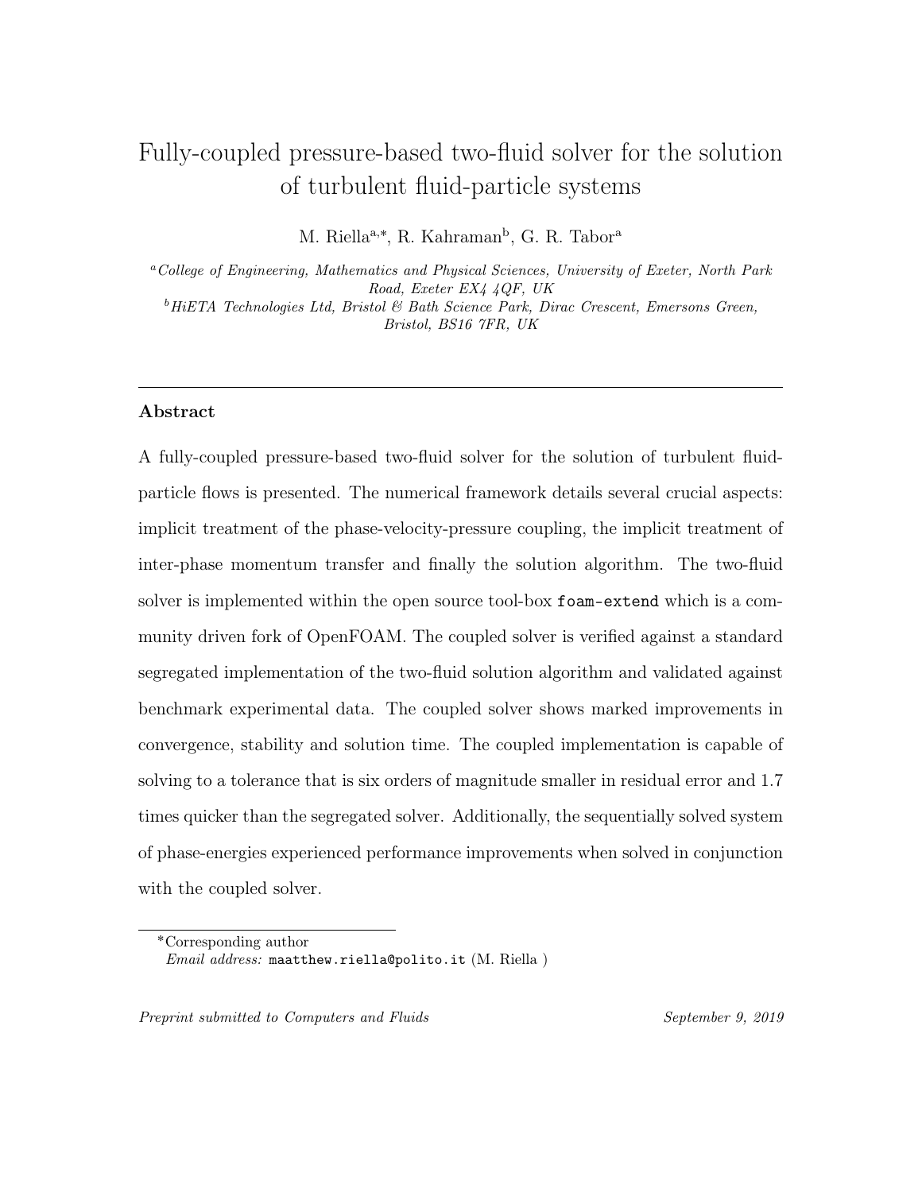# Fully-coupled pressure-based two-fluid solver for the solution of turbulent fluid-particle systems

M. Riella[a,*], R. Kahraman[b], G. R. Tabor[a]

[a] *College of Engineering, Mathematics and Physical Sciences, University of Exeter, North Park Road, Exeter EX4 4QF, UK*

[b] *HiETA Technologies Ltd, Bristol & Bath Science Park, Dirac Crescent, Emersons Green, Bristol, BS16 7FR, UK*

---

## Abstract

A fully-coupled pressure-based two-fluid solver for the solution of turbulent fluid-particle flows is presented. The numerical framework details several crucial aspects: implicit treatment of the phase-velocity-pressure coupling, the implicit treatment of inter-phase momentum transfer and finally the solution algorithm. The two-fluid solver is implemented within the open source tool-box `foam-extend` which is a community driven fork of OpenFOAM. The coupled solver is verified against a standard segregated implementation of the two-fluid solution algorithm and validated against benchmark experimental data. The coupled solver shows marked improvements in convergence, stability and solution time. The coupled implementation is capable of solving to a tolerance that is six orders of magnitude smaller in residual error and 1.7 times quicker than the segregated solver. Additionally, the sequentially solved system of phase-energies experienced performance improvements when solved in conjunction with the coupled solver.

---

*Corresponding author
*Email address:* `maatthew.riella@polito.it` (M. Riella )

*Preprint submitted to Computers and Fluids* September 9, 2019